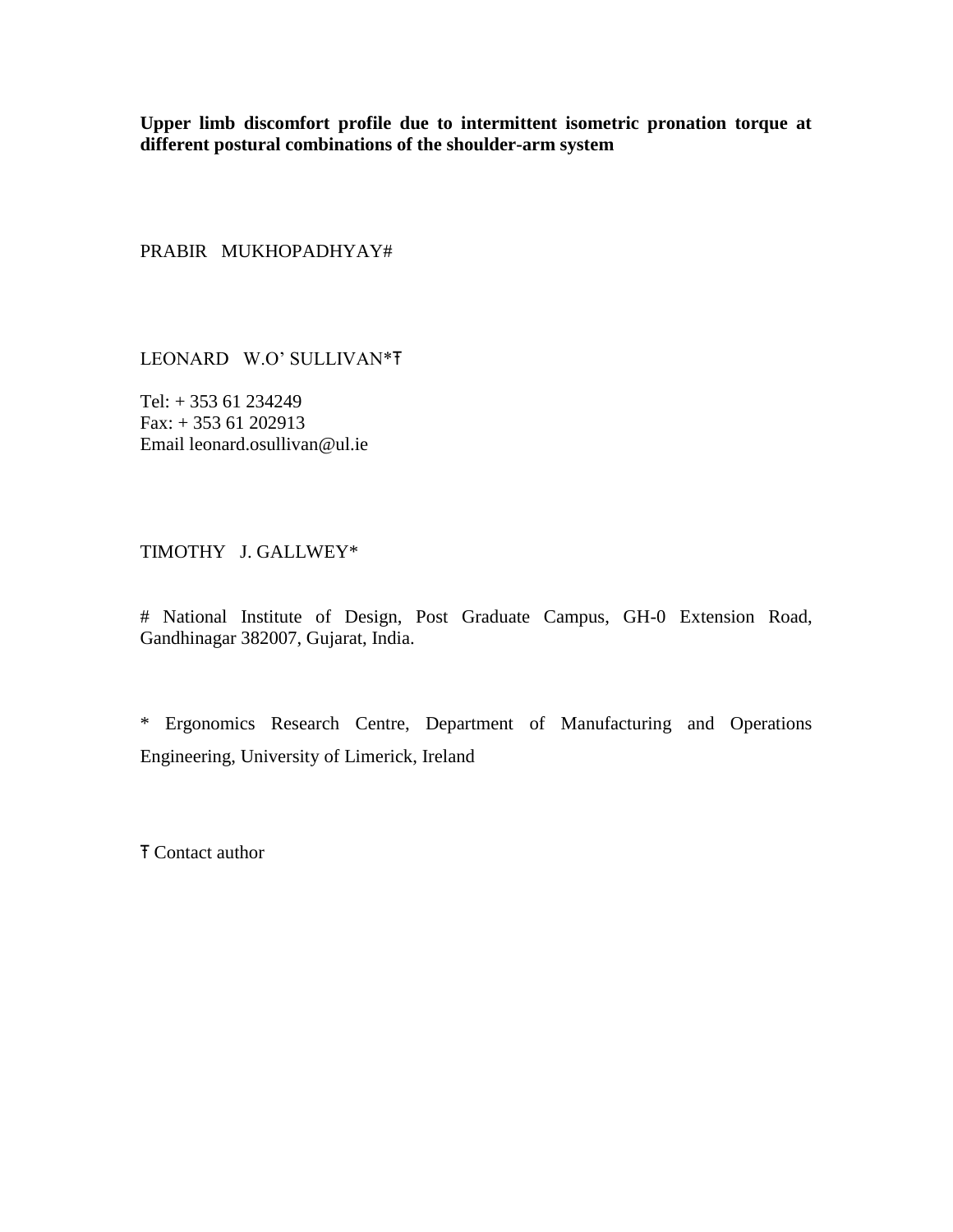**Upper limb discomfort profile due to intermittent isometric pronation torque at different postural combinations of the shoulder-arm system**

PRABIR MUKHOPADHYAY#

LEONARD W.O' SULLIVAN*Ŧ

Tel: + 353 61 234249
Fax: + 353 61 202913
Email leonard.osullivan@ul.ie

TIMOTHY J. GALLWEY*

# National Institute of Design, Post Graduate Campus, GH-0 Extension Road, Gandhinagar 382007, Gujarat, India.

* Ergonomics Research Centre, Department of Manufacturing and Operations Engineering, University of Limerick, Ireland

Ŧ Contact author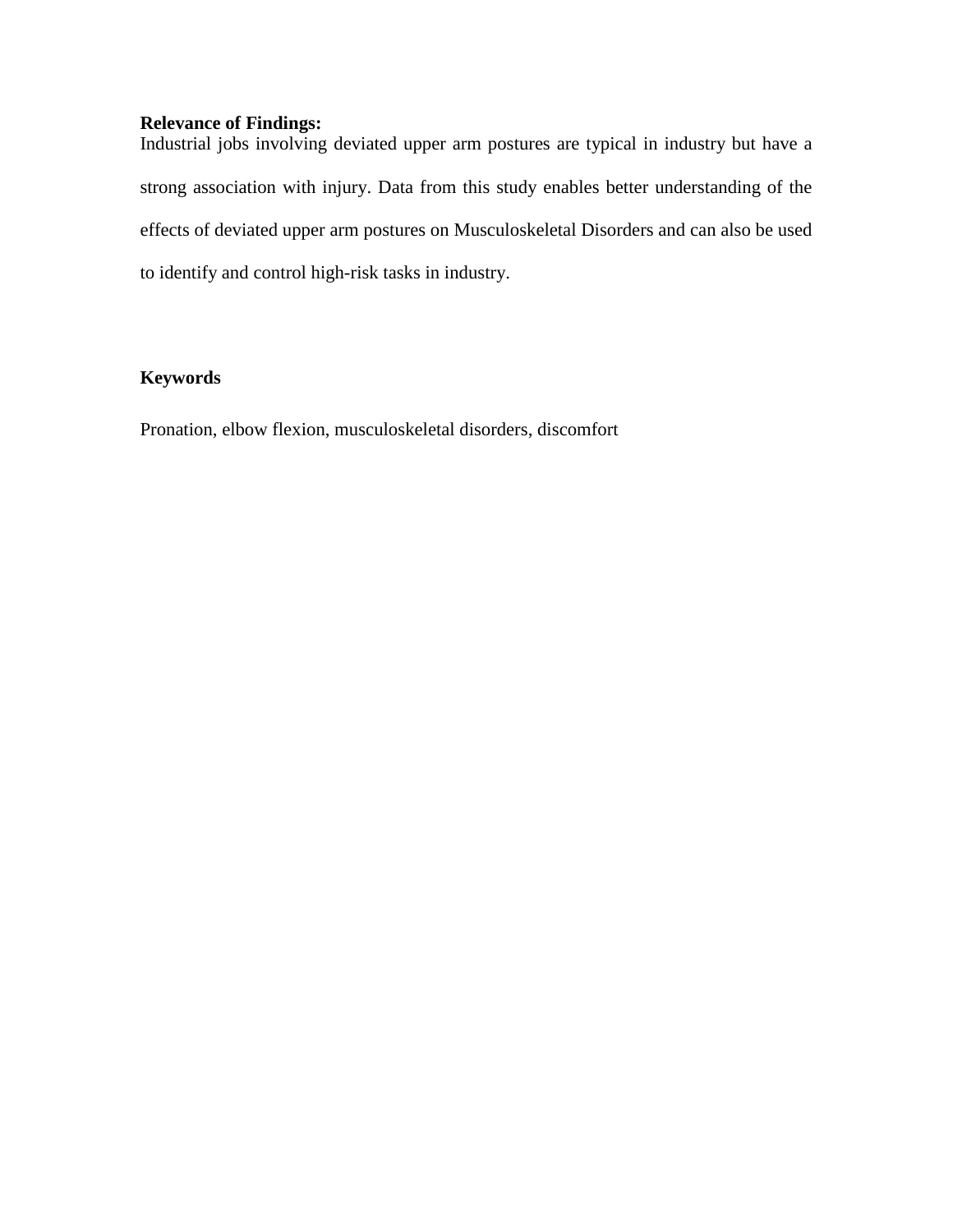**Relevance of Findings:**

Industrial jobs involving deviated upper arm postures are typical in industry but have a strong association with injury. Data from this study enables better understanding of the effects of deviated upper arm postures on Musculoskeletal Disorders and can also be used to identify and control high-risk tasks in industry.

**Keywords**

Pronation, elbow flexion, musculoskeletal disorders, discomfort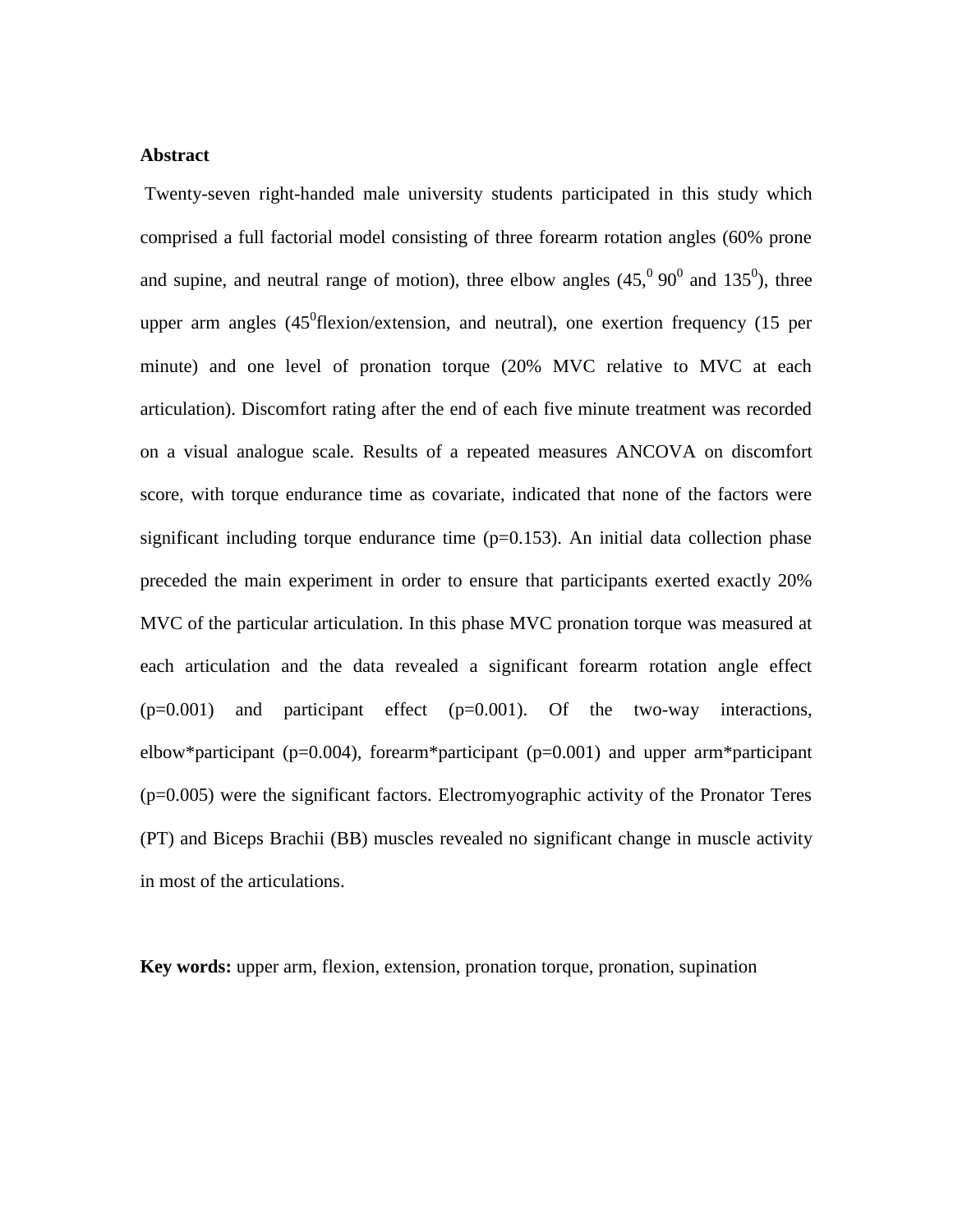**Abstract**

Twenty-seven right-handed male university students participated in this study which comprised a full factorial model consisting of three forearm rotation angles (60% prone and supine, and neutral range of motion), three elbow angles ($45,^0$ $90^0$ and $135^0$), three upper arm angles ($45^0$flexion/extension, and neutral), one exertion frequency (15 per minute) and one level of pronation torque (20% MVC relative to MVC at each articulation). Discomfort rating after the end of each five minute treatment was recorded on a visual analogue scale. Results of a repeated measures ANCOVA on discomfort score, with torque endurance time as covariate, indicated that none of the factors were significant including torque endurance time ($p=0.153$). An initial data collection phase preceded the main experiment in order to ensure that participants exerted exactly 20% MVC of the particular articulation. In this phase MVC pronation torque was measured at each articulation and the data revealed a significant forearm rotation angle effect ($p=0.001$) and participant effect ($p=0.001$). Of the two-way interactions, elbow*participant ($p=0.004$), forearm*participant ($p=0.001$) and upper arm*participant ($p=0.005$) were the significant factors. Electromyographic activity of the Pronator Teres (PT) and Biceps Brachii (BB) muscles revealed no significant change in muscle activity in most of the articulations.

**Key words:** upper arm, flexion, extension, pronation torque, pronation, supination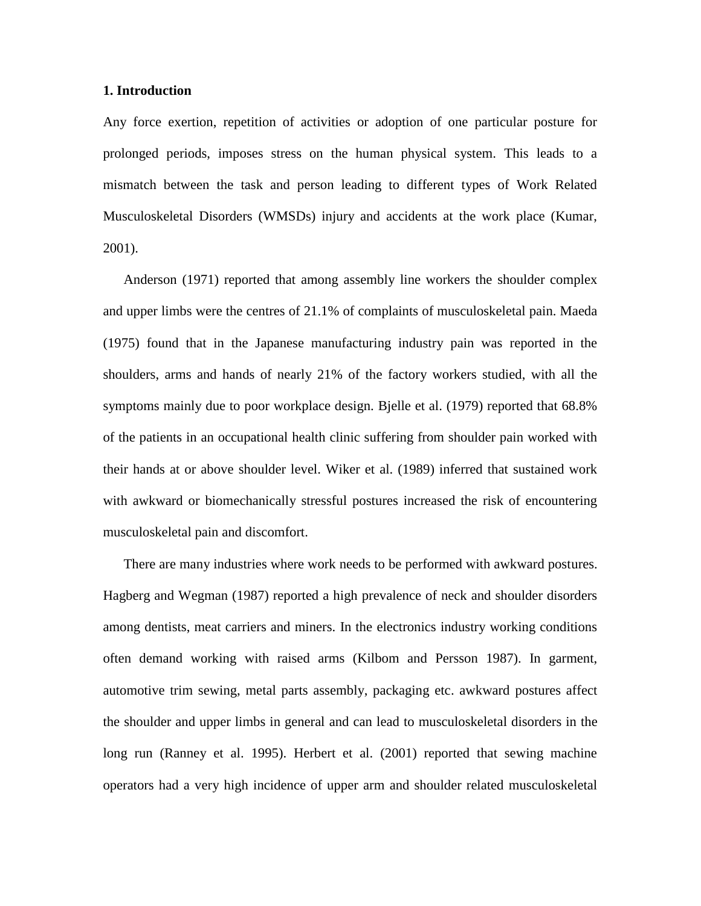## 1. Introduction

Any force exertion, repetition of activities or adoption of one particular posture for prolonged periods, imposes stress on the human physical system. This leads to a mismatch between the task and person leading to different types of Work Related Musculoskeletal Disorders (WMSDs) injury and accidents at the work place (Kumar, 2001).

Anderson (1971) reported that among assembly line workers the shoulder complex and upper limbs were the centres of 21.1% of complaints of musculoskeletal pain. Maeda (1975) found that in the Japanese manufacturing industry pain was reported in the shoulders, arms and hands of nearly 21% of the factory workers studied, with all the symptoms mainly due to poor workplace design. Bjelle et al. (1979) reported that 68.8% of the patients in an occupational health clinic suffering from shoulder pain worked with their hands at or above shoulder level. Wiker et al. (1989) inferred that sustained work with awkward or biomechanically stressful postures increased the risk of encountering musculoskeletal pain and discomfort.

There are many industries where work needs to be performed with awkward postures. Hagberg and Wegman (1987) reported a high prevalence of neck and shoulder disorders among dentists, meat carriers and miners. In the electronics industry working conditions often demand working with raised arms (Kilbom and Persson 1987). In garment, automotive trim sewing, metal parts assembly, packaging etc. awkward postures affect the shoulder and upper limbs in general and can lead to musculoskeletal disorders in the long run (Ranney et al. 1995). Herbert et al. (2001) reported that sewing machine operators had a very high incidence of upper arm and shoulder related musculoskeletal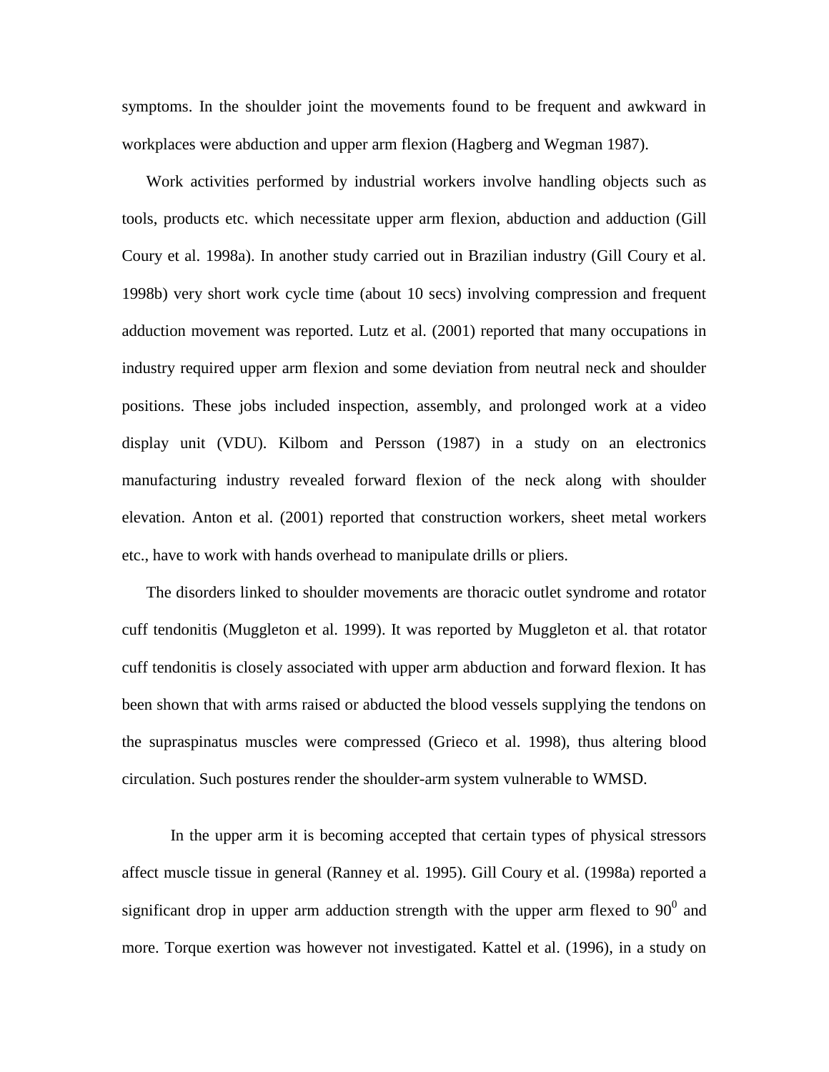symptoms. In the shoulder joint the movements found to be frequent and awkward in workplaces were abduction and upper arm flexion (Hagberg and Wegman 1987).

Work activities performed by industrial workers involve handling objects such as tools, products etc. which necessitate upper arm flexion, abduction and adduction (Gill Coury et al. 1998a). In another study carried out in Brazilian industry (Gill Coury et al. 1998b) very short work cycle time (about 10 secs) involving compression and frequent adduction movement was reported. Lutz et al. (2001) reported that many occupations in industry required upper arm flexion and some deviation from neutral neck and shoulder positions. These jobs included inspection, assembly, and prolonged work at a video display unit (VDU). Kilbom and Persson (1987) in a study on an electronics manufacturing industry revealed forward flexion of the neck along with shoulder elevation. Anton et al. (2001) reported that construction workers, sheet metal workers etc., have to work with hands overhead to manipulate drills or pliers.

The disorders linked to shoulder movements are thoracic outlet syndrome and rotator cuff tendonitis (Muggleton et al. 1999). It was reported by Muggleton et al. that rotator cuff tendonitis is closely associated with upper arm abduction and forward flexion. It has been shown that with arms raised or abducted the blood vessels supplying the tendons on the supraspinatus muscles were compressed (Grieco et al. 1998), thus altering blood circulation. Such postures render the shoulder-arm system vulnerable to WMSD.

In the upper arm it is becoming accepted that certain types of physical stressors affect muscle tissue in general (Ranney et al. 1995). Gill Coury et al. (1998a) reported a significant drop in upper arm adduction strength with the upper arm flexed to $90^0$ and more. Torque exertion was however not investigated. Kattel et al. (1996), in a study on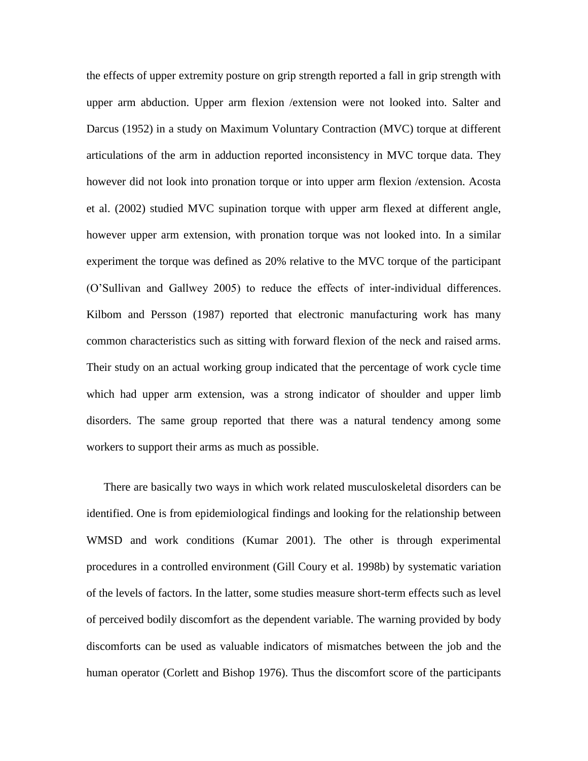the effects of upper extremity posture on grip strength reported a fall in grip strength with upper arm abduction. Upper arm flexion /extension were not looked into. Salter and Darcus (1952) in a study on Maximum Voluntary Contraction (MVC) torque at different articulations of the arm in adduction reported inconsistency in MVC torque data. They however did not look into pronation torque or into upper arm flexion /extension. Acosta et al. (2002) studied MVC supination torque with upper arm flexed at different angle, however upper arm extension, with pronation torque was not looked into. In a similar experiment the torque was defined as 20% relative to the MVC torque of the participant (O'Sullivan and Gallwey 2005) to reduce the effects of inter-individual differences. Kilbom and Persson (1987) reported that electronic manufacturing work has many common characteristics such as sitting with forward flexion of the neck and raised arms. Their study on an actual working group indicated that the percentage of work cycle time which had upper arm extension, was a strong indicator of shoulder and upper limb disorders. The same group reported that there was a natural tendency among some workers to support their arms as much as possible.

There are basically two ways in which work related musculoskeletal disorders can be identified. One is from epidemiological findings and looking for the relationship between WMSD and work conditions (Kumar 2001). The other is through experimental procedures in a controlled environment (Gill Coury et al. 1998b) by systematic variation of the levels of factors. In the latter, some studies measure short-term effects such as level of perceived bodily discomfort as the dependent variable. The warning provided by body discomforts can be used as valuable indicators of mismatches between the job and the human operator (Corlett and Bishop 1976). Thus the discomfort score of the participants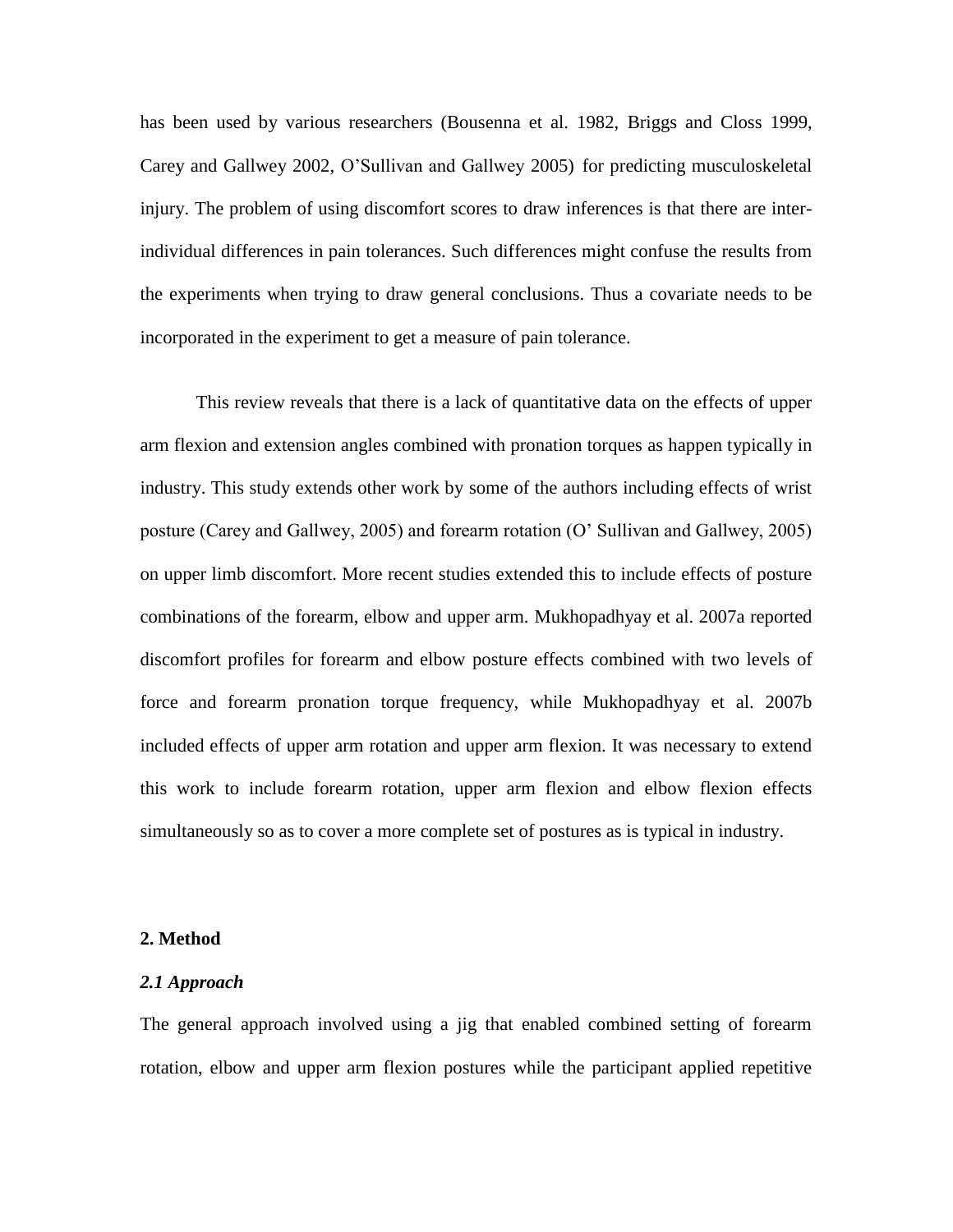has been used by various researchers (Bousenna et al. 1982, Briggs and Closs 1999, Carey and Gallwey 2002, O'Sullivan and Gallwey 2005) for predicting musculoskeletal injury. The problem of using discomfort scores to draw inferences is that there are inter-individual differences in pain tolerances. Such differences might confuse the results from the experiments when trying to draw general conclusions. Thus a covariate needs to be incorporated in the experiment to get a measure of pain tolerance.

This review reveals that there is a lack of quantitative data on the effects of upper arm flexion and extension angles combined with pronation torques as happen typically in industry. This study extends other work by some of the authors including effects of wrist posture (Carey and Gallwey, 2005) and forearm rotation (O' Sullivan and Gallwey, 2005) on upper limb discomfort. More recent studies extended this to include effects of posture combinations of the forearm, elbow and upper arm. Mukhopadhyay et al. 2007a reported discomfort profiles for forearm and elbow posture effects combined with two levels of force and forearm pronation torque frequency, while Mukhopadhyay et al. 2007b included effects of upper arm rotation and upper arm flexion. It was necessary to extend this work to include forearm rotation, upper arm flexion and elbow flexion effects simultaneously so as to cover a more complete set of postures as is typical in industry.

## 2. Method

### *2.1 Approach*

The general approach involved using a jig that enabled combined setting of forearm rotation, elbow and upper arm flexion postures while the participant applied repetitive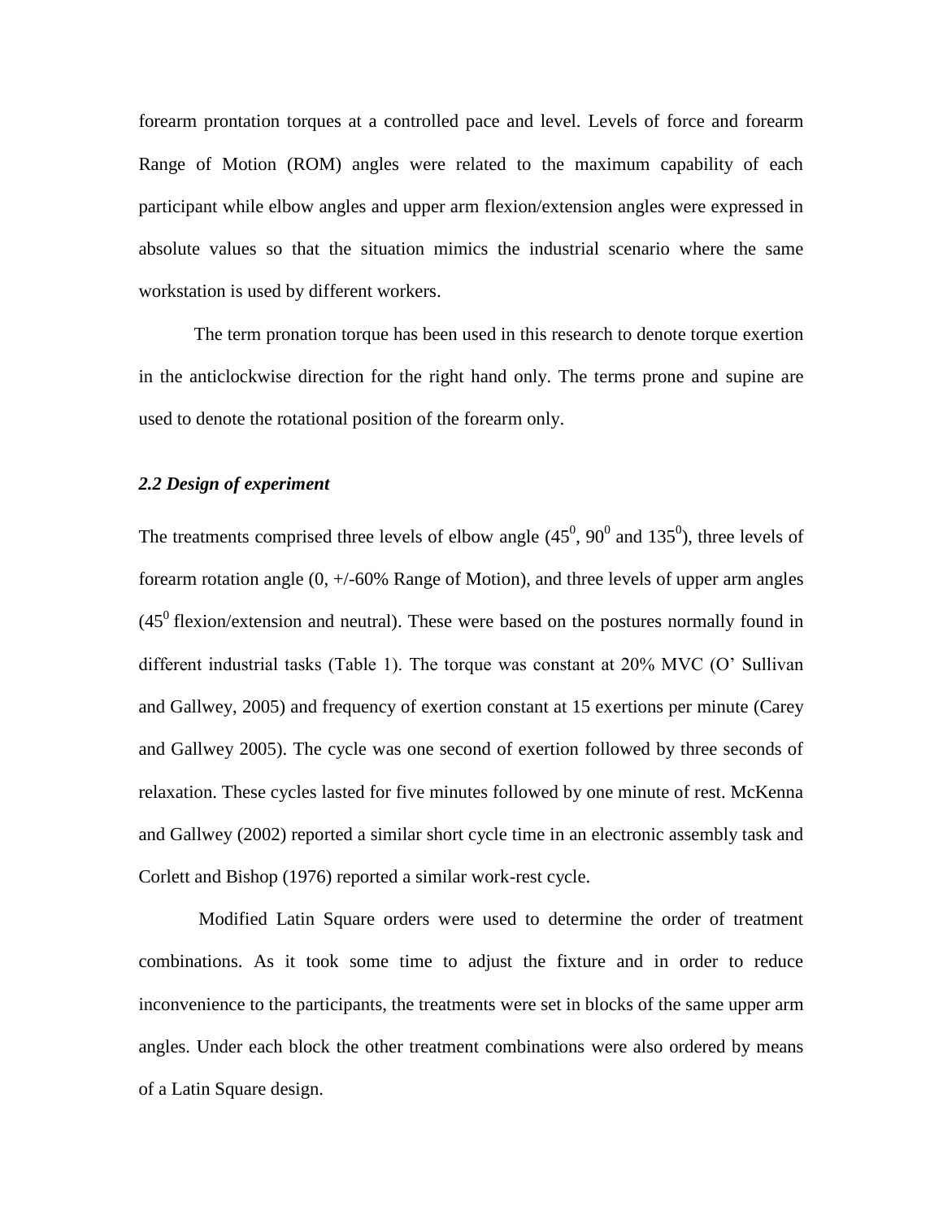forearm prontation torques at a controlled pace and level. Levels of force and forearm Range of Motion (ROM) angles were related to the maximum capability of each participant while elbow angles and upper arm flexion/extension angles were expressed in absolute values so that the situation mimics the industrial scenario where the same workstation is used by different workers.

The term pronation torque has been used in this research to denote torque exertion in the anticlockwise direction for the right hand only. The terms prone and supine are used to denote the rotational position of the forearm only.

### *2.2 Design of experiment*

The treatments comprised three levels of elbow angle ($45^0$, $90^0$ and $135^0$), three levels of forearm rotation angle (0, +/-60% Range of Motion), and three levels of upper arm angles ($45^0$ flexion/extension and neutral). These were based on the postures normally found in different industrial tasks (Table 1). The torque was constant at 20% MVC (O' Sullivan and Gallwey, 2005) and frequency of exertion constant at 15 exertions per minute (Carey and Gallwey 2005). The cycle was one second of exertion followed by three seconds of relaxation. These cycles lasted for five minutes followed by one minute of rest. McKenna and Gallwey (2002) reported a similar short cycle time in an electronic assembly task and Corlett and Bishop (1976) reported a similar work-rest cycle.

Modified Latin Square orders were used to determine the order of treatment combinations. As it took some time to adjust the fixture and in order to reduce inconvenience to the participants, the treatments were set in blocks of the same upper arm angles. Under each block the other treatment combinations were also ordered by means of a Latin Square design.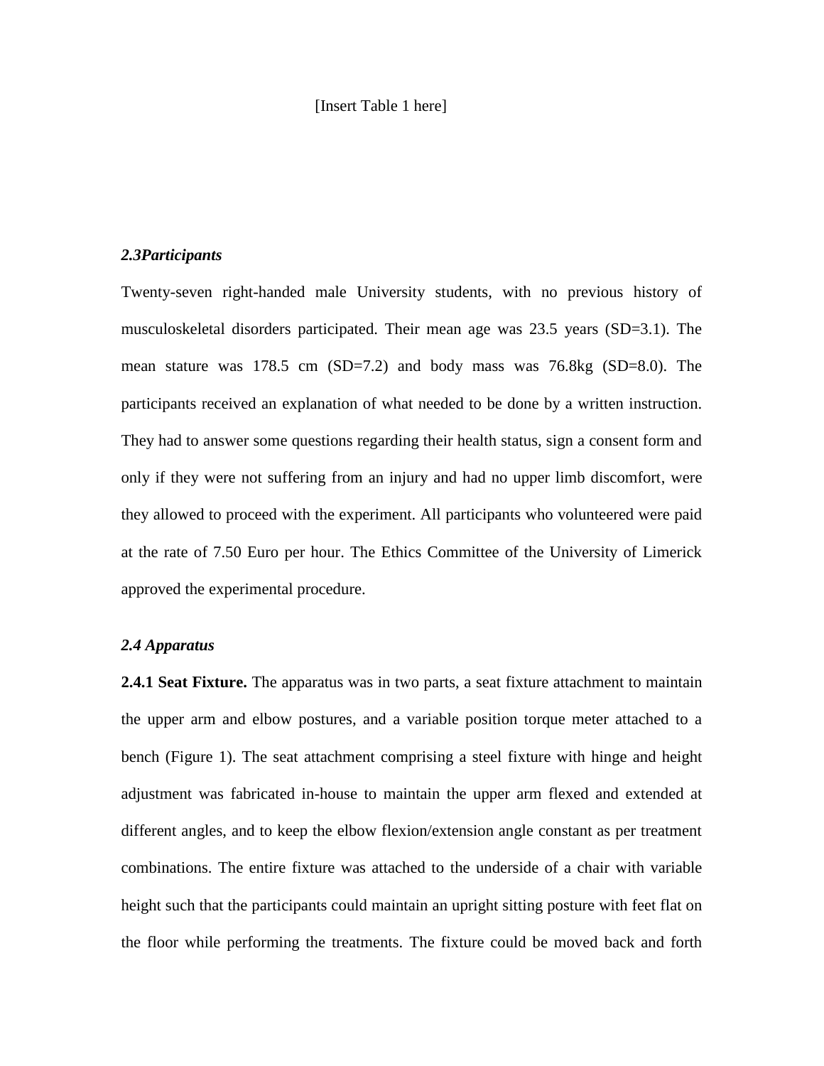[Insert Table 1 here]

### *2.3Participants*

Twenty-seven right-handed male University students, with no previous history of musculoskeletal disorders participated. Their mean age was 23.5 years (SD=3.1). The mean stature was 178.5 cm (SD=7.2) and body mass was 76.8kg (SD=8.0). The participants received an explanation of what needed to be done by a written instruction. They had to answer some questions regarding their health status, sign a consent form and only if they were not suffering from an injury and had no upper limb discomfort, were they allowed to proceed with the experiment. All participants who volunteered were paid at the rate of 7.50 Euro per hour. The Ethics Committee of the University of Limerick approved the experimental procedure.

### *2.4 Apparatus*

**2.4.1 Seat Fixture.** The apparatus was in two parts, a seat fixture attachment to maintain the upper arm and elbow postures, and a variable position torque meter attached to a bench (Figure 1). The seat attachment comprising a steel fixture with hinge and height adjustment was fabricated in-house to maintain the upper arm flexed and extended at different angles, and to keep the elbow flexion/extension angle constant as per treatment combinations. The entire fixture was attached to the underside of a chair with variable height such that the participants could maintain an upright sitting posture with feet flat on the floor while performing the treatments. The fixture could be moved back and forth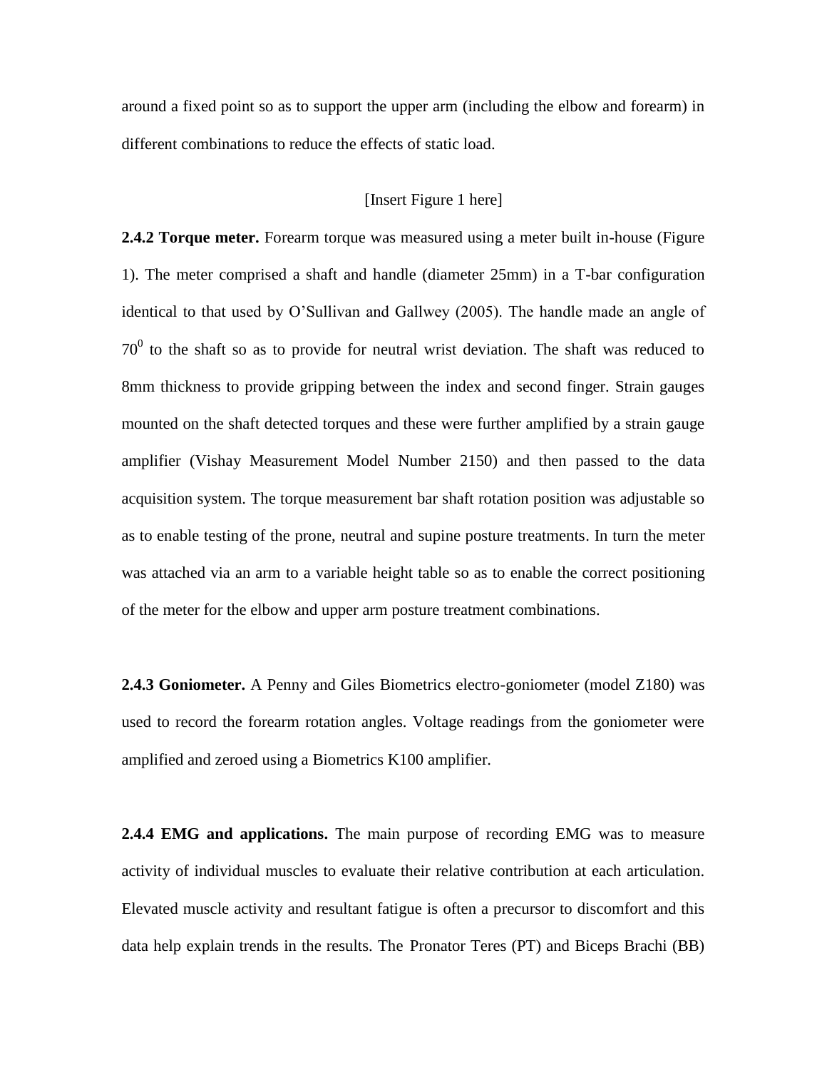around a fixed point so as to support the upper arm (including the elbow and forearm) in different combinations to reduce the effects of static load.

[Insert Figure 1 here]

**2.4.2 Torque meter.** Forearm torque was measured using a meter built in-house (Figure 1). The meter comprised a shaft and handle (diameter 25mm) in a T-bar configuration identical to that used by O'Sullivan and Gallwey (2005). The handle made an angle of $70^0$ to the shaft so as to provide for neutral wrist deviation. The shaft was reduced to 8mm thickness to provide gripping between the index and second finger. Strain gauges mounted on the shaft detected torques and these were further amplified by a strain gauge amplifier (Vishay Measurement Model Number 2150) and then passed to the data acquisition system. The torque measurement bar shaft rotation position was adjustable so as to enable testing of the prone, neutral and supine posture treatments. In turn the meter was attached via an arm to a variable height table so as to enable the correct positioning of the meter for the elbow and upper arm posture treatment combinations.

**2.4.3 Goniometer.** A Penny and Giles Biometrics electro-goniometer (model Z180) was used to record the forearm rotation angles. Voltage readings from the goniometer were amplified and zeroed using a Biometrics K100 amplifier.

**2.4.4 EMG and applications.** The main purpose of recording EMG was to measure activity of individual muscles to evaluate their relative contribution at each articulation. Elevated muscle activity and resultant fatigue is often a precursor to discomfort and this data help explain trends in the results. The Pronator Teres (PT) and Biceps Brachi (BB)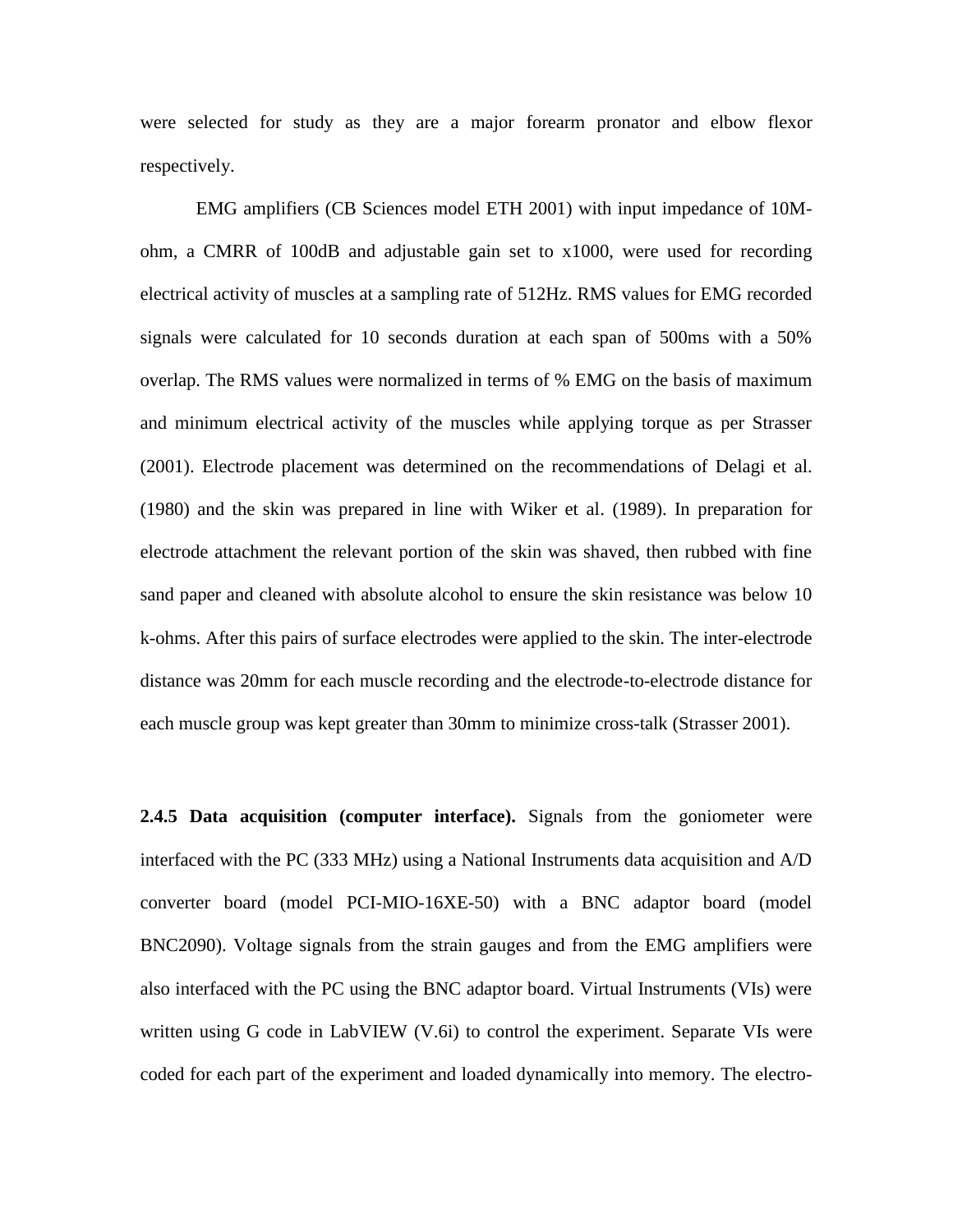were selected for study as they are a major forearm pronator and elbow flexor respectively.

EMG amplifiers (CB Sciences model ETH 2001) with input impedance of 10M-ohm, a CMRR of 100dB and adjustable gain set to x1000, were used for recording electrical activity of muscles at a sampling rate of 512Hz. RMS values for EMG recorded signals were calculated for 10 seconds duration at each span of 500ms with a 50% overlap. The RMS values were normalized in terms of % EMG on the basis of maximum and minimum electrical activity of the muscles while applying torque as per Strasser (2001). Electrode placement was determined on the recommendations of Delagi et al. (1980) and the skin was prepared in line with Wiker et al. (1989). In preparation for electrode attachment the relevant portion of the skin was shaved, then rubbed with fine sand paper and cleaned with absolute alcohol to ensure the skin resistance was below 10 k-ohms. After this pairs of surface electrodes were applied to the skin. The inter-electrode distance was 20mm for each muscle recording and the electrode-to-electrode distance for each muscle group was kept greater than 30mm to minimize cross-talk (Strasser 2001).

**2.4.5 Data acquisition (computer interface).** Signals from the goniometer were interfaced with the PC (333 MHz) using a National Instruments data acquisition and A/D converter board (model PCI-MIO-16XE-50) with a BNC adaptor board (model BNC2090). Voltage signals from the strain gauges and from the EMG amplifiers were also interfaced with the PC using the BNC adaptor board. Virtual Instruments (VIs) were written using G code in LabVIEW (V.6i) to control the experiment. Separate VIs were coded for each part of the experiment and loaded dynamically into memory. The electro-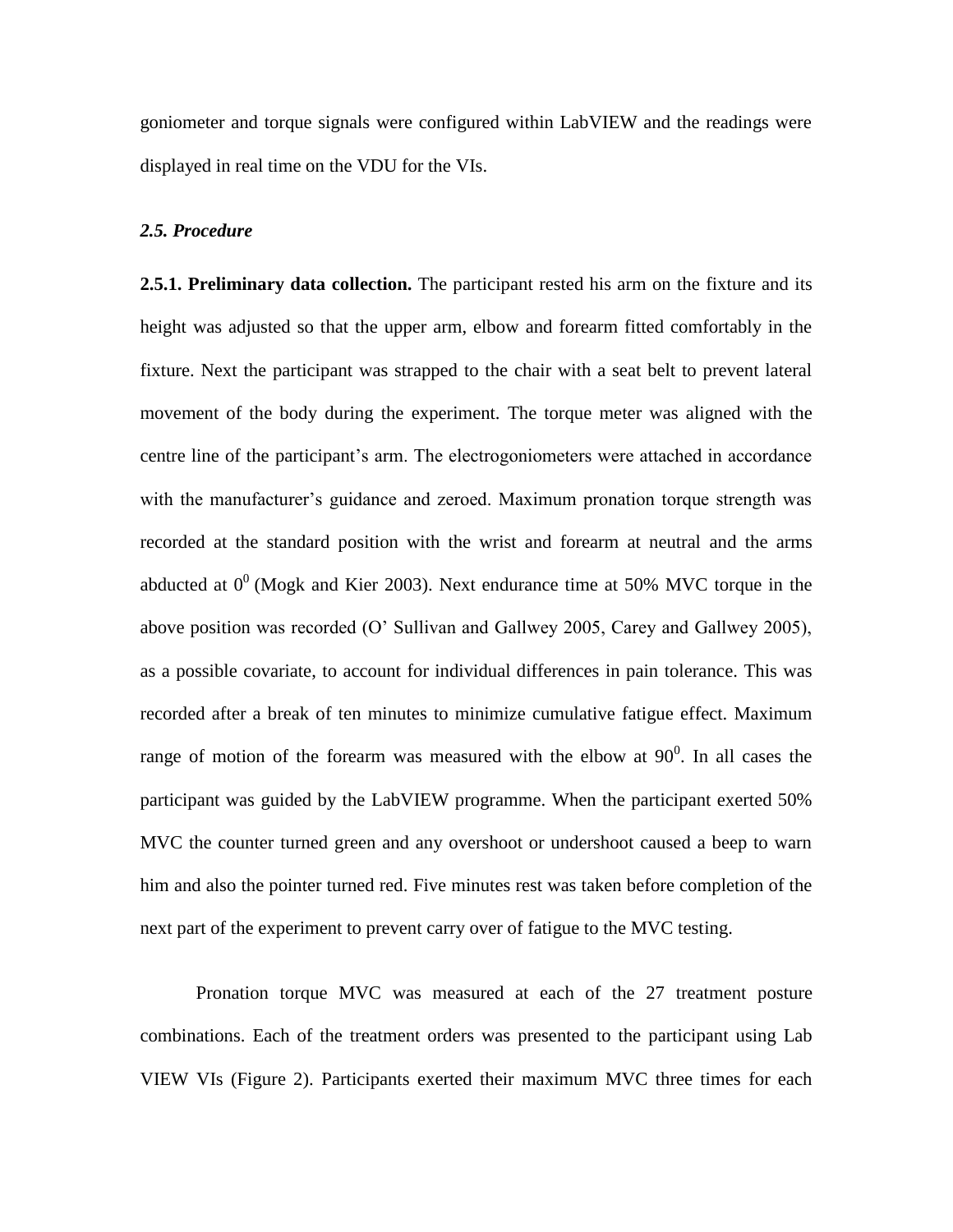goniometer and torque signals were configured within LabVIEW and the readings were displayed in real time on the VDU for the VIs.

### *2.5. Procedure*

**2.5.1. Preliminary data collection.** The participant rested his arm on the fixture and its height was adjusted so that the upper arm, elbow and forearm fitted comfortably in the fixture. Next the participant was strapped to the chair with a seat belt to prevent lateral movement of the body during the experiment. The torque meter was aligned with the centre line of the participant's arm. The electrogoniometers were attached in accordance with the manufacturer's guidance and zeroed. Maximum pronation torque strength was recorded at the standard position with the wrist and forearm at neutral and the arms abducted at $0^0$ (Mogk and Kier 2003). Next endurance time at 50% MVC torque in the above position was recorded (O' Sullivan and Gallwey 2005, Carey and Gallwey 2005), as a possible covariate, to account for individual differences in pain tolerance. This was recorded after a break of ten minutes to minimize cumulative fatigue effect. Maximum range of motion of the forearm was measured with the elbow at $90^0$. In all cases the participant was guided by the LabVIEW programme. When the participant exerted 50% MVC the counter turned green and any overshoot or undershoot caused a beep to warn him and also the pointer turned red. Five minutes rest was taken before completion of the next part of the experiment to prevent carry over of fatigue to the MVC testing.

Pronation torque MVC was measured at each of the 27 treatment posture combinations. Each of the treatment orders was presented to the participant using Lab VIEW VIs (Figure 2). Participants exerted their maximum MVC three times for each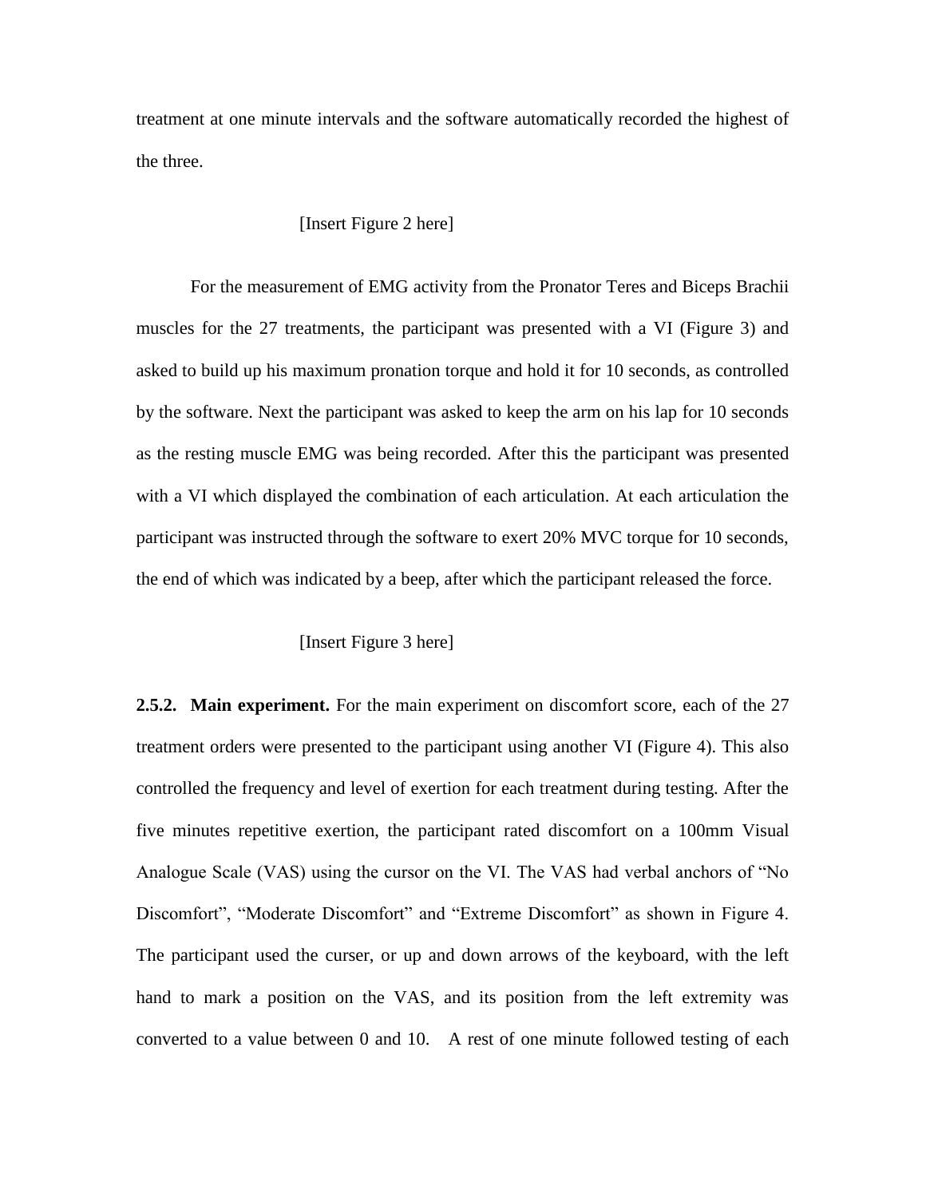treatment at one minute intervals and the software automatically recorded the highest of the three.

[Insert Figure 2 here]

For the measurement of EMG activity from the Pronator Teres and Biceps Brachii muscles for the 27 treatments, the participant was presented with a VI (Figure 3) and asked to build up his maximum pronation torque and hold it for 10 seconds, as controlled by the software. Next the participant was asked to keep the arm on his lap for 10 seconds as the resting muscle EMG was being recorded. After this the participant was presented with a VI which displayed the combination of each articulation. At each articulation the participant was instructed through the software to exert 20% MVC torque for 10 seconds, the end of which was indicated by a beep, after which the participant released the force.

[Insert Figure 3 here]

**2.5.2. Main experiment.** For the main experiment on discomfort score, each of the 27 treatment orders were presented to the participant using another VI (Figure 4). This also controlled the frequency and level of exertion for each treatment during testing. After the five minutes repetitive exertion, the participant rated discomfort on a 100mm Visual Analogue Scale (VAS) using the cursor on the VI. The VAS had verbal anchors of "No Discomfort", "Moderate Discomfort" and "Extreme Discomfort" as shown in Figure 4. The participant used the curser, or up and down arrows of the keyboard, with the left hand to mark a position on the VAS, and its position from the left extremity was converted to a value between 0 and 10. A rest of one minute followed testing of each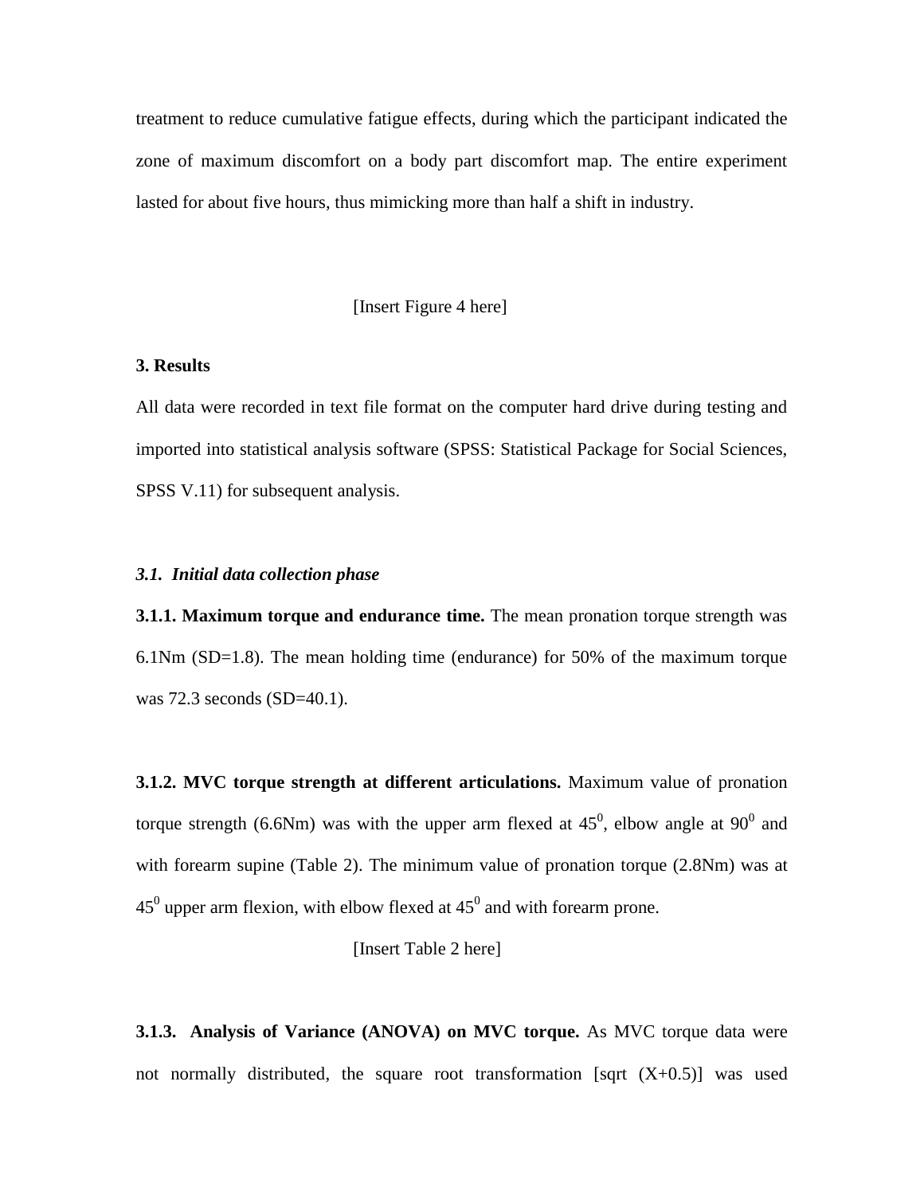treatment to reduce cumulative fatigue effects, during which the participant indicated the zone of maximum discomfort on a body part discomfort map. The entire experiment lasted for about five hours, thus mimicking more than half a shift in industry.

[Insert Figure 4 here]

## 3. Results

All data were recorded in text file format on the computer hard drive during testing and imported into statistical analysis software (SPSS: Statistical Package for Social Sciences, SPSS V.11) for subsequent analysis.

### *3.1. Initial data collection phase*

**3.1.1. Maximum torque and endurance time.** The mean pronation torque strength was 6.1Nm (SD=1.8). The mean holding time (endurance) for 50% of the maximum torque was 72.3 seconds (SD=40.1).

**3.1.2. MVC torque strength at different articulations.** Maximum value of pronation torque strength (6.6Nm) was with the upper arm flexed at $45^0$, elbow angle at $90^0$ and with forearm supine (Table 2). The minimum value of pronation torque (2.8Nm) was at $45^0$ upper arm flexion, with elbow flexed at $45^0$ and with forearm prone.

[Insert Table 2 here]

**3.1.3. Analysis of Variance (ANOVA) on MVC torque.** As MVC torque data were not normally distributed, the square root transformation [sqrt (X+0.5)] was used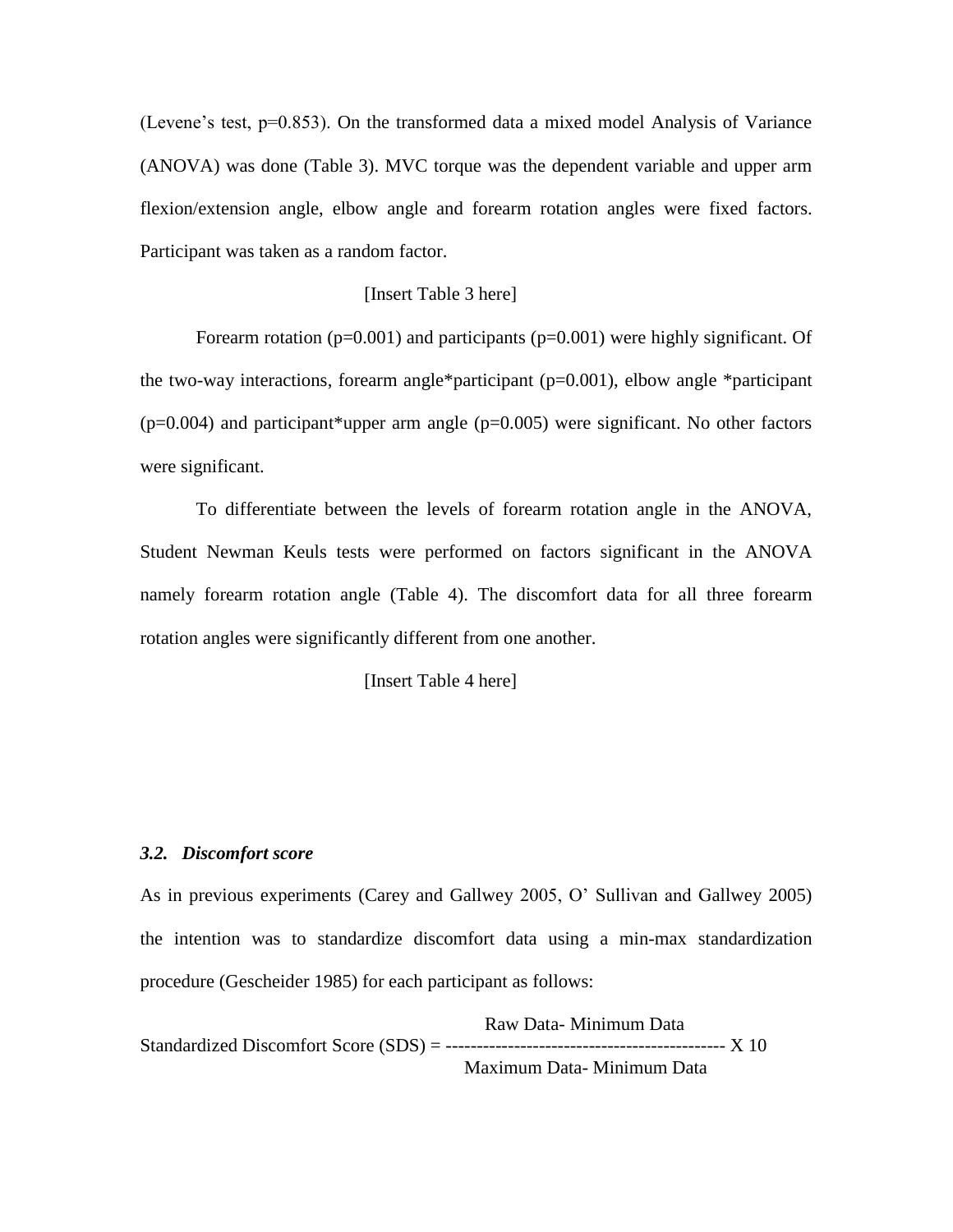(Levene's test, p=0.853). On the transformed data a mixed model Analysis of Variance (ANOVA) was done (Table 3). MVC torque was the dependent variable and upper arm flexion/extension angle, elbow angle and forearm rotation angles were fixed factors. Participant was taken as a random factor.

[Insert Table 3 here]

Forearm rotation (p=0.001) and participants (p=0.001) were highly significant. Of the two-way interactions, forearm angle*participant (p=0.001), elbow angle *participant (p=0.004) and participant*upper arm angle (p=0.005) were significant. No other factors were significant.

To differentiate between the levels of forearm rotation angle in the ANOVA, Student Newman Keuls tests were performed on factors significant in the ANOVA namely forearm rotation angle (Table 4). The discomfort data for all three forearm rotation angles were significantly different from one another.

[Insert Table 4 here]

### *3.2. Discomfort score*

As in previous experiments (Carey and Gallwey 2005, O' Sullivan and Gallwey 2005) the intention was to standardize discomfort data using a min-max standardization procedure (Gescheider 1985) for each participant as follows:

$$\text{Standardized Discomfort Score (SDS)} = \frac{\text{Raw Data} - \text{Minimum Data}}{\text{Maximum Data} - \text{Minimum Data}} \times 10$$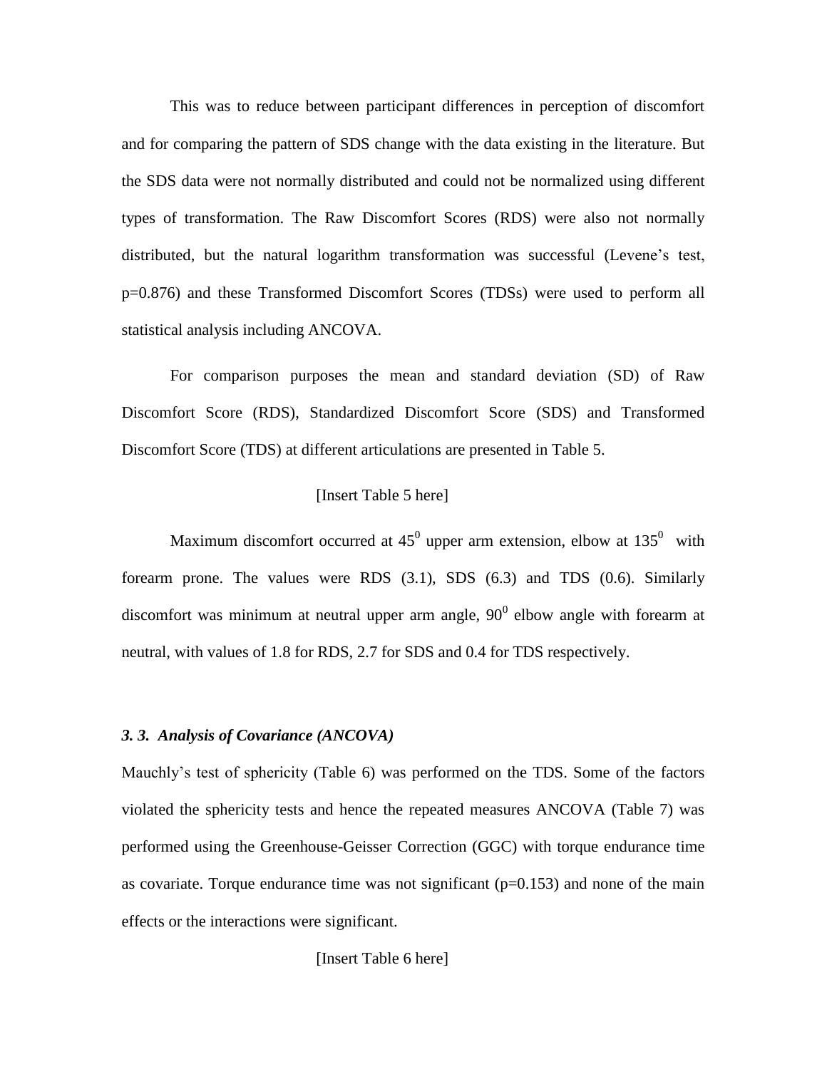This was to reduce between participant differences in perception of discomfort and for comparing the pattern of SDS change with the data existing in the literature. But the SDS data were not normally distributed and could not be normalized using different types of transformation. The Raw Discomfort Scores (RDS) were also not normally distributed, but the natural logarithm transformation was successful (Levene's test, p=0.876) and these Transformed Discomfort Scores (TDSs) were used to perform all statistical analysis including ANCOVA.

For comparison purposes the mean and standard deviation (SD) of Raw Discomfort Score (RDS), Standardized Discomfort Score (SDS) and Transformed Discomfort Score (TDS) at different articulations are presented in Table 5.

[Insert Table 5 here]

Maximum discomfort occurred at $45^0$ upper arm extension, elbow at $135^0$ with forearm prone. The values were RDS (3.1), SDS (6.3) and TDS (0.6). Similarly discomfort was minimum at neutral upper arm angle, $90^0$ elbow angle with forearm at neutral, with values of 1.8 for RDS, 2.7 for SDS and 0.4 for TDS respectively.

### *3. 3. Analysis of Covariance (ANCOVA)*

Mauchly's test of sphericity (Table 6) was performed on the TDS. Some of the factors violated the sphericity tests and hence the repeated measures ANCOVA (Table 7) was performed using the Greenhouse-Geisser Correction (GGC) with torque endurance time as covariate. Torque endurance time was not significant (p=0.153) and none of the main effects or the interactions were significant.

[Insert Table 6 here]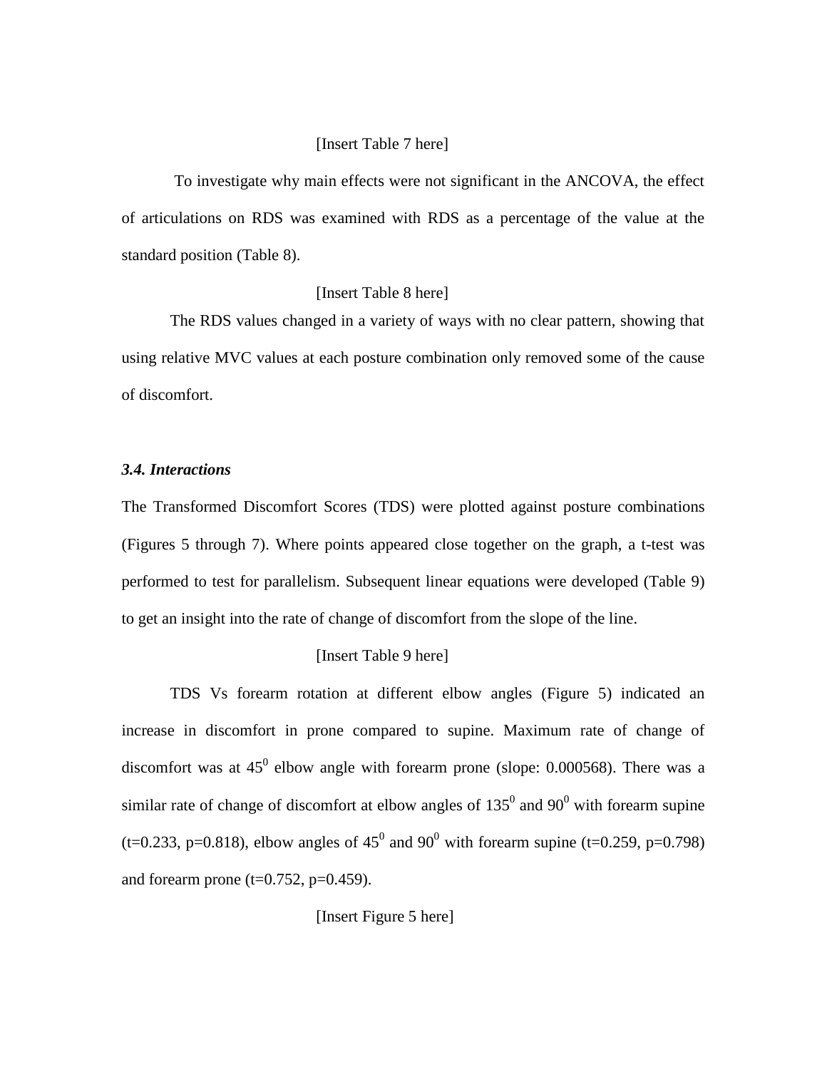[Insert Table 7 here]

To investigate why main effects were not significant in the ANCOVA, the effect of articulations on RDS was examined with RDS as a percentage of the value at the standard position (Table 8).

[Insert Table 8 here]

The RDS values changed in a variety of ways with no clear pattern, showing that using relative MVC values at each posture combination only removed some of the cause of discomfort.

### *3.4. Interactions*

The Transformed Discomfort Scores (TDS) were plotted against posture combinations (Figures 5 through 7). Where points appeared close together on the graph, a t-test was performed to test for parallelism. Subsequent linear equations were developed (Table 9) to get an insight into the rate of change of discomfort from the slope of the line.

[Insert Table 9 here]

TDS Vs forearm rotation at different elbow angles (Figure 5) indicated an increase in discomfort in prone compared to supine. Maximum rate of change of discomfort was at $45^0$ elbow angle with forearm prone (slope: 0.000568). There was a similar rate of change of discomfort at elbow angles of $135^0$ and $90^0$ with forearm supine ($t=0.233$, $p=0.818$), elbow angles of $45^0$ and $90^0$ with forearm supine ($t=0.259$, $p=0.798$) and forearm prone ($t=0.752$, $p=0.459$).

[Insert Figure 5 here]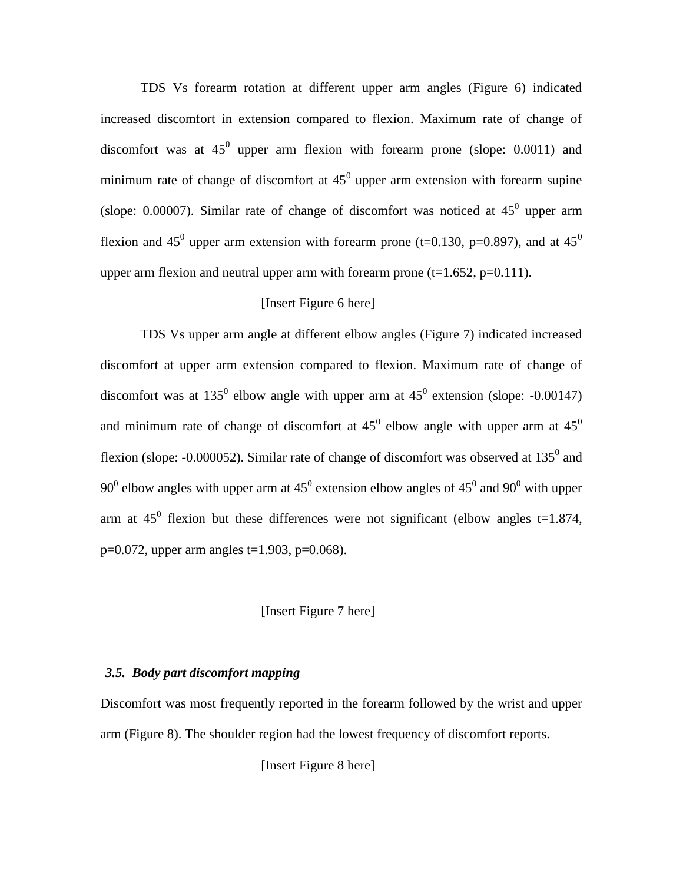TDS Vs forearm rotation at different upper arm angles (Figure 6) indicated increased discomfort in extension compared to flexion. Maximum rate of change of discomfort was at $45^0$ upper arm flexion with forearm prone (slope: 0.0011) and minimum rate of change of discomfort at $45^0$ upper arm extension with forearm supine (slope: 0.00007). Similar rate of change of discomfort was noticed at $45^0$ upper arm flexion and $45^0$ upper arm extension with forearm prone ($t=0.130$, $p=0.897$), and at $45^0$ upper arm flexion and neutral upper arm with forearm prone ($t=1.652$, $p=0.111$).

[Insert Figure 6 here]

TDS Vs upper arm angle at different elbow angles (Figure 7) indicated increased discomfort at upper arm extension compared to flexion. Maximum rate of change of discomfort was at $135^0$ elbow angle with upper arm at $45^0$ extension (slope: -0.00147) and minimum rate of change of discomfort at $45^0$ elbow angle with upper arm at $45^0$ flexion (slope: -0.000052). Similar rate of change of discomfort was observed at $135^0$ and $90^0$ elbow angles with upper arm at $45^0$ extension elbow angles of $45^0$ and $90^0$ with upper arm at $45^0$ flexion but these differences were not significant (elbow angles $t=1.874$, $p=0.072$, upper arm angles $t=1.903$, $p=0.068$).

[Insert Figure 7 here]

### *3.5. Body part discomfort mapping*

Discomfort was most frequently reported in the forearm followed by the wrist and upper arm (Figure 8). The shoulder region had the lowest frequency of discomfort reports.

[Insert Figure 8 here]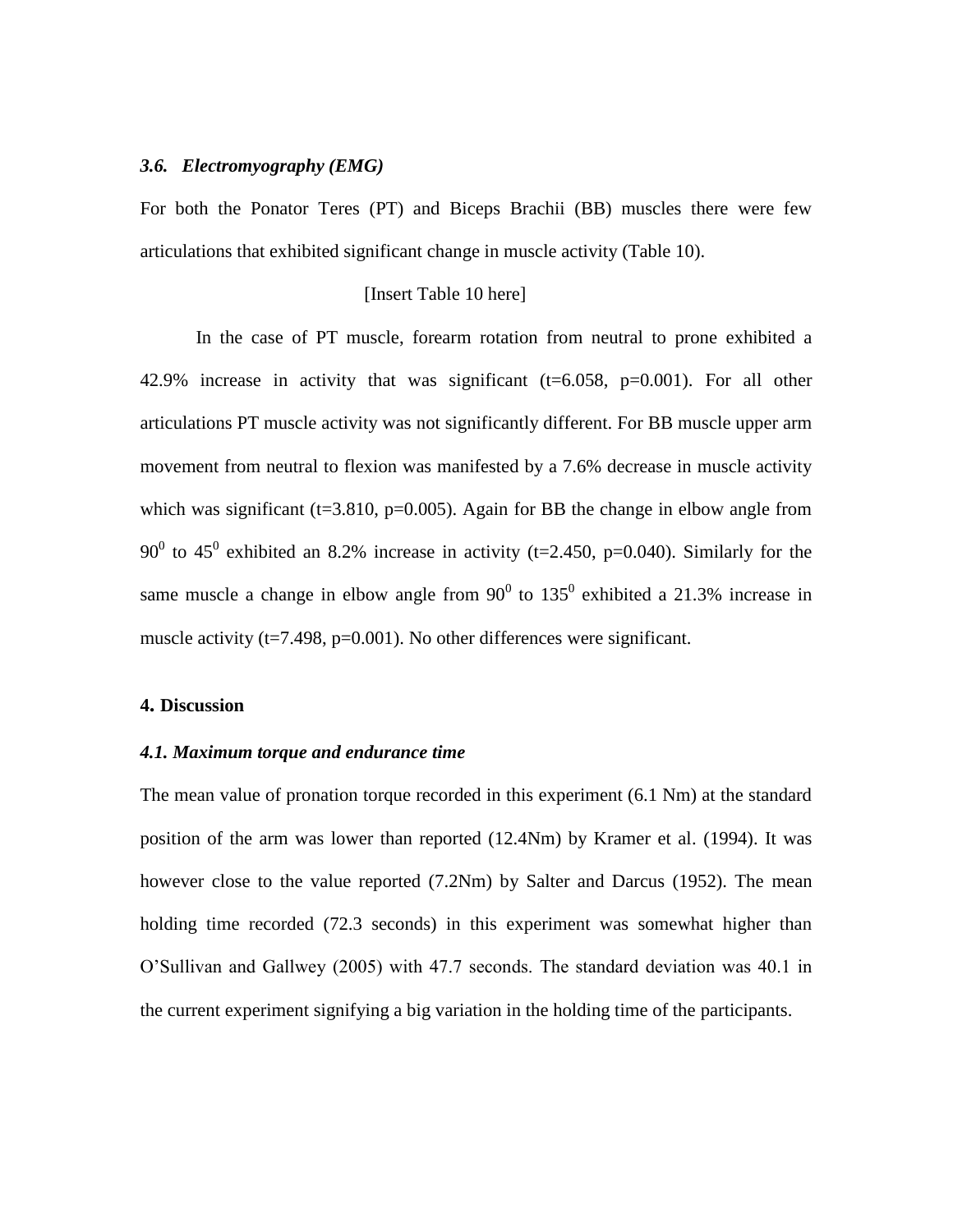### *3.6. Electromyography (EMG)*

For both the Ponator Teres (PT) and Biceps Brachii (BB) muscles there were few articulations that exhibited significant change in muscle activity (Table 10).

[Insert Table 10 here]

In the case of PT muscle, forearm rotation from neutral to prone exhibited a 42.9% increase in activity that was significant ($t=6.058$, $p=0.001$). For all other articulations PT muscle activity was not significantly different. For BB muscle upper arm movement from neutral to flexion was manifested by a 7.6% decrease in muscle activity which was significant ($t=3.810$, $p=0.005$). Again for BB the change in elbow angle from $90^0$ to $45^0$ exhibited an 8.2% increase in activity ($t=2.450$, $p=0.040$). Similarly for the same muscle a change in elbow angle from $90^0$ to $135^0$ exhibited a 21.3% increase in muscle activity ($t=7.498$, $p=0.001$). No other differences were significant.

## 4. Discussion

### *4.1. Maximum torque and endurance time*

The mean value of pronation torque recorded in this experiment (6.1 Nm) at the standard position of the arm was lower than reported (12.4Nm) by Kramer et al. (1994). It was however close to the value reported (7.2Nm) by Salter and Darcus (1952). The mean holding time recorded (72.3 seconds) in this experiment was somewhat higher than O'Sullivan and Gallwey (2005) with 47.7 seconds. The standard deviation was 40.1 in the current experiment signifying a big variation in the holding time of the participants.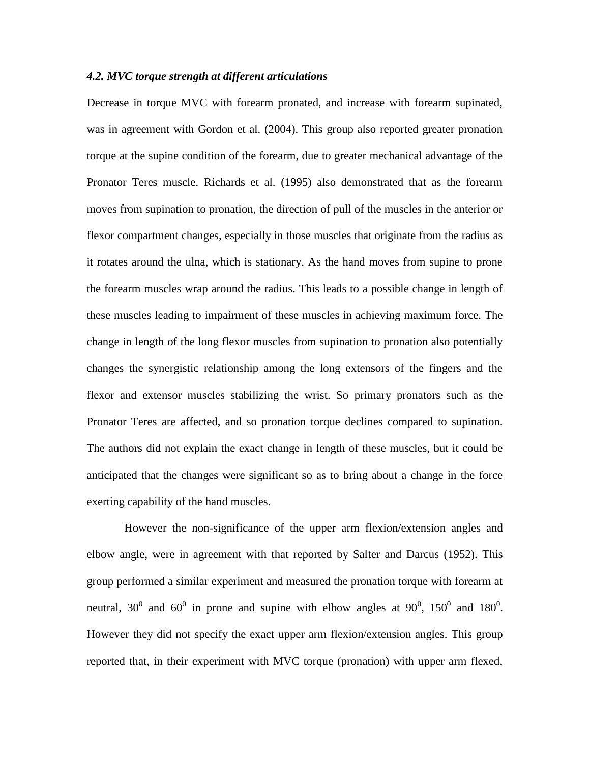### *4.2. MVC torque strength at different articulations*

Decrease in torque MVC with forearm pronated, and increase with forearm supinated, was in agreement with Gordon et al. (2004). This group also reported greater pronation torque at the supine condition of the forearm, due to greater mechanical advantage of the Pronator Teres muscle. Richards et al. (1995) also demonstrated that as the forearm moves from supination to pronation, the direction of pull of the muscles in the anterior or flexor compartment changes, especially in those muscles that originate from the radius as it rotates around the ulna, which is stationary. As the hand moves from supine to prone the forearm muscles wrap around the radius. This leads to a possible change in length of these muscles leading to impairment of these muscles in achieving maximum force. The change in length of the long flexor muscles from supination to pronation also potentially changes the synergistic relationship among the long extensors of the fingers and the flexor and extensor muscles stabilizing the wrist. So primary pronators such as the Pronator Teres are affected, and so pronation torque declines compared to supination. The authors did not explain the exact change in length of these muscles, but it could be anticipated that the changes were significant so as to bring about a change in the force exerting capability of the hand muscles.

However the non-significance of the upper arm flexion/extension angles and elbow angle, were in agreement with that reported by Salter and Darcus (1952). This group performed a similar experiment and measured the pronation torque with forearm at neutral, $30^0$ and $60^0$ in prone and supine with elbow angles at $90^0$, $150^0$ and $180^0$. However they did not specify the exact upper arm flexion/extension angles. This group reported that, in their experiment with MVC torque (pronation) with upper arm flexed,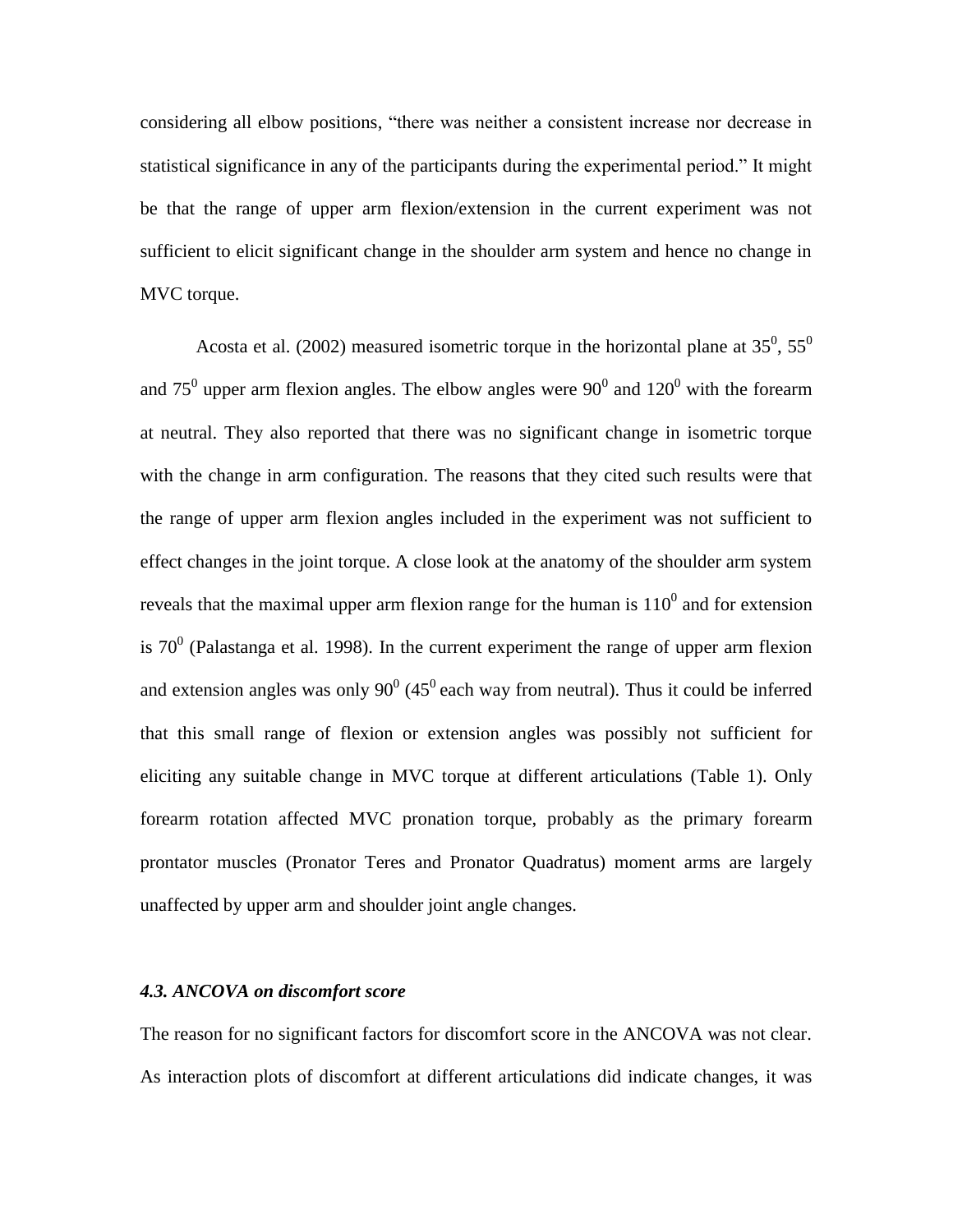considering all elbow positions, “there was neither a consistent increase nor decrease in statistical significance in any of the participants during the experimental period.” It might be that the range of upper arm flexion/extension in the current experiment was not sufficient to elicit significant change in the shoulder arm system and hence no change in MVC torque.

Acosta et al. (2002) measured isometric torque in the horizontal plane at $35^0$, $55^0$ and $75^0$ upper arm flexion angles. The elbow angles were $90^0$ and $120^0$ with the forearm at neutral. They also reported that there was no significant change in isometric torque with the change in arm configuration. The reasons that they cited such results were that the range of upper arm flexion angles included in the experiment was not sufficient to effect changes in the joint torque. A close look at the anatomy of the shoulder arm system reveals that the maximal upper arm flexion range for the human is $110^0$ and for extension is $70^0$ (Palastanga et al. 1998). In the current experiment the range of upper arm flexion and extension angles was only $90^0$ ($45^0$ each way from neutral). Thus it could be inferred that this small range of flexion or extension angles was possibly not sufficient for eliciting any suitable change in MVC torque at different articulations (Table 1). Only forearm rotation affected MVC pronation torque, probably as the primary forearm prontator muscles (Pronator Teres and Pronator Quadratus) moment arms are largely unaffected by upper arm and shoulder joint angle changes.

### *4.3. ANCOVA on discomfort score*

The reason for no significant factors for discomfort score in the ANCOVA was not clear. As interaction plots of discomfort at different articulations did indicate changes, it was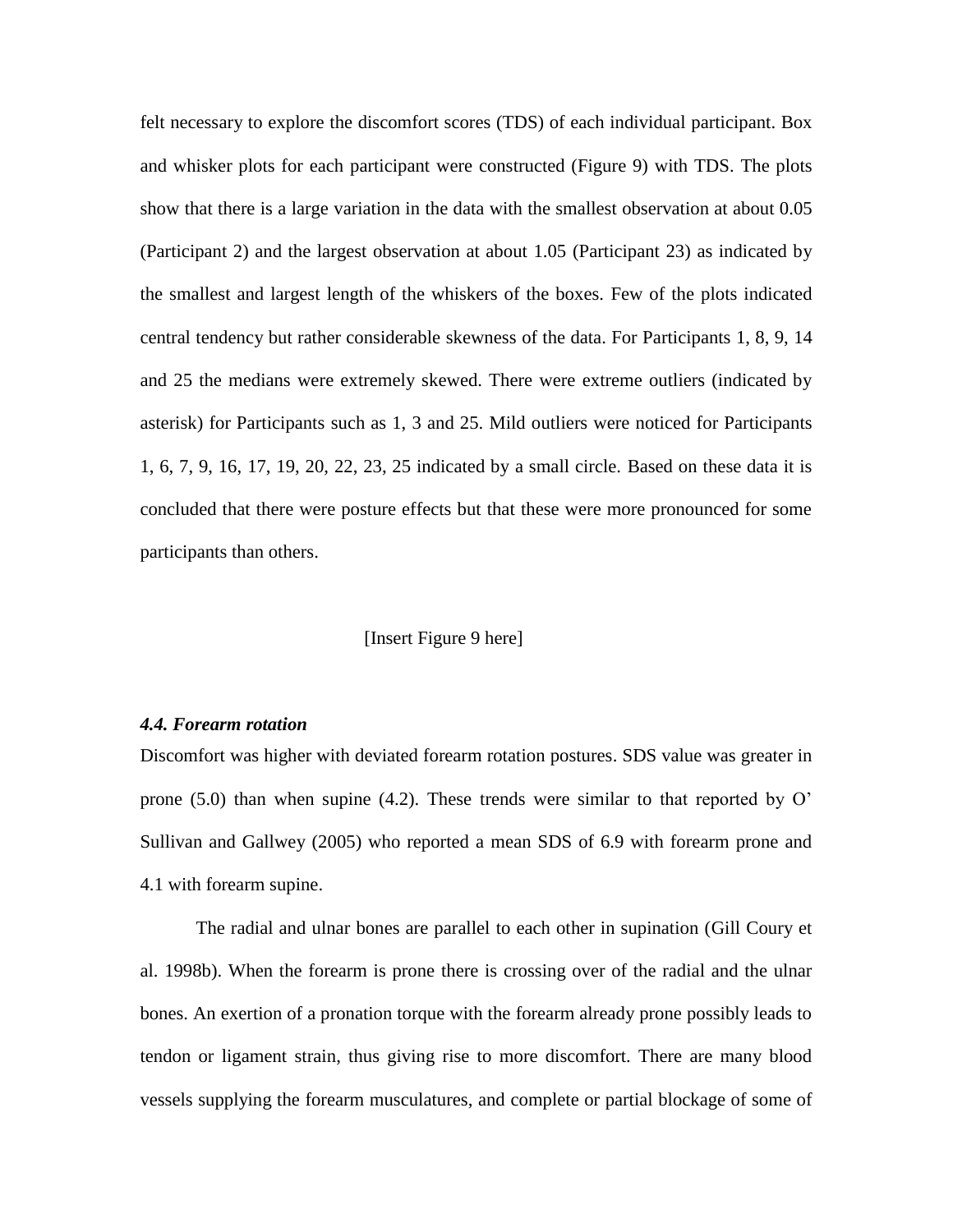felt necessary to explore the discomfort scores (TDS) of each individual participant. Box and whisker plots for each participant were constructed (Figure 9) with TDS. The plots show that there is a large variation in the data with the smallest observation at about 0.05 (Participant 2) and the largest observation at about 1.05 (Participant 23) as indicated by the smallest and largest length of the whiskers of the boxes. Few of the plots indicated central tendency but rather considerable skewness of the data. For Participants 1, 8, 9, 14 and 25 the medians were extremely skewed. There were extreme outliers (indicated by asterisk) for Participants such as 1, 3 and 25. Mild outliers were noticed for Participants 1, 6, 7, 9, 16, 17, 19, 20, 22, 23, 25 indicated by a small circle. Based on these data it is concluded that there were posture effects but that these were more pronounced for some participants than others.

[Insert Figure 9 here]

#### *4.4. Forearm rotation*

Discomfort was higher with deviated forearm rotation postures. SDS value was greater in prone (5.0) than when supine (4.2). These trends were similar to that reported by O' Sullivan and Gallwey (2005) who reported a mean SDS of 6.9 with forearm prone and 4.1 with forearm supine.

The radial and ulnar bones are parallel to each other in supination (Gill Coury et al. 1998b). When the forearm is prone there is crossing over of the radial and the ulnar bones. An exertion of a pronation torque with the forearm already prone possibly leads to tendon or ligament strain, thus giving rise to more discomfort. There are many blood vessels supplying the forearm musculatures, and complete or partial blockage of some of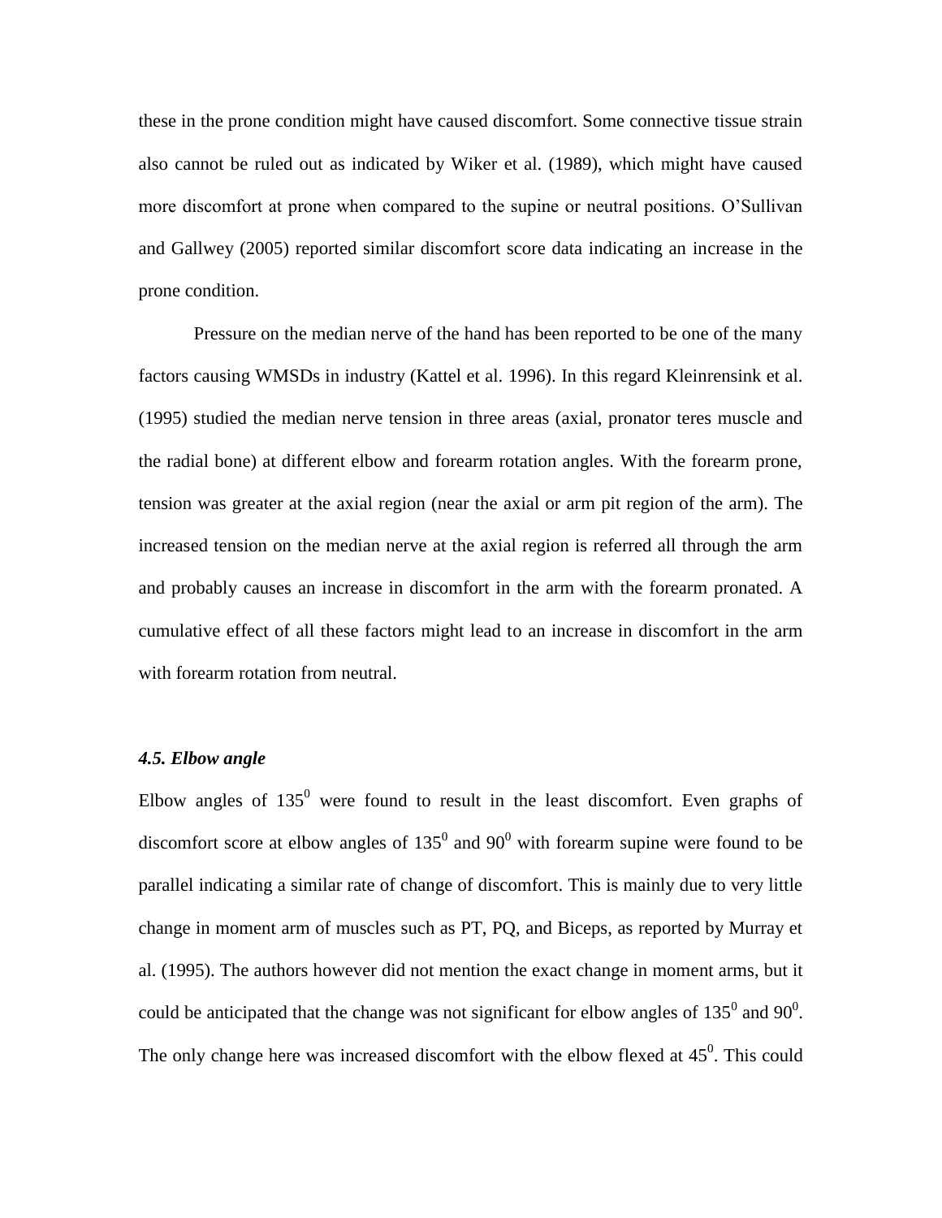these in the prone condition might have caused discomfort. Some connective tissue strain also cannot be ruled out as indicated by Wiker et al. (1989), which might have caused more discomfort at prone when compared to the supine or neutral positions. O'Sullivan and Gallwey (2005) reported similar discomfort score data indicating an increase in the prone condition.

Pressure on the median nerve of the hand has been reported to be one of the many factors causing WMSDs in industry (Kattel et al. 1996). In this regard Kleinrensink et al. (1995) studied the median nerve tension in three areas (axial, pronator teres muscle and the radial bone) at different elbow and forearm rotation angles. With the forearm prone, tension was greater at the axial region (near the axial or arm pit region of the arm). The increased tension on the median nerve at the axial region is referred all through the arm and probably causes an increase in discomfort in the arm with the forearm pronated. A cumulative effect of all these factors might lead to an increase in discomfort in the arm with forearm rotation from neutral.

### *4.5. Elbow angle*

Elbow angles of $135^0$ were found to result in the least discomfort. Even graphs of discomfort score at elbow angles of $135^0$ and $90^0$ with forearm supine were found to be parallel indicating a similar rate of change of discomfort. This is mainly due to very little change in moment arm of muscles such as PT, PQ, and Biceps, as reported by Murray et al. (1995). The authors however did not mention the exact change in moment arms, but it could be anticipated that the change was not significant for elbow angles of $135^0$ and $90^0$. The only change here was increased discomfort with the elbow flexed at $45^0$. This could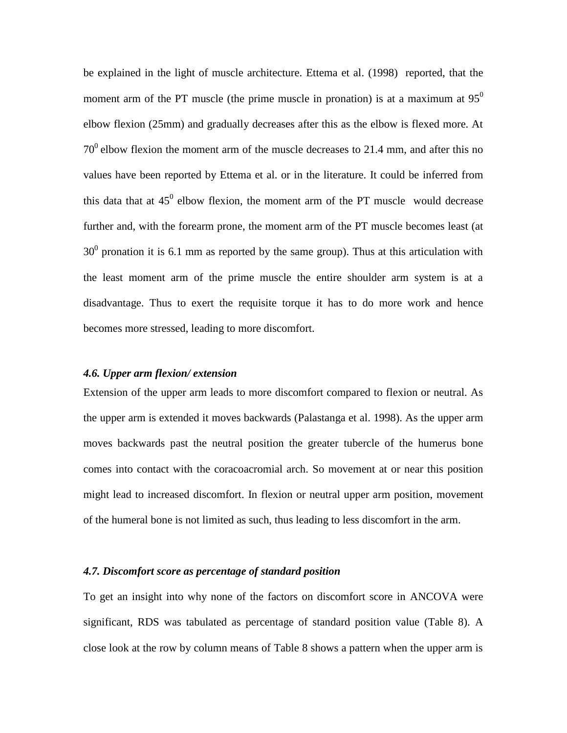be explained in the light of muscle architecture. Ettema et al. (1998) reported, that the moment arm of the PT muscle (the prime muscle in pronation) is at a maximum at $95^0$ elbow flexion (25mm) and gradually decreases after this as the elbow is flexed more. At $70^0$ elbow flexion the moment arm of the muscle decreases to 21.4 mm, and after this no values have been reported by Ettema et al. or in the literature. It could be inferred from this data that at $45^0$ elbow flexion, the moment arm of the PT muscle would decrease further and, with the forearm prone, the moment arm of the PT muscle becomes least (at $30^0$ pronation it is 6.1 mm as reported by the same group). Thus at this articulation with the least moment arm of the prime muscle the entire shoulder arm system is at a disadvantage. Thus to exert the requisite torque it has to do more work and hence becomes more stressed, leading to more discomfort.

#### *4.6. Upper arm flexion/ extension*

Extension of the upper arm leads to more discomfort compared to flexion or neutral. As the upper arm is extended it moves backwards (Palastanga et al. 1998). As the upper arm moves backwards past the neutral position the greater tubercle of the humerus bone comes into contact with the coracoacromial arch. So movement at or near this position might lead to increased discomfort. In flexion or neutral upper arm position, movement of the humeral bone is not limited as such, thus leading to less discomfort in the arm.

#### *4.7. Discomfort score as percentage of standard position*

To get an insight into why none of the factors on discomfort score in ANCOVA were significant, RDS was tabulated as percentage of standard position value (Table 8). A close look at the row by column means of Table 8 shows a pattern when the upper arm is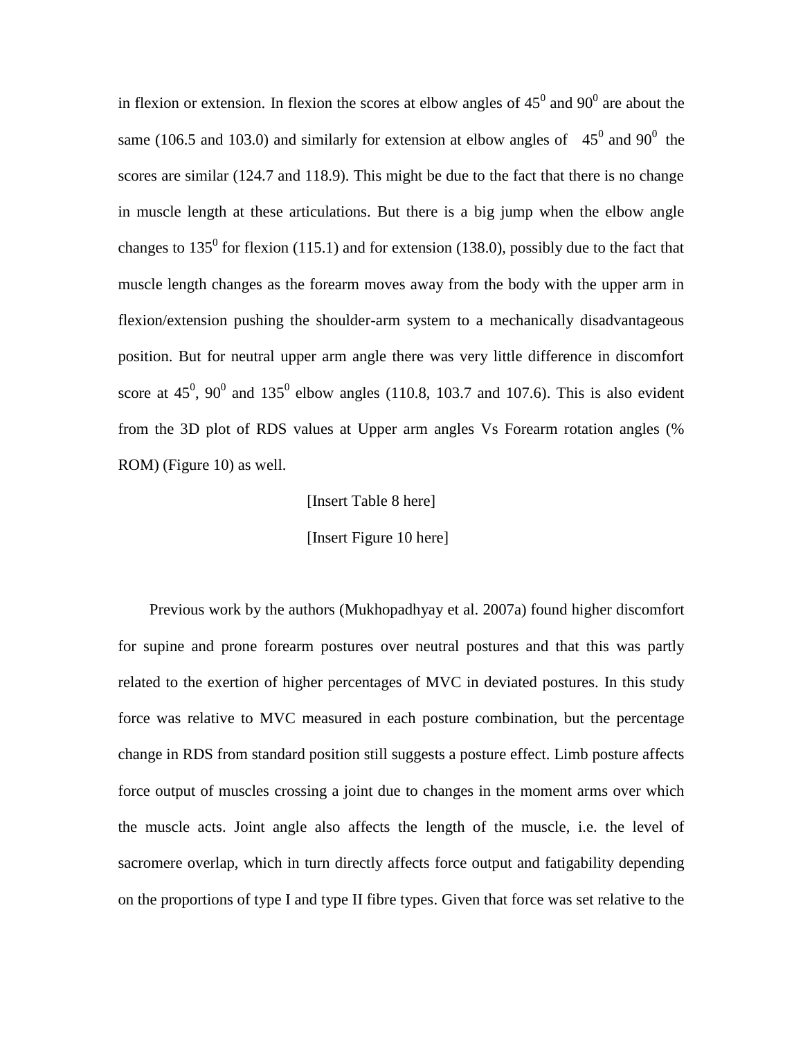in flexion or extension. In flexion the scores at elbow angles of $45^0$ and $90^0$ are about the same (106.5 and 103.0) and similarly for extension at elbow angles of $45^0$ and $90^0$ the scores are similar (124.7 and 118.9). This might be due to the fact that there is no change in muscle length at these articulations. But there is a big jump when the elbow angle changes to $135^0$ for flexion (115.1) and for extension (138.0), possibly due to the fact that muscle length changes as the forearm moves away from the body with the upper arm in flexion/extension pushing the shoulder-arm system to a mechanically disadvantageous position. But for neutral upper arm angle there was very little difference in discomfort score at $45^0$, $90^0$ and $135^0$ elbow angles (110.8, 103.7 and 107.6). This is also evident from the 3D plot of RDS values at Upper arm angles Vs Forearm rotation angles (% ROM) (Figure 10) as well.

[Insert Table 8 here]

[Insert Figure 10 here]

Previous work by the authors (Mukhopadhyay et al. 2007a) found higher discomfort for supine and prone forearm postures over neutral postures and that this was partly related to the exertion of higher percentages of MVC in deviated postures. In this study force was relative to MVC measured in each posture combination, but the percentage change in RDS from standard position still suggests a posture effect. Limb posture affects force output of muscles crossing a joint due to changes in the moment arms over which the muscle acts. Joint angle also affects the length of the muscle, i.e. the level of sacromere overlap, which in turn directly affects force output and fatigability depending on the proportions of type I and type II fibre types. Given that force was set relative to the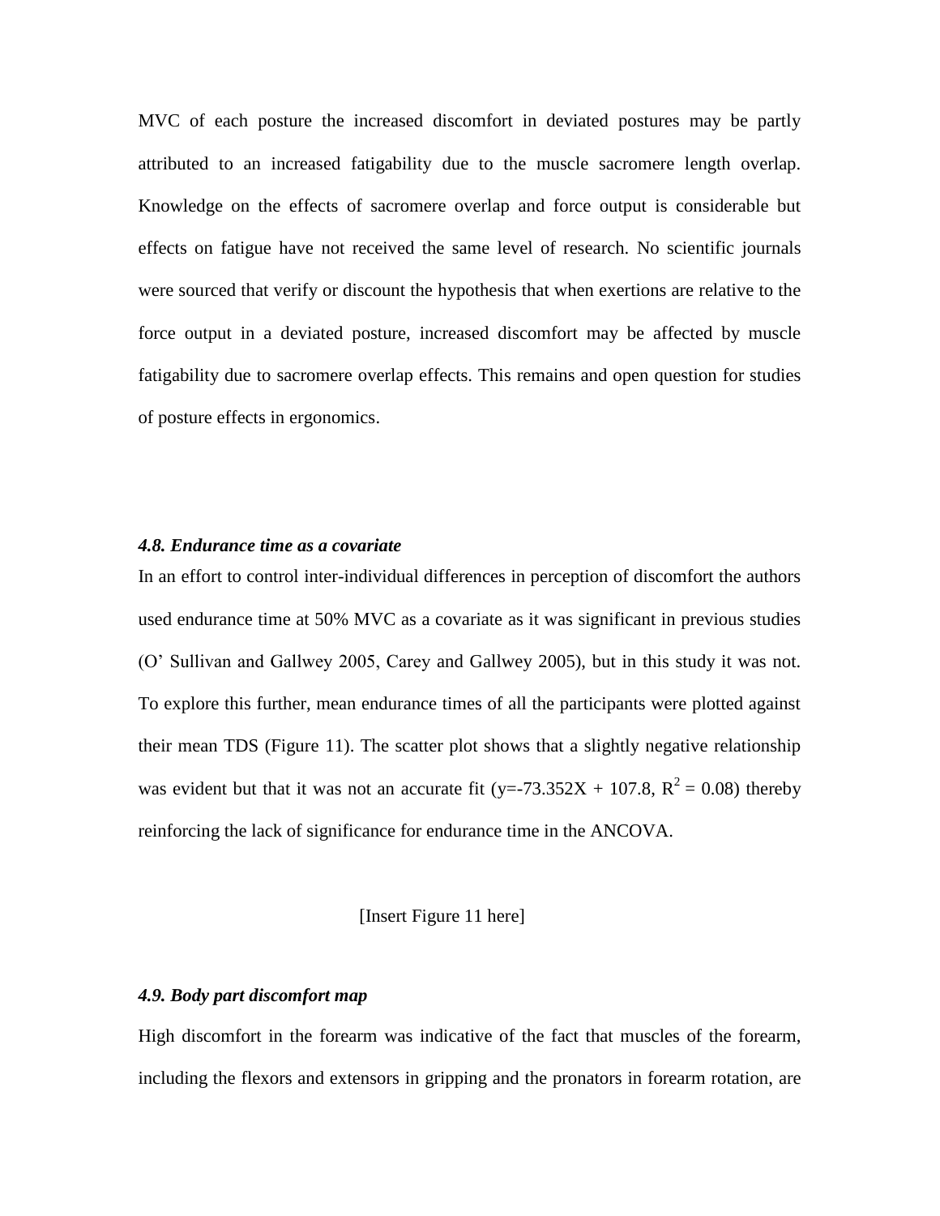MVC of each posture the increased discomfort in deviated postures may be partly attributed to an increased fatigability due to the muscle sacromere length overlap. Knowledge on the effects of sacromere overlap and force output is considerable but effects on fatigue have not received the same level of research. No scientific journals were sourced that verify or discount the hypothesis that when exertions are relative to the force output in a deviated posture, increased discomfort may be affected by muscle fatigability due to sacromere overlap effects. This remains and open question for studies of posture effects in ergonomics.

### *4.8. Endurance time as a covariate*

In an effort to control inter-individual differences in perception of discomfort the authors used endurance time at 50% MVC as a covariate as it was significant in previous studies (O' Sullivan and Gallwey 2005, Carey and Gallwey 2005), but in this study it was not. To explore this further, mean endurance times of all the participants were plotted against their mean TDS (Figure 11). The scatter plot shows that a slightly negative relationship was evident but that it was not an accurate fit ($y=-73.352X + 107.8$, $R^2 = 0.08$) thereby reinforcing the lack of significance for endurance time in the ANCOVA.

[Insert Figure 11 here]

### *4.9. Body part discomfort map*

High discomfort in the forearm was indicative of the fact that muscles of the forearm, including the flexors and extensors in gripping and the pronators in forearm rotation, are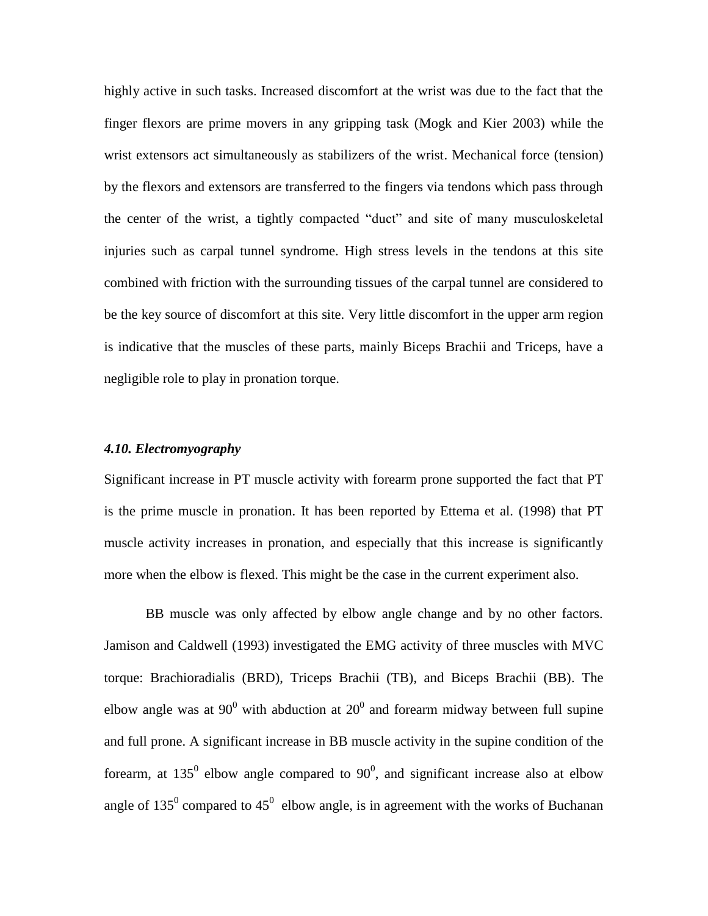highly active in such tasks. Increased discomfort at the wrist was due to the fact that the finger flexors are prime movers in any gripping task (Mogk and Kier 2003) while the wrist extensors act simultaneously as stabilizers of the wrist. Mechanical force (tension) by the flexors and extensors are transferred to the fingers via tendons which pass through the center of the wrist, a tightly compacted "duct" and site of many musculoskeletal injuries such as carpal tunnel syndrome. High stress levels in the tendons at this site combined with friction with the surrounding tissues of the carpal tunnel are considered to be the key source of discomfort at this site. Very little discomfort in the upper arm region is indicative that the muscles of these parts, mainly Biceps Brachii and Triceps, have a negligible role to play in pronation torque.

### *4.10. Electromyography*

Significant increase in PT muscle activity with forearm prone supported the fact that PT is the prime muscle in pronation. It has been reported by Ettema et al. (1998) that PT muscle activity increases in pronation, and especially that this increase is significantly more when the elbow is flexed. This might be the case in the current experiment also.

BB muscle was only affected by elbow angle change and by no other factors. Jamison and Caldwell (1993) investigated the EMG activity of three muscles with MVC torque: Brachioradialis (BRD), Triceps Brachii (TB), and Biceps Brachii (BB). The elbow angle was at $90^0$ with abduction at $20^0$ and forearm midway between full supine and full prone. A significant increase in BB muscle activity in the supine condition of the forearm, at $135^0$ elbow angle compared to $90^0$, and significant increase also at elbow angle of $135^0$ compared to $45^0$ elbow angle, is in agreement with the works of Buchanan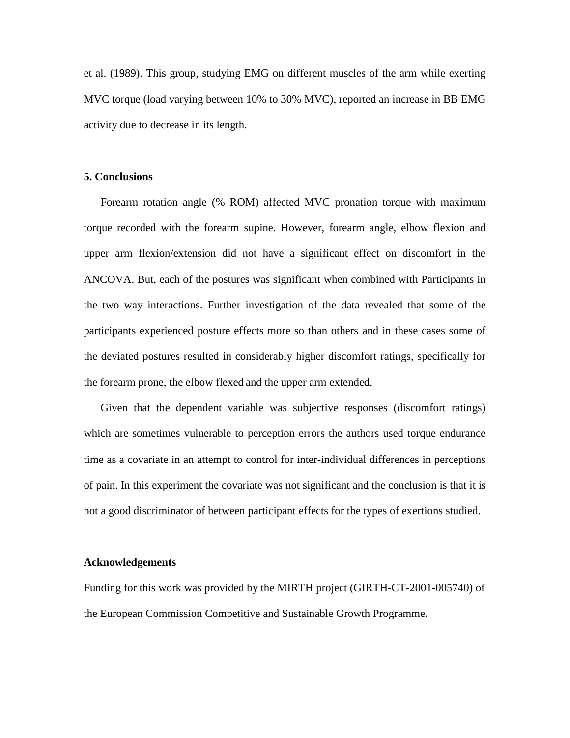et al. (1989). This group, studying EMG on different muscles of the arm while exerting MVC torque (load varying between 10% to 30% MVC), reported an increase in BB EMG activity due to decrease in its length.

## 5. Conclusions

Forearm rotation angle (% ROM) affected MVC pronation torque with maximum torque recorded with the forearm supine. However, forearm angle, elbow flexion and upper arm flexion/extension did not have a significant effect on discomfort in the ANCOVA. But, each of the postures was significant when combined with Participants in the two way interactions. Further investigation of the data revealed that some of the participants experienced posture effects more so than others and in these cases some of the deviated postures resulted in considerably higher discomfort ratings, specifically for the forearm prone, the elbow flexed and the upper arm extended.

Given that the dependent variable was subjective responses (discomfort ratings) which are sometimes vulnerable to perception errors the authors used torque endurance time as a covariate in an attempt to control for inter-individual differences in perceptions of pain. In this experiment the covariate was not significant and the conclusion is that it is not a good discriminator of between participant effects for the types of exertions studied.

## Acknowledgements

Funding for this work was provided by the MIRTH project (GIRTH-CT-2001-005740) of the European Commission Competitive and Sustainable Growth Programme.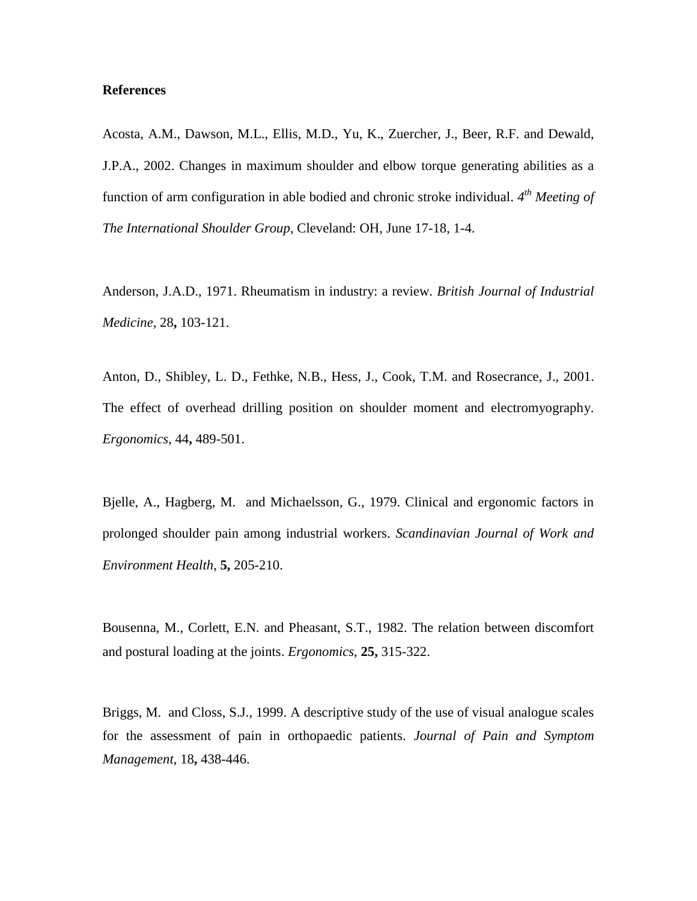**References**

Acosta, A.M., Dawson, M.L., Ellis, M.D., Yu, K., Zuercher, J., Beer, R.F. and Dewald, J.P.A., 2002. Changes in maximum shoulder and elbow torque generating abilities as a function of arm configuration in able bodied and chronic stroke individual. *4th Meeting of The International Shoulder Group*, Cleveland: OH, June 17-18, 1-4.

Anderson, J.A.D., 1971. Rheumatism in industry: a review. *British Journal of Industrial Medicine*, 28**,** 103-121.

Anton, D., Shibley, L. D., Fethke, N.B., Hess, J., Cook, T.M. and Rosecrance, J., 2001. The effect of overhead drilling position on shoulder moment and electromyography. *Ergonomics*, 44**,** 489-501.

Bjelle, A., Hagberg, M. and Michaelsson, G., 1979. Clinical and ergonomic factors in prolonged shoulder pain among industrial workers. *Scandinavian Journal of Work and Environment Health*, **5,** 205-210.

Bousenna, M., Corlett, E.N. and Pheasant, S.T., 1982. The relation between discomfort and postural loading at the joints. *Ergonomics*, **25,** 315-322.

Briggs, M. and Closs, S.J., 1999. A descriptive study of the use of visual analogue scales for the assessment of pain in orthopaedic patients. *Journal of Pain and Symptom Management*, 18**,** 438-446.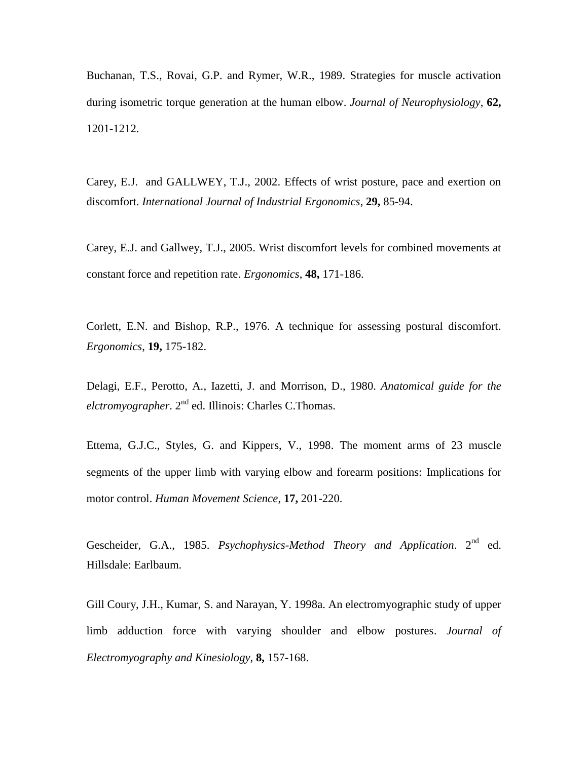Buchanan, T.S., Rovai, G.P. and Rymer, W.R., 1989. Strategies for muscle activation during isometric torque generation at the human elbow. *Journal of Neurophysiology*, **62,** 1201-1212.

Carey, E.J. and GALLWEY, T.J., 2002. Effects of wrist posture, pace and exertion on discomfort. *International Journal of Industrial Ergonomics*, **29,** 85-94.

Carey, E.J. and Gallwey, T.J., 2005. Wrist discomfort levels for combined movements at constant force and repetition rate. *Ergonomics*, **48,** 171-186.

Corlett, E.N. and Bishop, R.P., 1976. A technique for assessing postural discomfort. *Ergonomics*, **19,** 175-182.

Delagi, E.F., Perotto, A., Iazetti, J. and Morrison, D., 1980. *Anatomical guide for the elctromyographer*. 2nd ed. Illinois: Charles C.Thomas.

Ettema, G.J.C., Styles, G. and Kippers, V., 1998. The moment arms of 23 muscle segments of the upper limb with varying elbow and forearm positions: Implications for motor control. *Human Movement Science*, **17,** 201-220.

Gescheider, G.A., 1985. *Psychophysics-Method Theory and Application*. 2nd ed. Hillsdale: Earlbaum.

Gill Coury, J.H., Kumar, S. and Narayan, Y. 1998a. An electromyographic study of upper limb adduction force with varying shoulder and elbow postures. *Journal of Electromyography and Kinesiology*, **8,** 157-168.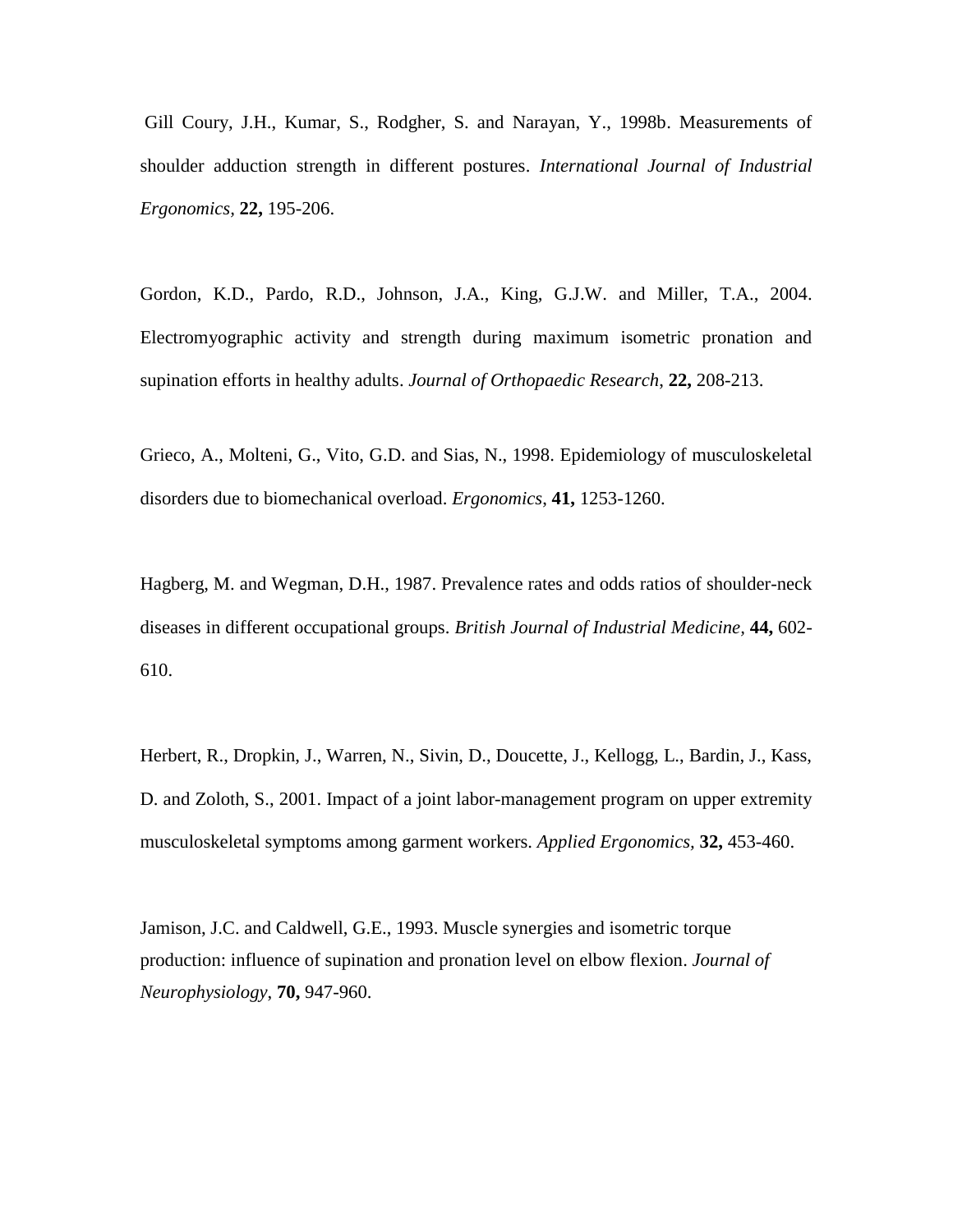Gill Coury, J.H., Kumar, S., Rodgher, S. and Narayan, Y., 1998b. Measurements of shoulder adduction strength in different postures. *International Journal of Industrial Ergonomics*, **22,** 195-206.

Gordon, K.D., Pardo, R.D., Johnson, J.A., King, G.J.W. and Miller, T.A., 2004. Electromyographic activity and strength during maximum isometric pronation and supination efforts in healthy adults. *Journal of Orthopaedic Research*, **22,** 208-213.

Grieco, A., Molteni, G., Vito, G.D. and Sias, N., 1998. Epidemiology of musculoskeletal disorders due to biomechanical overload. *Ergonomics*, **41,** 1253-1260.

Hagberg, M. and Wegman, D.H., 1987. Prevalence rates and odds ratios of shoulder-neck diseases in different occupational groups. *British Journal of Industrial Medicine,* **44,** 602-610.

Herbert, R., Dropkin, J., Warren, N., Sivin, D., Doucette, J., Kellogg, L., Bardin, J., Kass, D. and Zoloth, S., 2001. Impact of a joint labor-management program on upper extremity musculoskeletal symptoms among garment workers. *Applied Ergonomics,* **32,** 453-460.

Jamison, J.C. and Caldwell, G.E., 1993. Muscle synergies and isometric torque production: influence of supination and pronation level on elbow flexion. *Journal of Neurophysiology*, **70,** 947-960.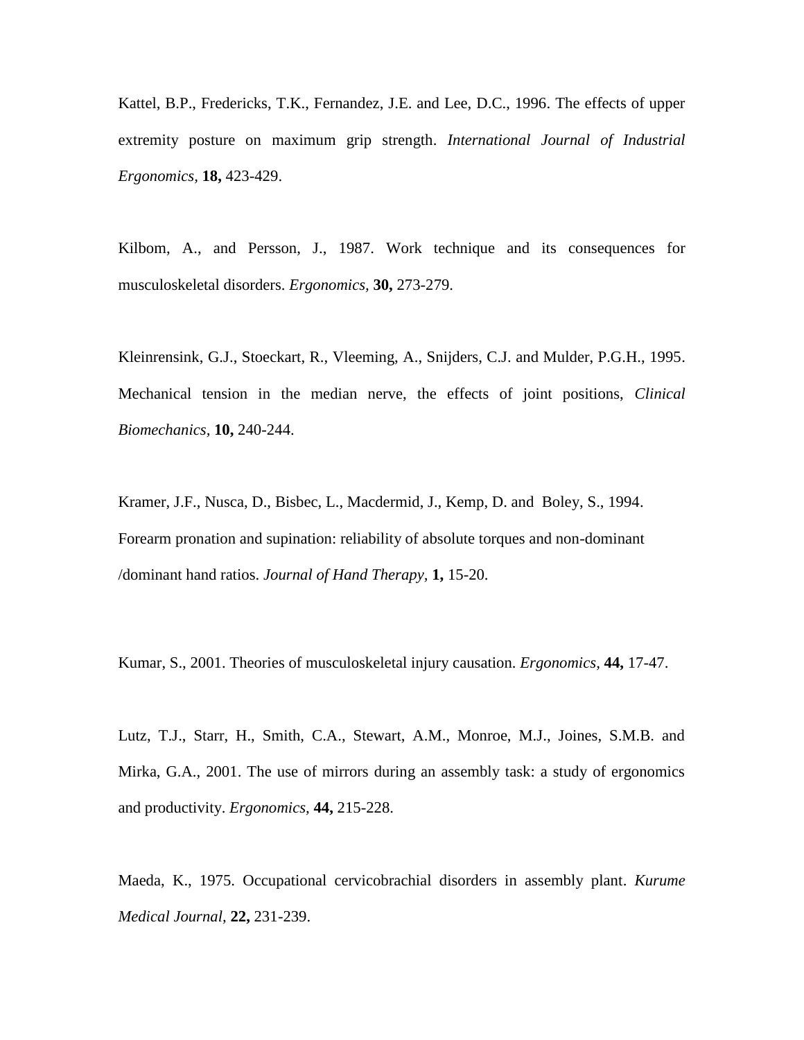Kattel, B.P., Fredericks, T.K., Fernandez, J.E. and Lee, D.C., 1996. The effects of upper extremity posture on maximum grip strength. *International Journal of Industrial Ergonomics,* **18,** 423-429.

Kilbom, A., and Persson, J., 1987. Work technique and its consequences for musculoskeletal disorders. *Ergonomics,* **30,** 273-279.

Kleinrensink, G.J., Stoeckart, R., Vleeming, A., Snijders, C.J. and Mulder, P.G.H., 1995. Mechanical tension in the median nerve, the effects of joint positions, *Clinical Biomechanics,* **10,** 240-244.

Kramer, J.F., Nusca, D., Bisbec, L., Macdermid, J., Kemp, D. and Boley, S., 1994. Forearm pronation and supination: reliability of absolute torques and non-dominant /dominant hand ratios. *Journal of Hand Therapy,* **1,** 15-20.

Kumar, S., 2001. Theories of musculoskeletal injury causation. *Ergonomics,* **44,** 17-47.

Lutz, T.J., Starr, H., Smith, C.A., Stewart, A.M., Monroe, M.J., Joines, S.M.B. and Mirka, G.A., 2001. The use of mirrors during an assembly task: a study of ergonomics and productivity. *Ergonomics,* **44,** 215-228.

Maeda, K., 1975. Occupational cervicobrachial disorders in assembly plant. *Kurume Medical Journal,* **22,** 231-239.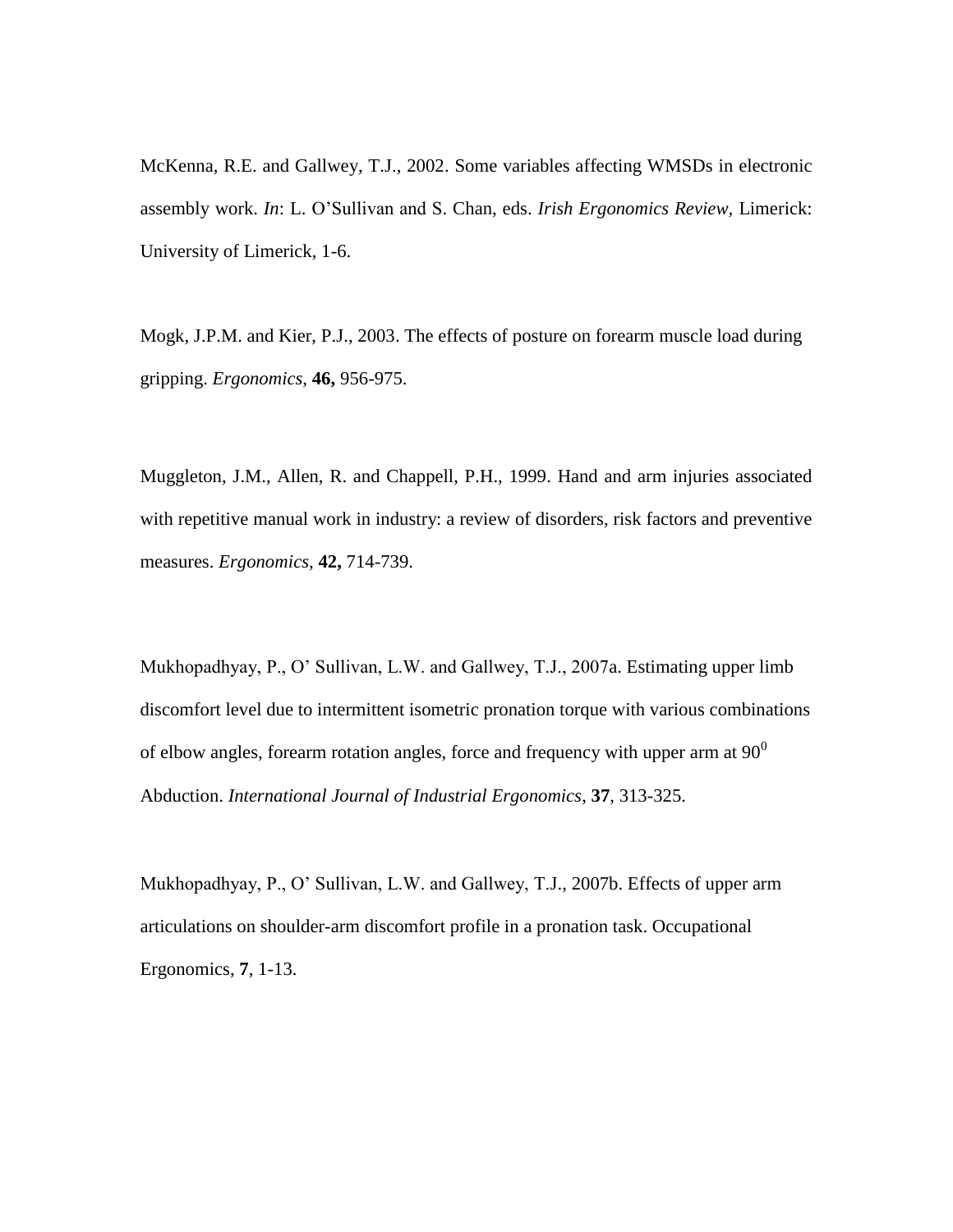McKenna, R.E. and Gallwey, T.J., 2002. Some variables affecting WMSDs in electronic assembly work. *In*: L. O'Sullivan and S. Chan, eds. *Irish Ergonomics Review,* Limerick: University of Limerick, 1-6.

Mogk, J.P.M. and Kier, P.J., 2003. The effects of posture on forearm muscle load during gripping. *Ergonomics*, **46,** 956-975.

Muggleton, J.M., Allen, R. and Chappell, P.H., 1999. Hand and arm injuries associated with repetitive manual work in industry: a review of disorders, risk factors and preventive measures. *Ergonomics,* **42,** 714-739.

Mukhopadhyay, P., O' Sullivan, L.W. and Gallwey, T.J., 2007a. Estimating upper limb discomfort level due to intermittent isometric pronation torque with various combinations of elbow angles, forearm rotation angles, force and frequency with upper arm at $90^0$ Abduction. *International Journal of Industrial Ergonomics*, **37**, 313-325.

Mukhopadhyay, P., O' Sullivan, L.W. and Gallwey, T.J., 2007b. Effects of upper arm articulations on shoulder-arm discomfort profile in a pronation task. Occupational Ergonomics, **7**, 1-13.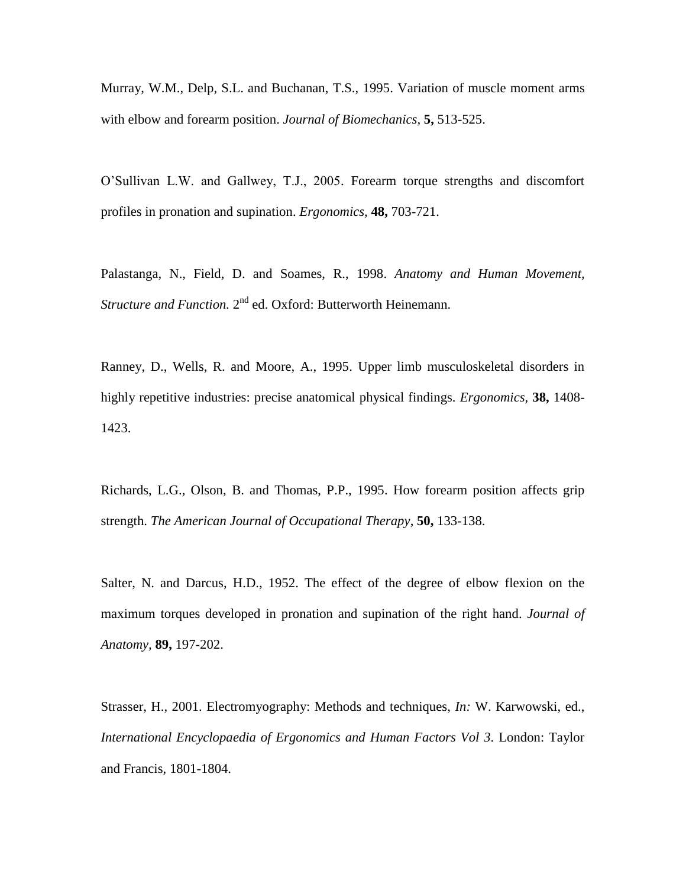Murray, W.M., Delp, S.L. and Buchanan, T.S., 1995. Variation of muscle moment arms with elbow and forearm position. *Journal of Biomechanics,* **5,** 513-525.

O'Sullivan L.W. and Gallwey, T.J., 2005. Forearm torque strengths and discomfort profiles in pronation and supination. *Ergonomics,* **48,** 703-721.

Palastanga, N., Field, D. and Soames, R., 1998. *Anatomy and Human Movement, Structure and Function.* 2nd ed. Oxford: Butterworth Heinemann.

Ranney, D., Wells, R. and Moore, A., 1995. Upper limb musculoskeletal disorders in highly repetitive industries: precise anatomical physical findings. *Ergonomics*, **38,** 1408-1423.

Richards, L.G., Olson, B. and Thomas, P.P., 1995. How forearm position affects grip strength. *The American Journal of Occupational Therapy*, **50,** 133-138.

Salter, N. and Darcus, H.D., 1952. The effect of the degree of elbow flexion on the maximum torques developed in pronation and supination of the right hand. *Journal of Anatomy*, **89,** 197-202.

Strasser, H., 2001. Electromyography: Methods and techniques, *In:* W. Karwowski, ed., *International Encyclopaedia of Ergonomics and Human Factors Vol 3*. London: Taylor and Francis, 1801-1804.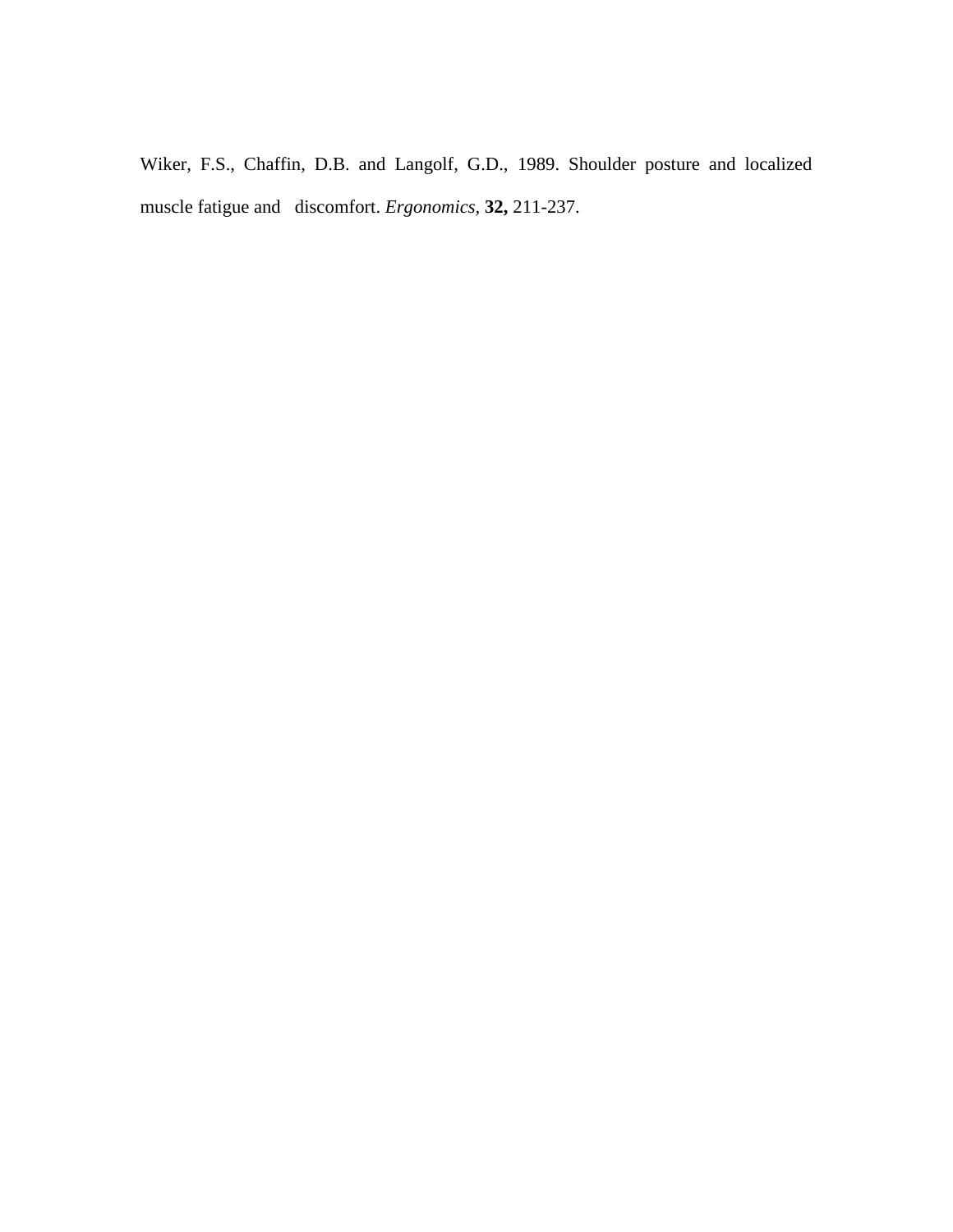Wiker, F.S., Chaffin, D.B. and Langolf, G.D., 1989. Shoulder posture and localized muscle fatigue and discomfort. *Ergonomics,* **32,** 211-237.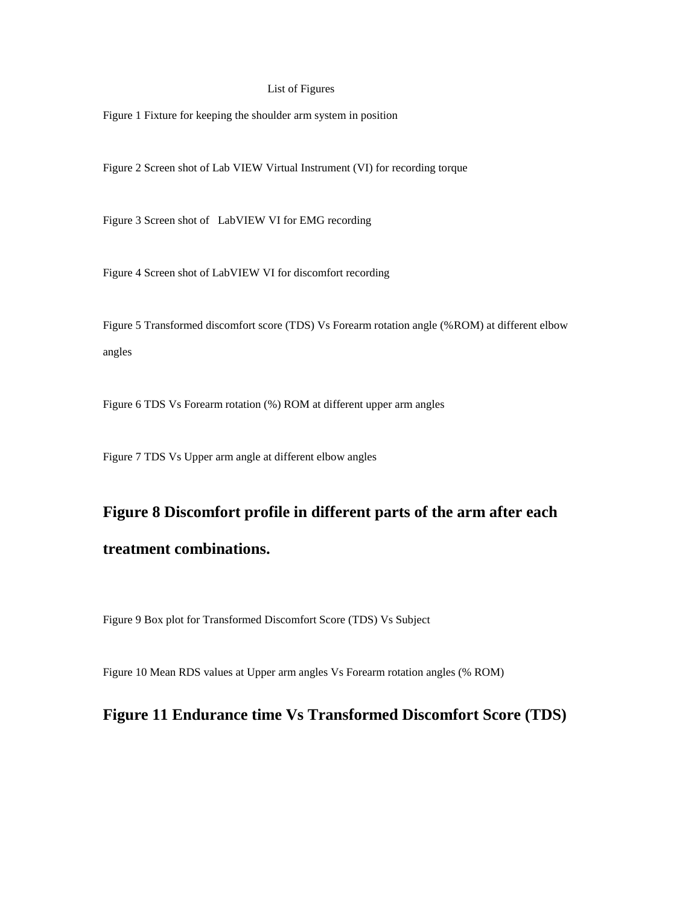List of Figures

Figure 1 Fixture for keeping the shoulder arm system in position

Figure 2 Screen shot of Lab VIEW Virtual Instrument (VI) for recording torque

Figure 3 Screen shot of LabVIEW VI for EMG recording

Figure 4 Screen shot of LabVIEW VI for discomfort recording

Figure 5 Transformed discomfort score (TDS) Vs Forearm rotation angle (%ROM) at different elbow angles

Figure 6 TDS Vs Forearm rotation (%) ROM at different upper arm angles

Figure 7 TDS Vs Upper arm angle at different elbow angles

**Figure 8 Discomfort profile in different parts of the arm after each treatment combinations.**

Figure 9 Box plot for Transformed Discomfort Score (TDS) Vs Subject

Figure 10 Mean RDS values at Upper arm angles Vs Forearm rotation angles (% ROM)

**Figure 11 Endurance time Vs Transformed Discomfort Score (TDS)**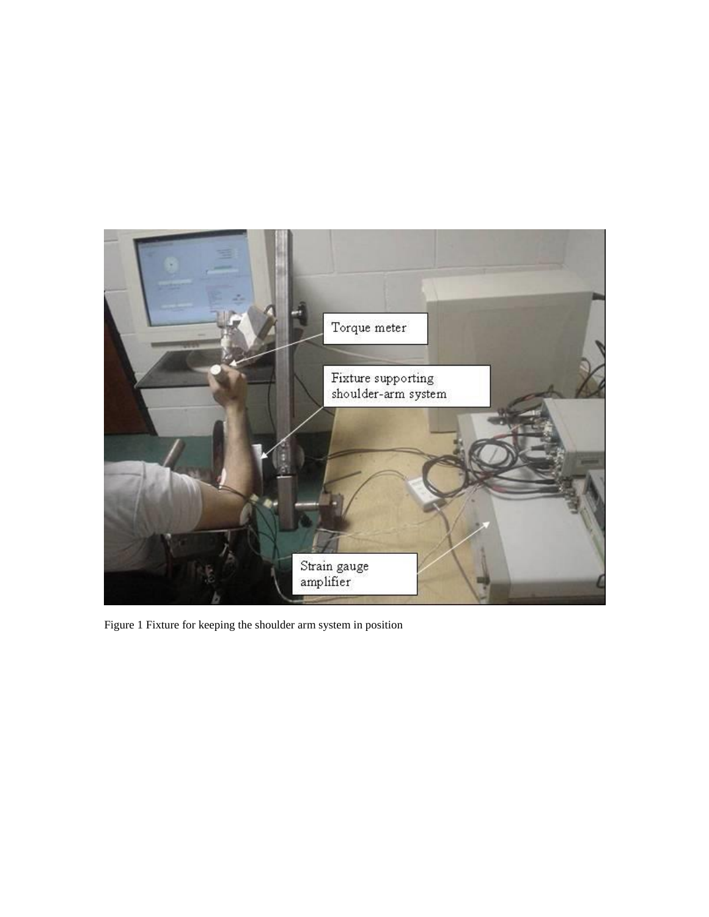Figure 1 Fixture for keeping the shoulder arm system in position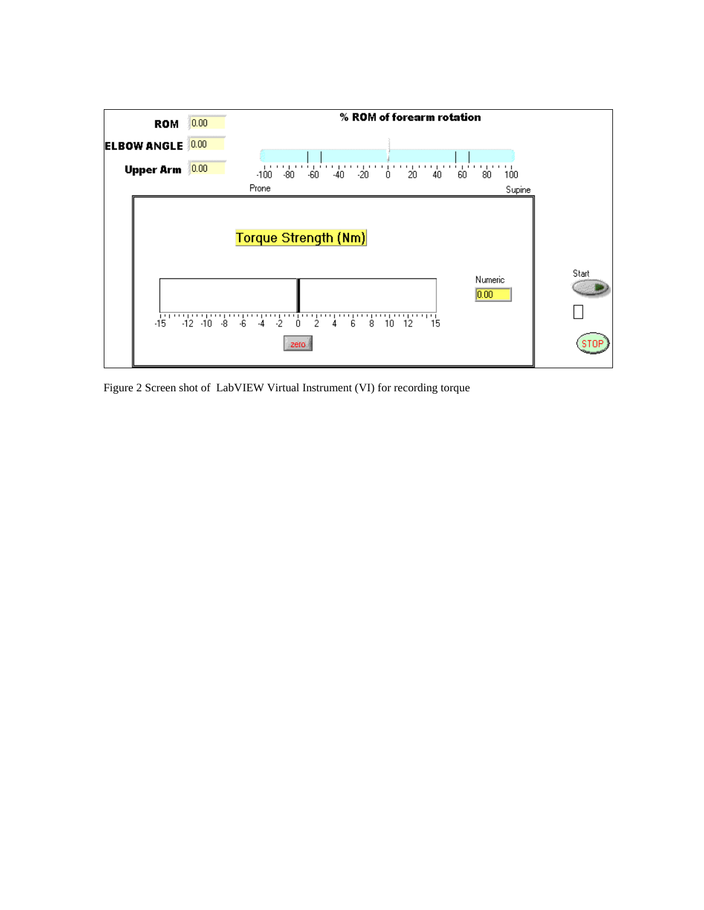Figure 2 Screen shot of LabVIEW Virtual Instrument (VI) for recording torque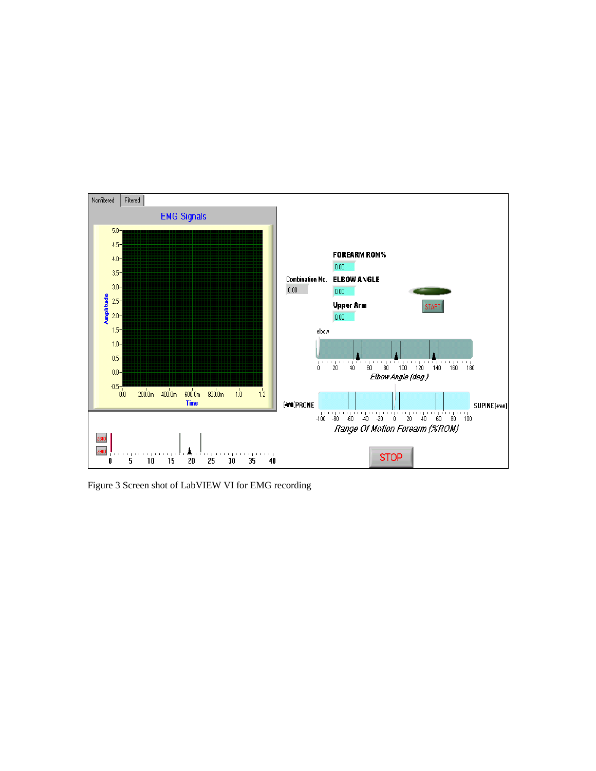Figure 3 Screen shot of LabVIEW VI for EMG recording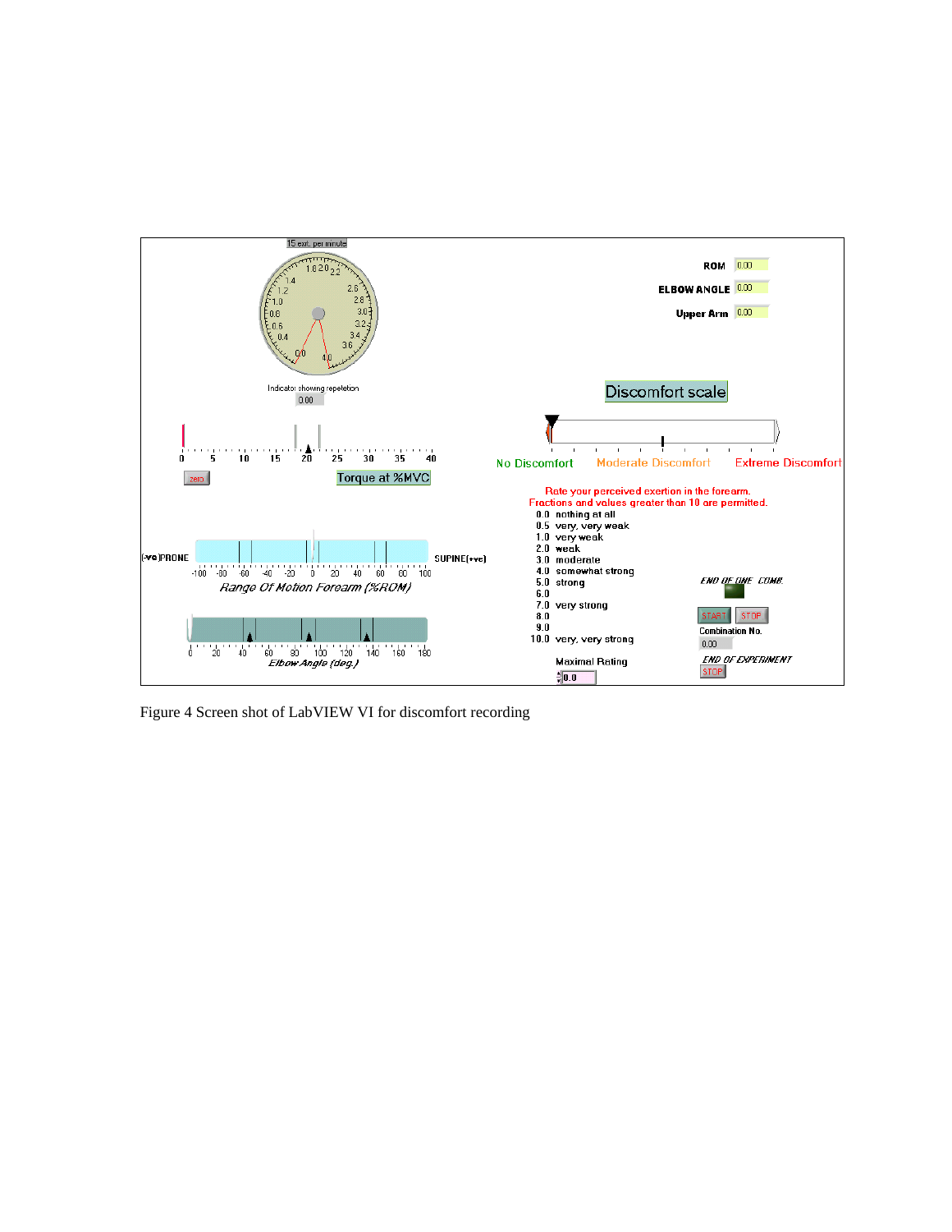Figure 4 Screen shot of LabVIEW VI for discomfort recording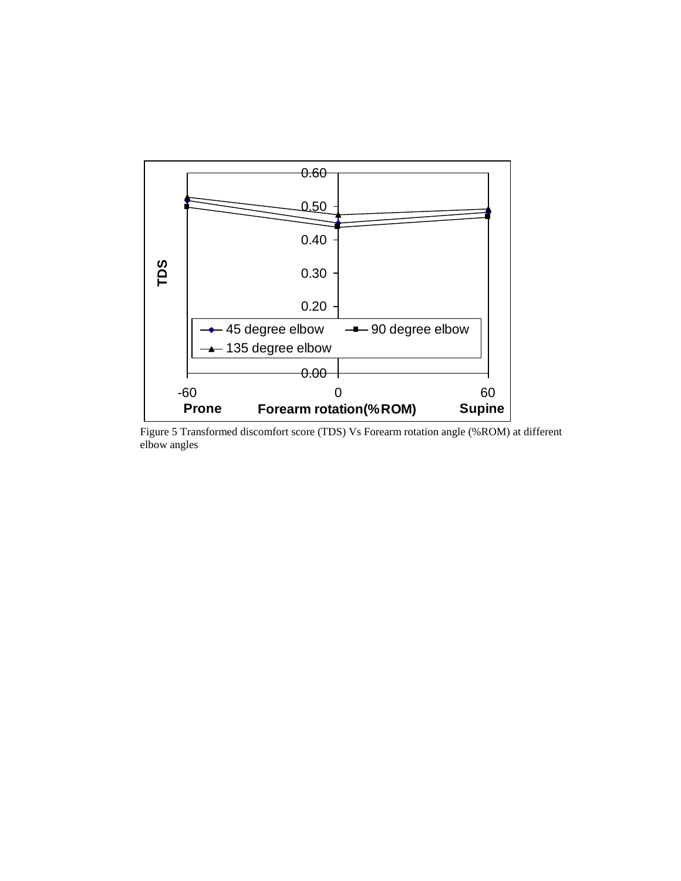Figure 5 Transformed discomfort score (TDS) Vs Forearm rotation angle (%ROM) at different elbow angles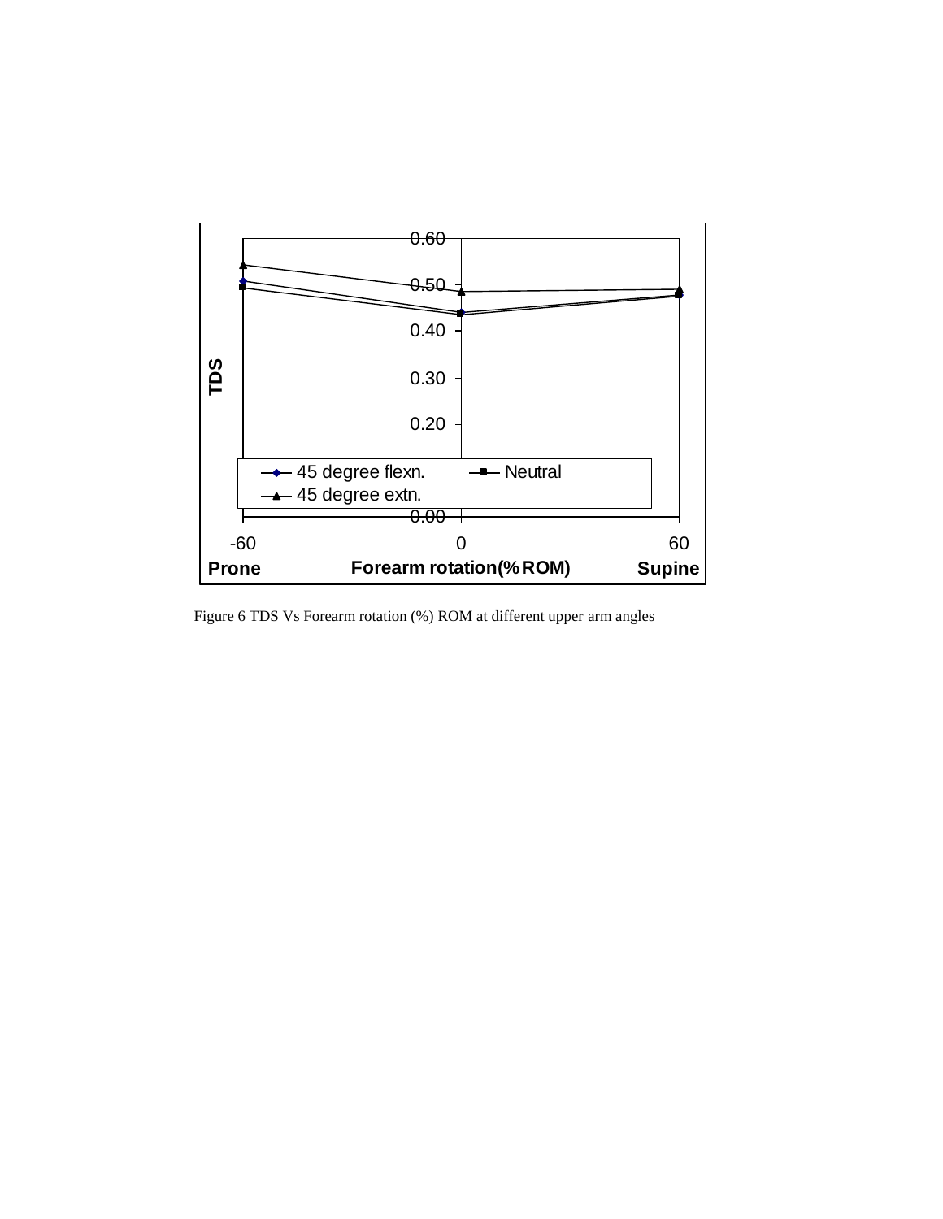Figure 6 TDS Vs Forearm rotation (%) ROM at different upper arm angles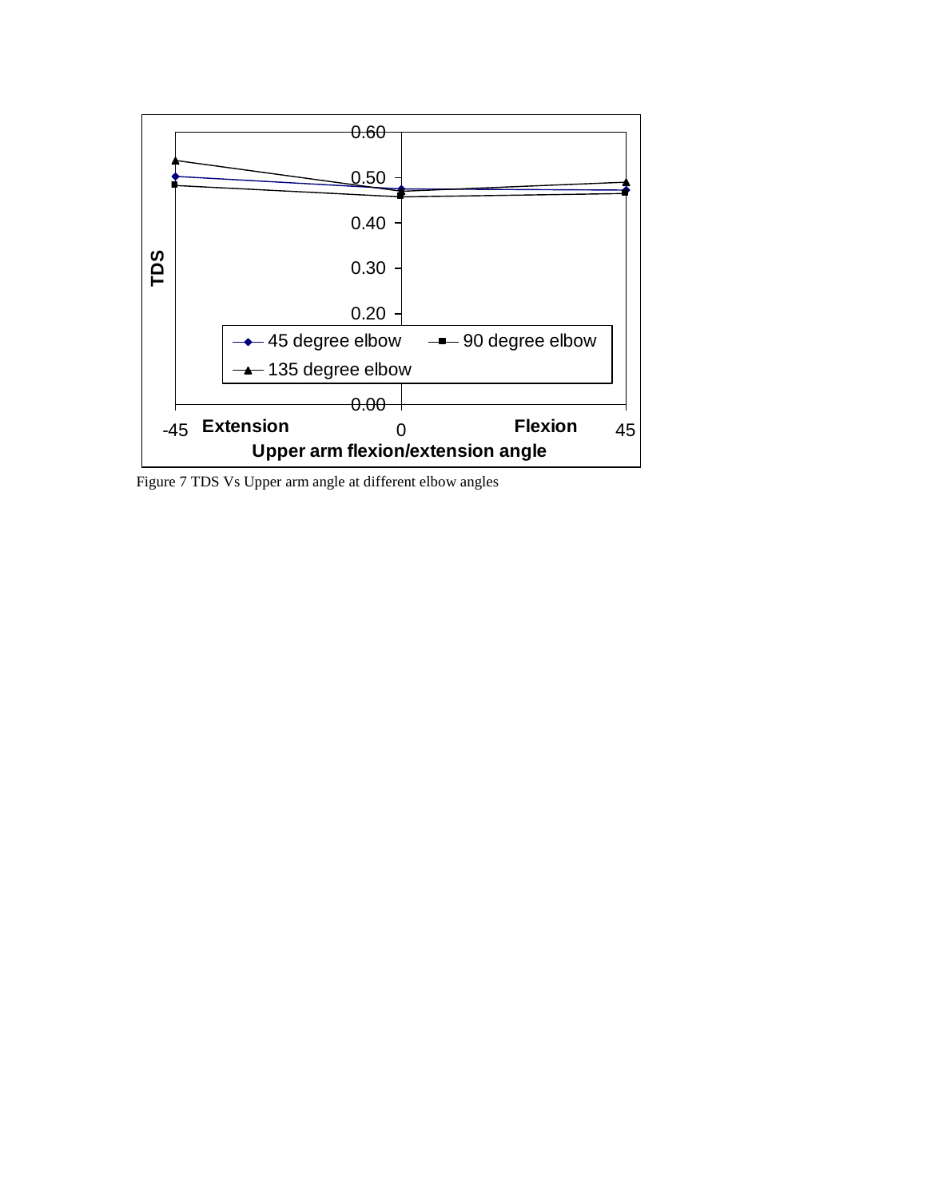Figure 7 TDS Vs Upper arm angle at different elbow angles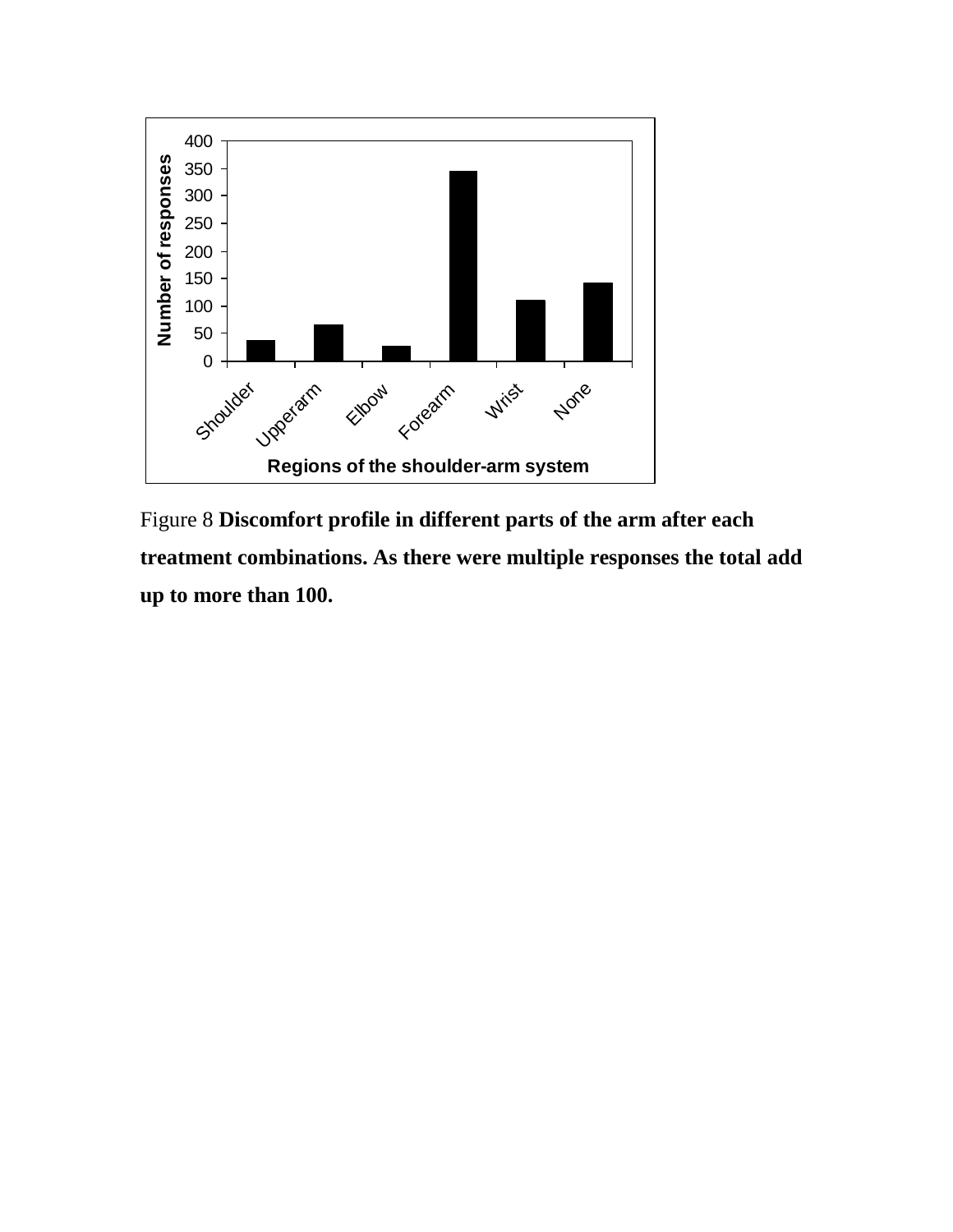Figure 8 **Discomfort profile in different parts of the arm after each treatment combinations. As there were multiple responses the total add up to more than 100.**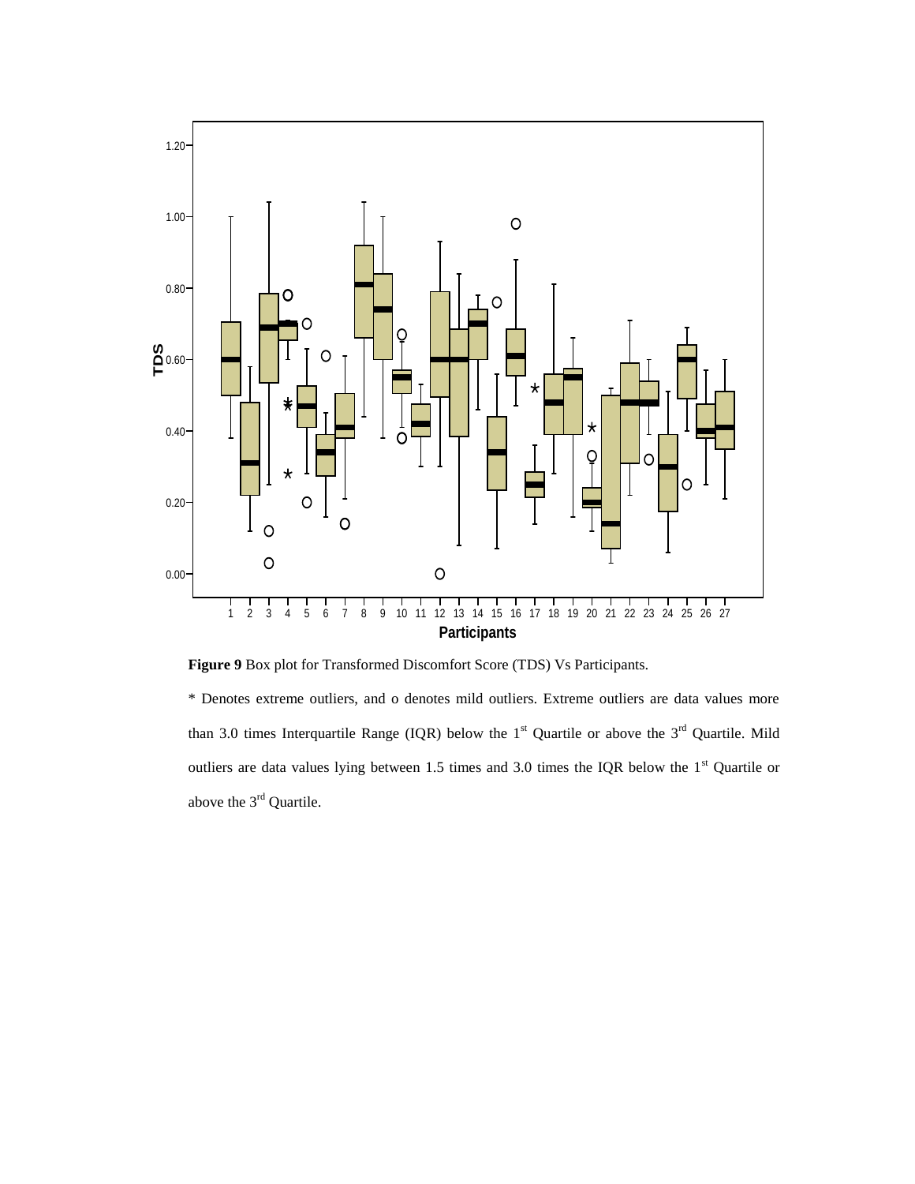**Figure 9** Box plot for Transformed Discomfort Score (TDS) Vs Participants.

* Denotes extreme outliers, and o denotes mild outliers. Extreme outliers are data values more than 3.0 times Interquartile Range (IQR) below the 1st Quartile or above the 3rd Quartile. Mild outliers are data values lying between 1.5 times and 3.0 times the IQR below the 1st Quartile or above the 3rd Quartile.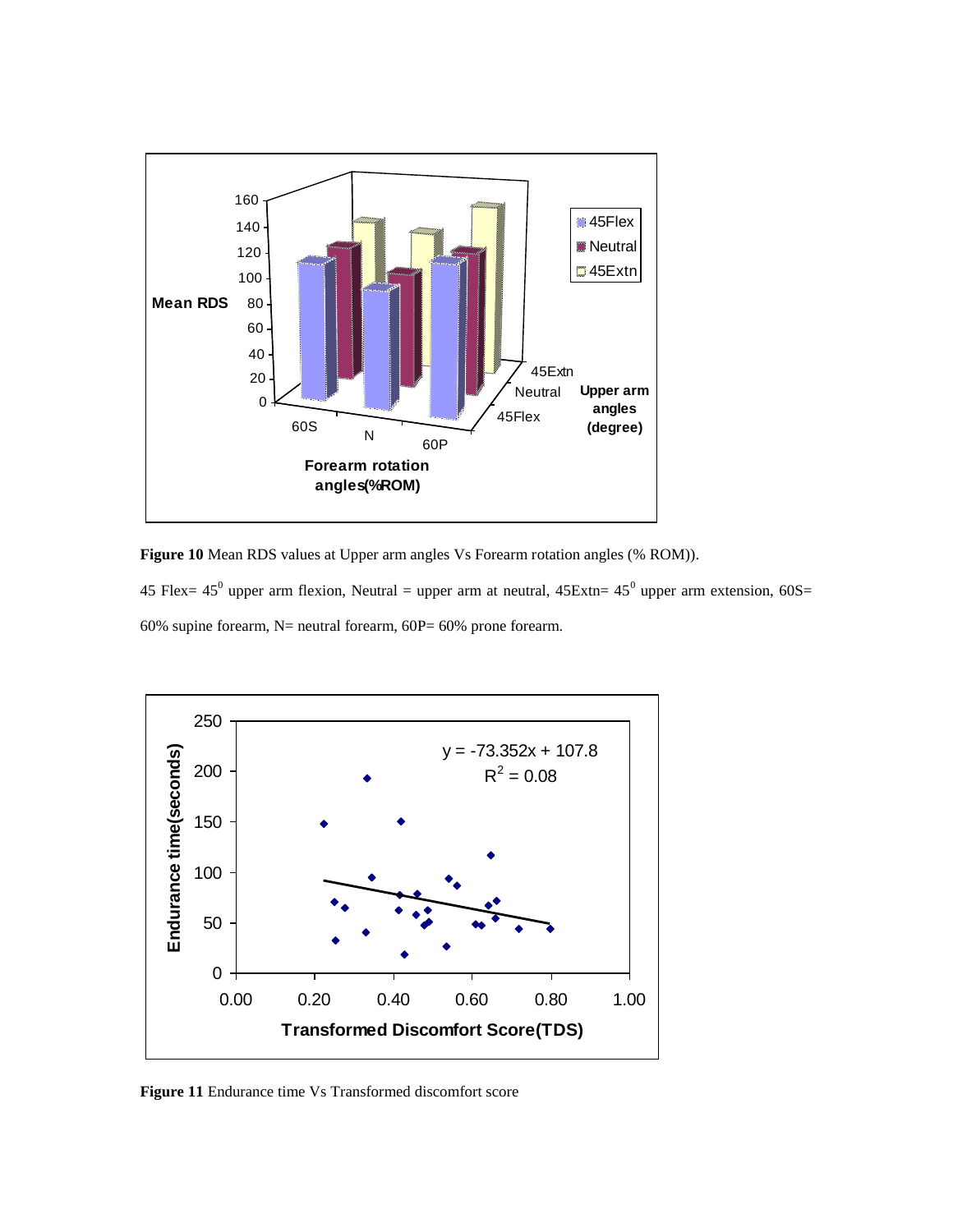**Figure 10** Mean RDS values at Upper arm angles Vs Forearm rotation angles (% ROM)).

45 Flex= $45^0$ upper arm flexion, Neutral = upper arm at neutral, 45Extn= $45^0$ upper arm extension, 60S= 60% supine forearm, N= neutral forearm, 60P= 60% prone forearm.

**Figure 11** Endurance time Vs Transformed discomfort score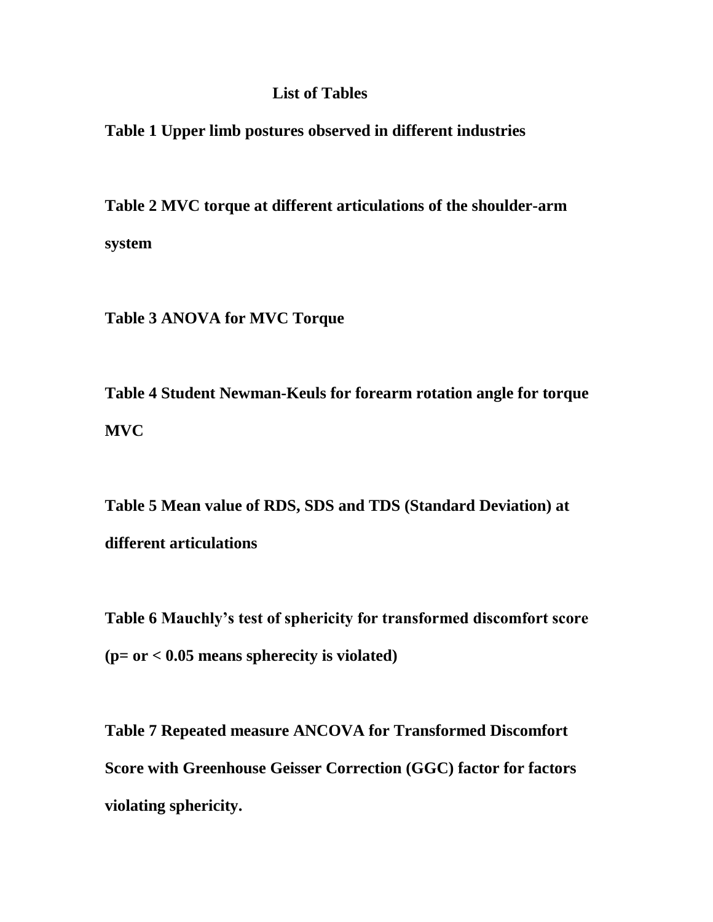# List of Tables

**Table 1 Upper limb postures observed in different industries**

**Table 2 MVC torque at different articulations of the shoulder-arm system**

**Table 3 ANOVA for MVC Torque**

**Table 4 Student Newman-Keuls for forearm rotation angle for torque MVC**

**Table 5 Mean value of RDS, SDS and TDS (Standard Deviation) at different articulations**

**Table 6 Mauchly's test of sphericity for transformed discomfort score (p= or < 0.05 means spherecity is violated)**

**Table 7 Repeated measure ANCOVA for Transformed Discomfort Score with Greenhouse Geisser Correction (GGC) factor for factors violating sphericity.**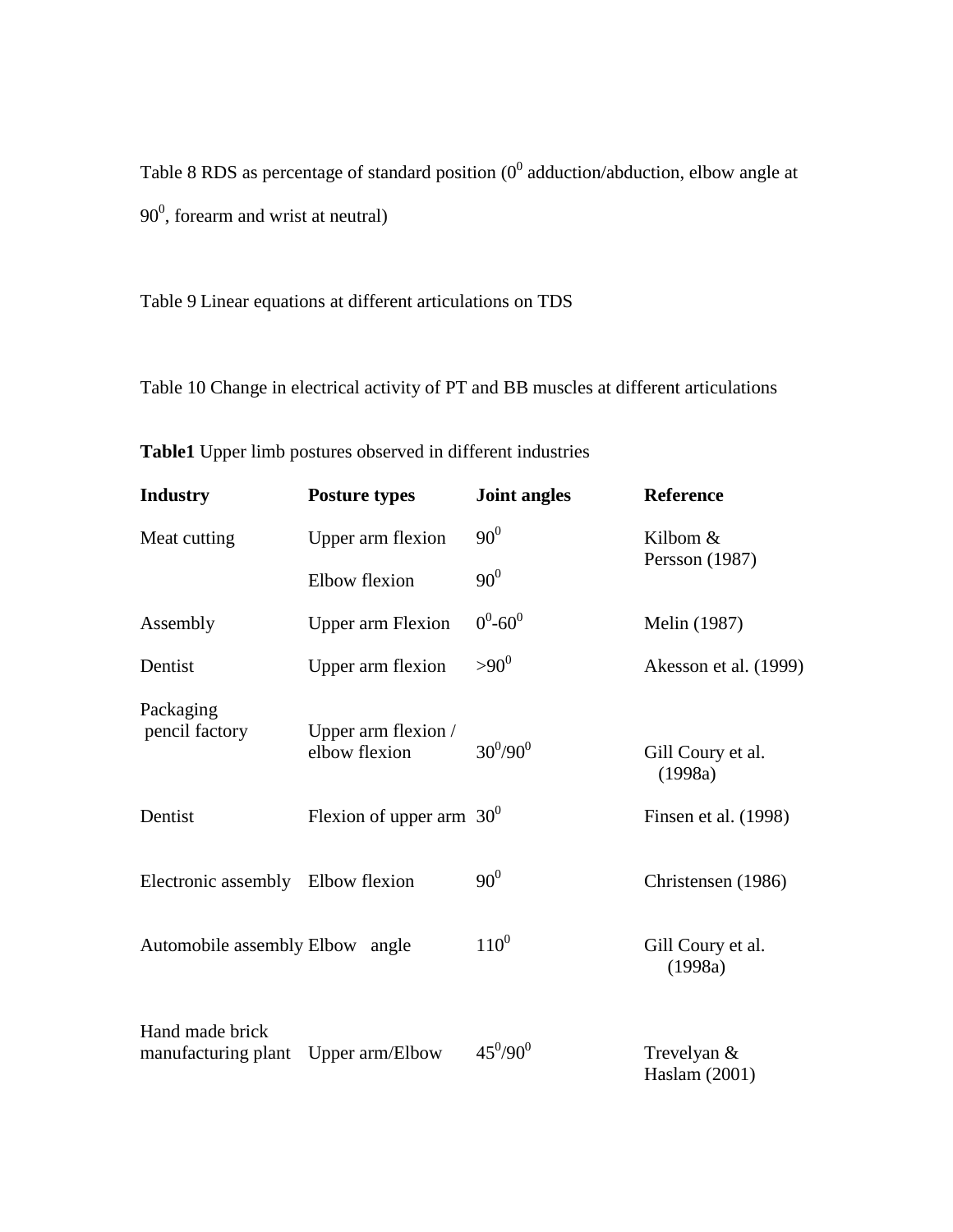Table 8 RDS as percentage of standard position ($0^0$ adduction/abduction, elbow angle at $90^0$, forearm and wrist at neutral)

Table 9 Linear equations at different articulations on TDS

Table 10 Change in electrical activity of PT and BB muscles at different articulations

**Table1** Upper limb postures observed in different industries

| **Industry** | **Posture types** | **Joint angles** | **Reference** |
|---|---|---|---|
| Meat cutting | Upper arm flexion | $90^0$ | Kilbom & Persson (1987) |
| | Elbow flexion | $90^0$ | |
| Assembly | Upper arm Flexion | $0^0$-$60^0$ | Melin (1987) |
| Dentist | Upper arm flexion | $>90^0$ | Akesson et al. (1999) |
| Packaging pencil factory | Upper arm flexion / elbow flexion | $30^0/90^0$ | Gill Coury et al. (1998a) |
| Dentist | Flexion of upper arm | $30^0$ | Finsen et al. (1998) |
| Electronic assembly | Elbow flexion | $90^0$ | Christensen (1986) |
| Automobile assembly | Elbow angle | $110^0$ | Gill Coury et al. (1998a) |
| Hand made brick manufacturing plant | Upper arm/Elbow | $45^0/90^0$ | Trevelyan & Haslam (2001) |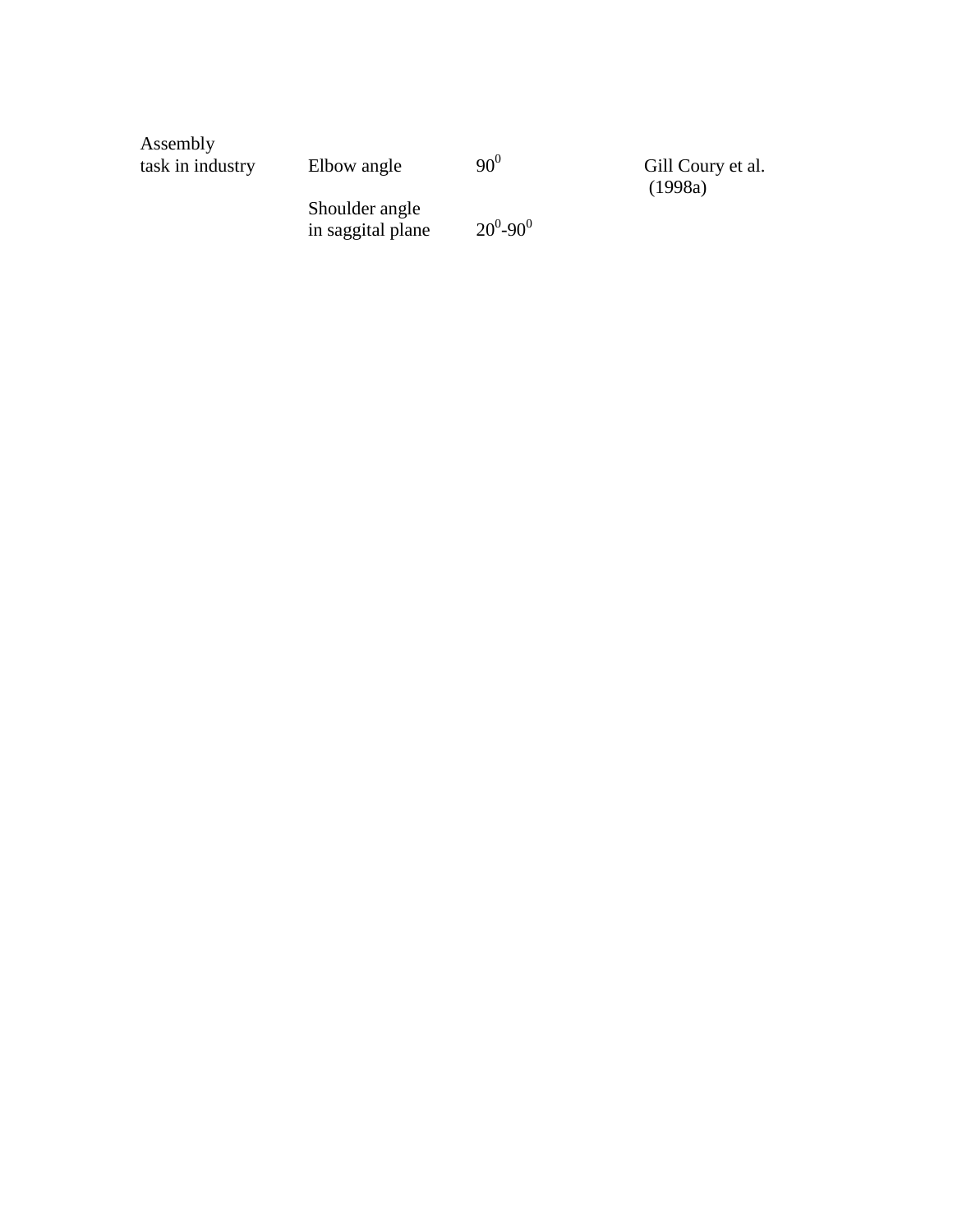| | | | |
|---|---|---|---|
| Assembly task in industry | Elbow angle | $90^0$ | Gill Coury et al. (1998a) |
| | Shoulder angle in saggital plane | $20^0$-$90^0$ | |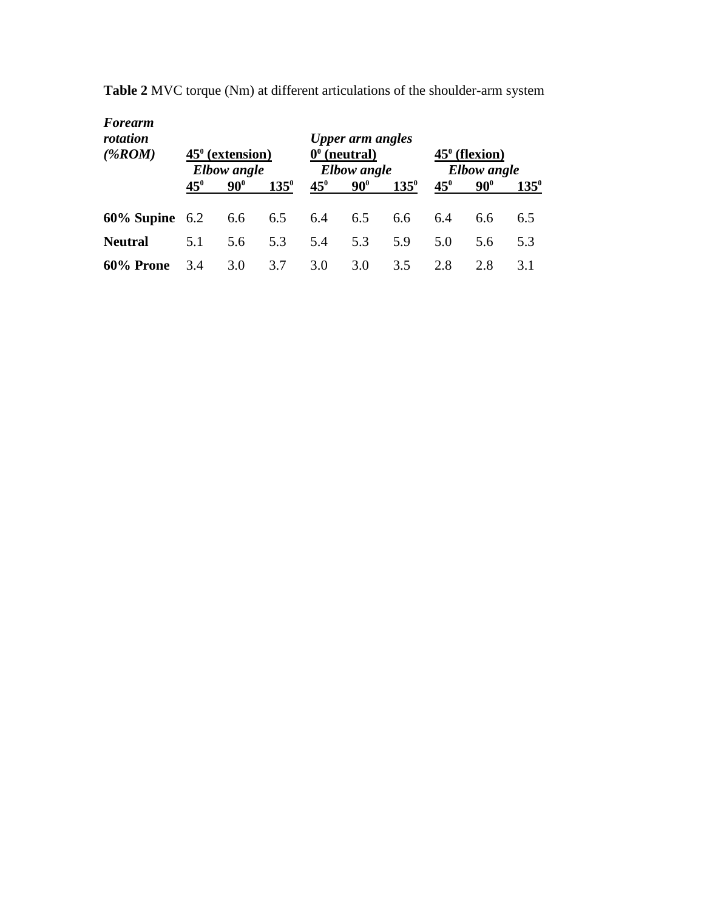**Table 2** MVC torque (Nm) at different articulations of the shoulder-arm system

| ***Forearm rotation (%ROM)*** | ***Upper arm angles*** | | | | | | | | |
|---|---|---|---|---|---|---|---|---|---|
| | **$45^0$ (extension)** | | | **$0^0$ (neutral)** | | | **$45^0$ (flexion)** | | |
| | ***Elbow angle*** | | | ***Elbow angle*** | | | ***Elbow angle*** | | |
| | **$45^0$** | **$90^0$** | **$135^0$** | **$45^0$** | **$90^0$** | **$135^0$** | **$45^0$** | **$90^0$** | **$135^0$** |
| **60% Supine** | 6.2 | 6.6 | 6.5 | 6.4 | 6.5 | 6.6 | 6.4 | 6.6 | 6.5 |
| **Neutral** | 5.1 | 5.6 | 5.3 | 5.4 | 5.3 | 5.9 | 5.0 | 5.6 | 5.3 |
| **60% Prone** | 3.4 | 3.0 | 3.7 | 3.0 | 3.0 | 3.5 | 2.8 | 2.8 | 3.1 |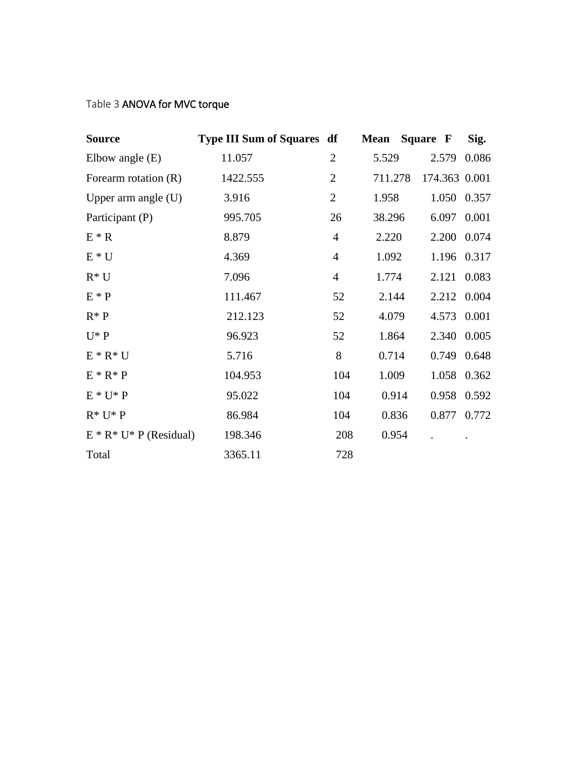Table 3 **ANOVA for MVC torque**

| Source | Type III Sum of Squares | df | Mean Square | F | Sig. |
|---|---|---|---|---|---|
| Elbow angle (E) | 11.057 | 2 | 5.529 | 2.579 | 0.086 |
| Forearm rotation (R) | 1422.555 | 2 | 711.278 | 174.363 | 0.001 |
| Upper arm angle (U) | 3.916 | 2 | 1.958 | 1.050 | 0.357 |
| Participant (P) | 995.705 | 26 | 38.296 | 6.097 | 0.001 |
| E * R | 8.879 | 4 | 2.220 | 2.200 | 0.074 |
| E * U | 4.369 | 4 | 1.092 | 1.196 | 0.317 |
| R* U | 7.096 | 4 | 1.774 | 2.121 | 0.083 |
| E * P | 111.467 | 52 | 2.144 | 2.212 | 0.004 |
| R* P | 212.123 | 52 | 4.079 | 4.573 | 0.001 |
| U* P | 96.923 | 52 | 1.864 | 2.340 | 0.005 |
| E * R* U | 5.716 | 8 | 0.714 | 0.749 | 0.648 |
| E * R* P | 104.953 | 104 | 1.009 | 1.058 | 0.362 |
| E * U* P | 95.022 | 104 | 0.914 | 0.958 | 0.592 |
| R* U* P | 86.984 | 104 | 0.836 | 0.877 | 0.772 |
| E * R* U* P (Residual) | 198.346 | 208 | 0.954 | . | . |
| Total | 3365.11 | 728 | | | |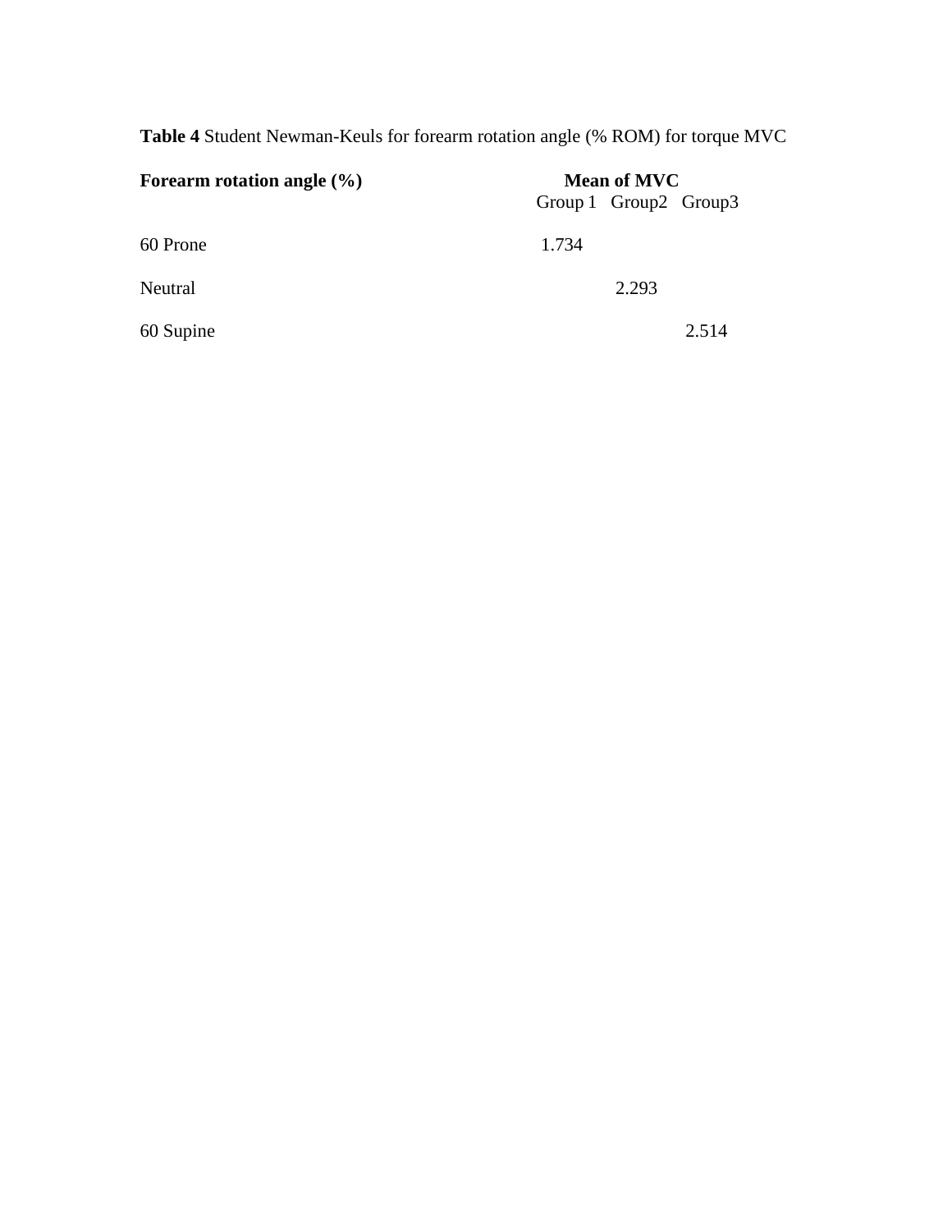**Table 4** Student Newman-Keuls for forearm rotation angle (% ROM) for torque MVC

| **Forearm rotation angle (%)** | **Mean of MVC** | | |
|---|---|---|---|
| | Group 1 | Group2 | Group3 |
| 60 Prone | 1.734 | | |
| Neutral | | 2.293 | |
| 60 Supine | | | 2.514 |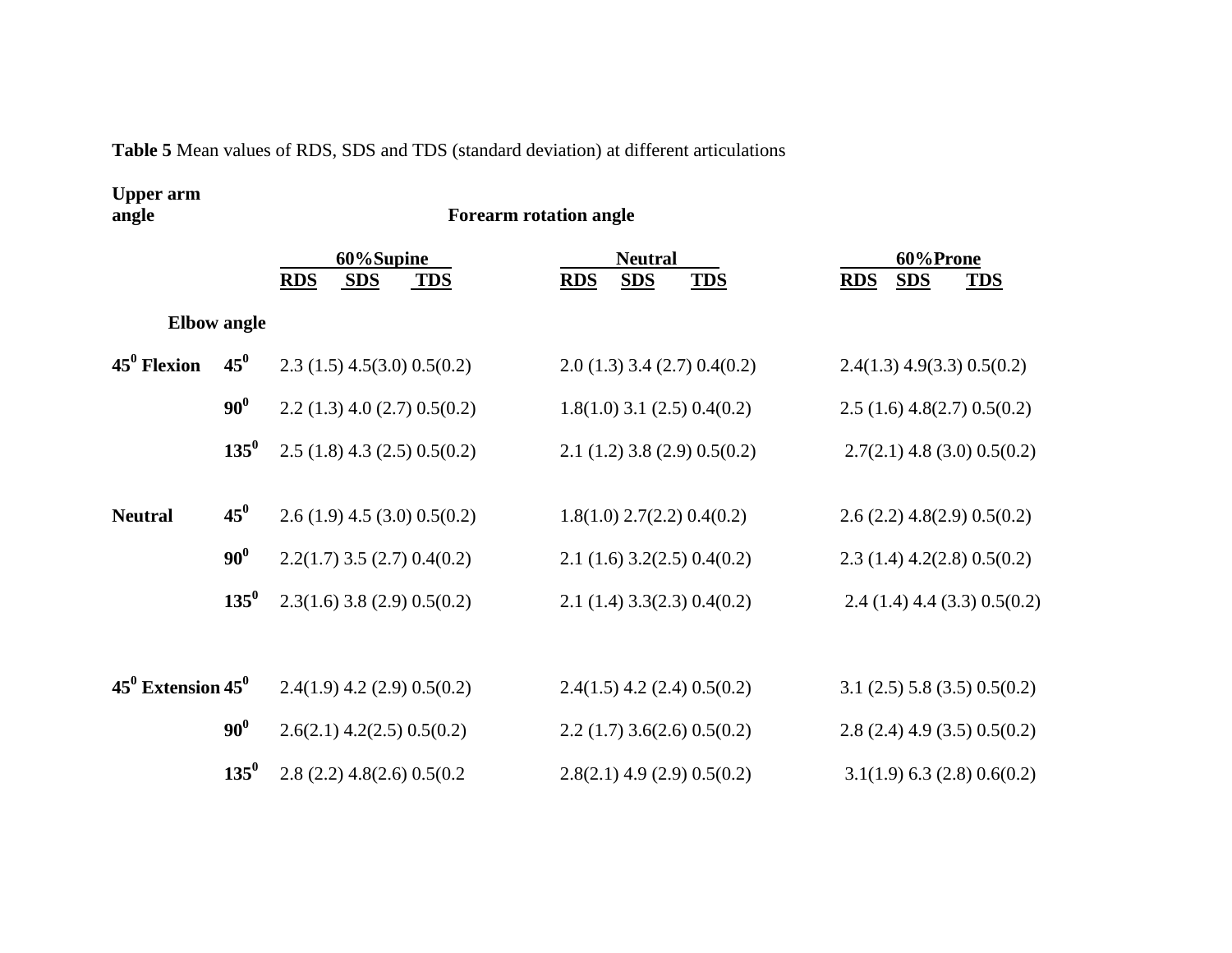**Table 5** Mean values of RDS, SDS and TDS (standard deviation) at different articulations

| Upper arm angle | Elbow angle | Forearm rotation angle | | | | | | | | |
|---|---|---|---|---|---|---|---|---|---|---|
| | | 60%Supine | | | Neutral | | | 60%Prone | | |
| | | RDS | SDS | TDS | RDS | SDS | TDS | RDS | SDS | TDS |
| $45^0$ Flexion | $45^0$ | 2.3 (1.5) | 4.5(3.0) | 0.5(0.2) | 2.0 (1.3) | 3.4 (2.7) | 0.4(0.2) | 2.4(1.3) | 4.9(3.3) | 0.5(0.2) |
| | $90^0$ | 2.2 (1.3) | 4.0 (2.7) | 0.5(0.2) | 1.8(1.0) | 3.1 (2.5) | 0.4(0.2) | 2.5 (1.6) | 4.8(2.7) | 0.5(0.2) |
| | $135^0$ | 2.5 (1.8) | 4.3 (2.5) | 0.5(0.2) | 2.1 (1.2) | 3.8 (2.9) | 0.5(0.2) | 2.7(2.1) | 4.8 (3.0) | 0.5(0.2) |
| Neutral | $45^0$ | 2.6 (1.9) | 4.5 (3.0) | 0.5(0.2) | 1.8(1.0) | 2.7(2.2) | 0.4(0.2) | 2.6 (2.2) | 4.8(2.9) | 0.5(0.2) |
| | $90^0$ | 2.2(1.7) | 3.5 (2.7) | 0.4(0.2) | 2.1 (1.6) | 3.2(2.5) | 0.4(0.2) | 2.3 (1.4) | 4.2(2.8) | 0.5(0.2) |
| | $135^0$ | 2.3(1.6) | 3.8 (2.9) | 0.5(0.2) | 2.1 (1.4) | 3.3(2.3) | 0.4(0.2) | 2.4 (1.4) | 4.4 (3.3) | 0.5(0.2) |
| $45^0$ Extension | $45^0$ | 2.4(1.9) | 4.2 (2.9) | 0.5(0.2) | 2.4(1.5) | 4.2 (2.4) | 0.5(0.2) | 3.1 (2.5) | 5.8 (3.5) | 0.5(0.2) |
| | $90^0$ | 2.6(2.1) | 4.2(2.5) | 0.5(0.2) | 2.2 (1.7) | 3.6(2.6) | 0.5(0.2) | 2.8 (2.4) | 4.9 (3.5) | 0.5(0.2) |
| | $135^0$ | 2.8 (2.2) | 4.8(2.6) | 0.5(0.2 | 2.8(2.1) | 4.9 (2.9) | 0.5(0.2) | 3.1(1.9) | 6.3 (2.8) | 0.6(0.2) |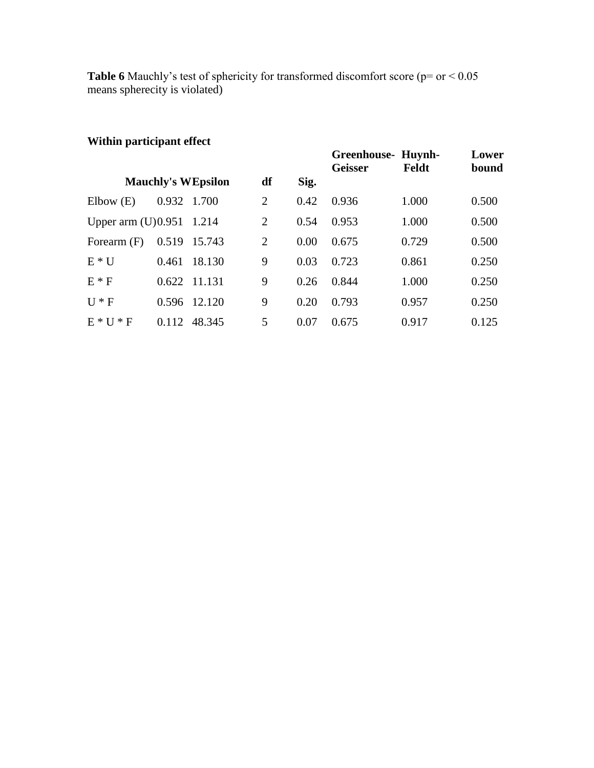**Table 6** Mauchly’s test of sphericity for transformed discomfort score (p= or < 0.05 means spherecity is violated)

**Within participant effect**

| | Mauchly's W | Epsilon | df | Sig. | Greenhouse-Geisser | Huynh-Feldt | Lower bound |
|---|---|---|---|---|---|---|---|
| Elbow (E) | 0.932 | 1.700 | 2 | 0.42 | 0.936 | 1.000 | 0.500 |
| Upper arm (U) | 0.951 | 1.214 | 2 | 0.54 | 0.953 | 1.000 | 0.500 |
| Forearm (F) | 0.519 | 15.743 | 2 | 0.00 | 0.675 | 0.729 | 0.500 |
| E * U | 0.461 | 18.130 | 9 | 0.03 | 0.723 | 0.861 | 0.250 |
| E * F | 0.622 | 11.131 | 9 | 0.26 | 0.844 | 1.000 | 0.250 |
| U * F | 0.596 | 12.120 | 9 | 0.20 | 0.793 | 0.957 | 0.250 |
| E * U * F | 0.112 | 48.345 | 5 | 0.07 | 0.675 | 0.917 | 0.125 |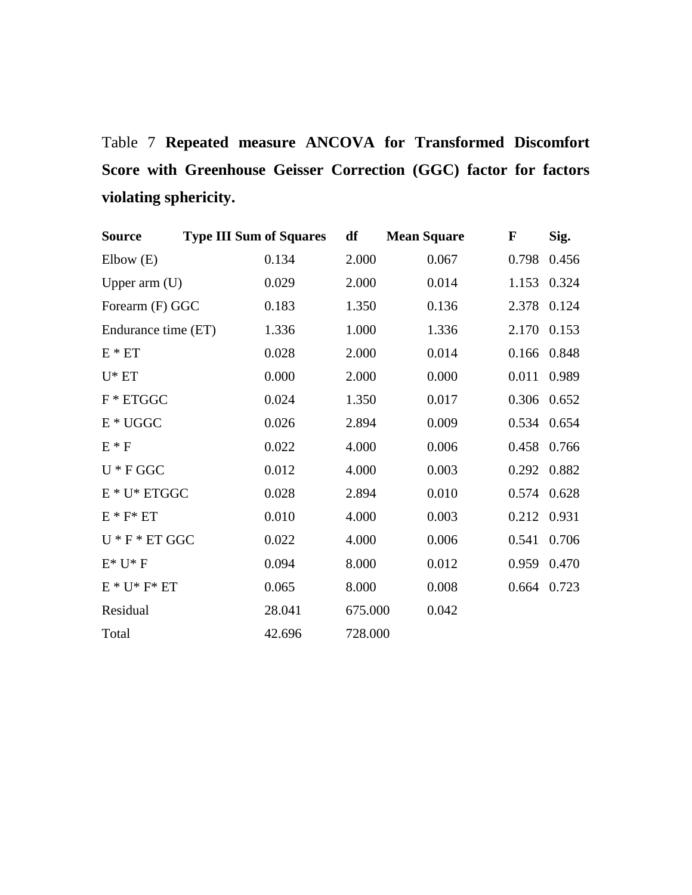Table 7 **Repeated measure ANCOVA for Transformed Discomfort Score with Greenhouse Geisser Correction (GGC) factor for factors violating sphericity.**

| Source | Type III Sum of Squares | df | Mean Square | F | Sig. |
|---|---|---|---|---|---|
| Elbow (E) | 0.134 | 2.000 | 0.067 | 0.798 | 0.456 |
| Upper arm (U) | 0.029 | 2.000 | 0.014 | 1.153 | 0.324 |
| Forearm (F) GGC | 0.183 | 1.350 | 0.136 | 2.378 | 0.124 |
| Endurance time (ET) | 1.336 | 1.000 | 1.336 | 2.170 | 0.153 |
| E * ET | 0.028 | 2.000 | 0.014 | 0.166 | 0.848 |
| U* ET | 0.000 | 2.000 | 0.000 | 0.011 | 0.989 |
| F * ETGGC | 0.024 | 1.350 | 0.017 | 0.306 | 0.652 |
| E * UGGC | 0.026 | 2.894 | 0.009 | 0.534 | 0.654 |
| E * F | 0.022 | 4.000 | 0.006 | 0.458 | 0.766 |
| U * F GGC | 0.012 | 4.000 | 0.003 | 0.292 | 0.882 |
| E * U* ETGGC | 0.028 | 2.894 | 0.010 | 0.574 | 0.628 |
| E * F* ET | 0.010 | 4.000 | 0.003 | 0.212 | 0.931 |
| U * F * ET GGC | 0.022 | 4.000 | 0.006 | 0.541 | 0.706 |
| E* U* F | 0.094 | 8.000 | 0.012 | 0.959 | 0.470 |
| E * U* F* ET | 0.065 | 8.000 | 0.008 | 0.664 | 0.723 |
| Residual | 28.041 | 675.000 | 0.042 | | |
| Total | 42.696 | 728.000 | | | |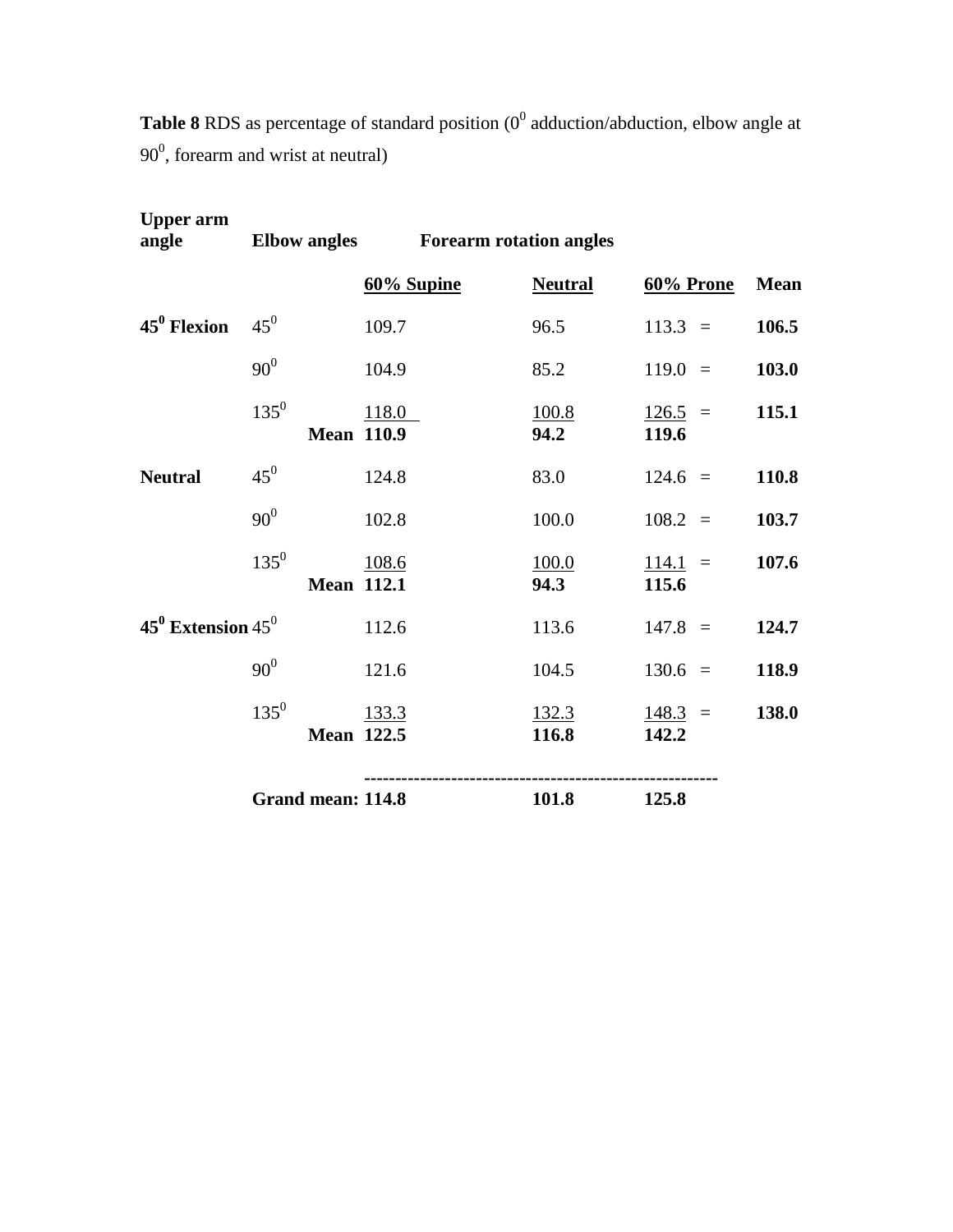**Table 8** RDS as percentage of standard position ($0^0$ adduction/abduction, elbow angle at $90^0$, forearm and wrist at neutral)

| Upper arm angle | Elbow angles | Forearm rotation angles | | | |
|---|---|---|---|---|---|
| | | 60% Supine | Neutral | 60% Prone | Mean |
| **$45^0$ Flexion** | $45^0$ | 109.7 | 96.5 | 113.3 = | **106.5** |
| | $90^0$ | 104.9 | 85.2 | 119.0 = | **103.0** |
| | $135^0$ | 118.0 | 100.8 | 126.5 = | **115.1** |
| | **Mean** | **110.9** | **94.2** | **119.6** | |
| **Neutral** | $45^0$ | 124.8 | 83.0 | 124.6 = | **110.8** |
| | $90^0$ | 102.8 | 100.0 | 108.2 = | **103.7** |
| | $135^0$ | 108.6 | 100.0 | 114.1 = | **107.6** |
| | **Mean** | **112.1** | **94.3** | **115.6** | |
| **$45^0$ Extension** | $45^0$ | 112.6 | 113.6 | 147.8 = | **124.7** |
| | $90^0$ | 121.6 | 104.5 | 130.6 = | **118.9** |
| | $135^0$ | 133.3 | 132.3 | 148.3 = | **138.0** |
| | **Mean** | **122.5** | **116.8** | **142.2** | |
| | **Grand mean:** | **114.8** | **101.8** | **125.8** | |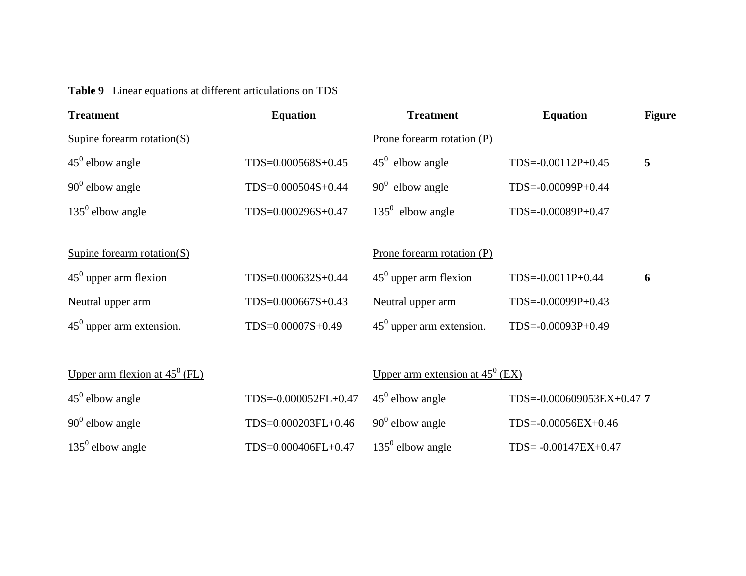**Table 9** Linear equations at different articulations on TDS

| Treatment | Equation | Treatment | Equation | Figure |
|---|---|---|---|---|
| Supine forearm rotation(S) | | Prone forearm rotation (P) | | |
| $45^0$ elbow angle | TDS=0.000568S+0.45 | $45^0$ elbow angle | TDS=-0.00112P+0.45 | **5** |
| $90^0$ elbow angle | TDS=0.000504S+0.44 | $90^0$ elbow angle | TDS=-0.00099P+0.44 | |
| $135^0$ elbow angle | TDS=0.000296S+0.47 | $135^0$ elbow angle | TDS=-0.00089P+0.47 | |
| | | | | |
| Supine forearm rotation(S) | | Prone forearm rotation (P) | | |
| $45^0$ upper arm flexion | TDS=0.000632S+0.44 | $45^0$ upper arm flexion | TDS=-0.0011P+0.44 | **6** |
| Neutral upper arm | TDS=0.000667S+0.43 | Neutral upper arm | TDS=-0.00099P+0.43 | |
| $45^0$ upper arm extension. | TDS=0.00007S+0.49 | $45^0$ upper arm extension. | TDS=-0.00093P+0.49 | |
| | | | | |
| Upper arm flexion at $45^0$ (FL) | | Upper arm extension at $45^0$ (EX) | | |
| $45^0$ elbow angle | TDS=-0.000052FL+0.47 | $45^0$ elbow angle | TDS=-0.000609053EX+0.47 | **7** |
| $90^0$ elbow angle | TDS=0.000203FL+0.46 | $90^0$ elbow angle | TDS=-0.00056EX+0.46 | |
| $135^0$ elbow angle | TDS=0.000406FL+0.47 | $135^0$ elbow angle | TDS= -0.00147EX+0.47 | |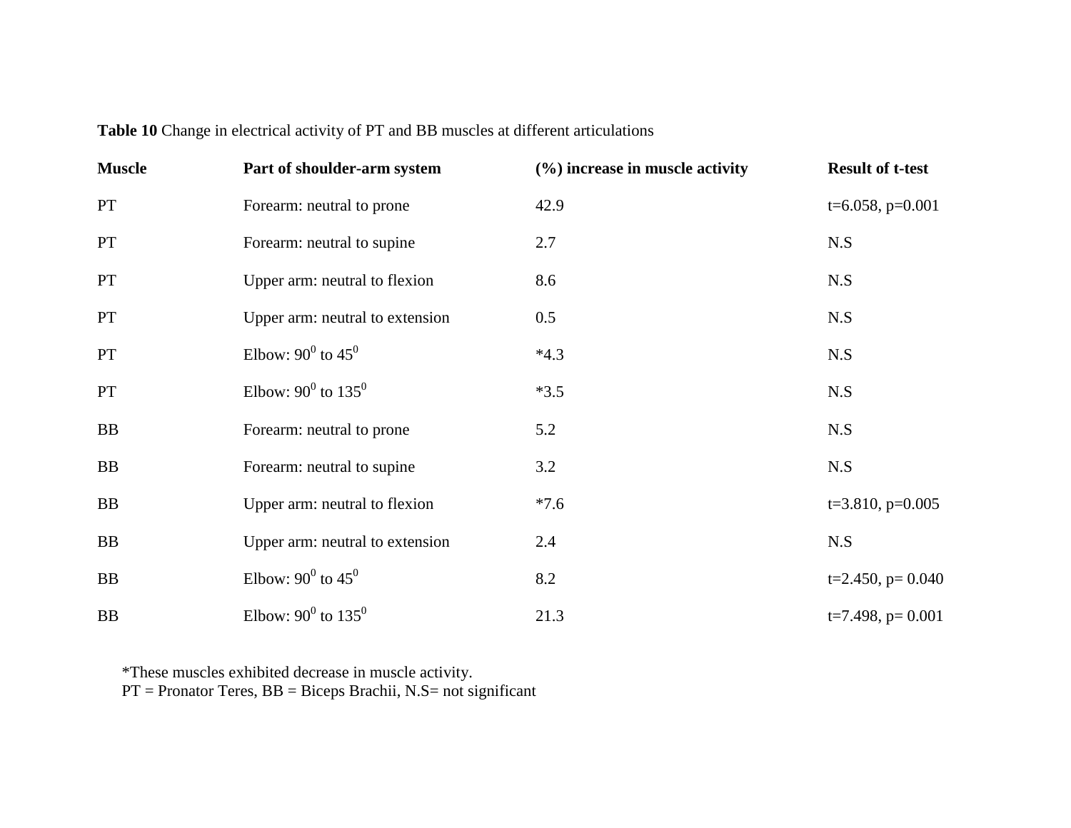**Table 10** Change in electrical activity of PT and BB muscles at different articulations

| Muscle | Part of shoulder-arm system | (%) increase in muscle activity | Result of t-test |
|---|---|---|---|
| PT | Forearm: neutral to prone | 42.9 | t=6.058, p=0.001 |
| PT | Forearm: neutral to supine | 2.7 | N.S |
| PT | Upper arm: neutral to flexion | 8.6 | N.S |
| PT | Upper arm: neutral to extension | 0.5 | N.S |
| PT | Elbow: $90^0$ to $45^0$ | *4.3 | N.S |
| PT | Elbow: $90^0$ to $135^0$ | *3.5 | N.S |
| BB | Forearm: neutral to prone | 5.2 | N.S |
| BB | Forearm: neutral to supine | 3.2 | N.S |
| BB | Upper arm: neutral to flexion | *7.6 | t=3.810, p=0.005 |
| BB | Upper arm: neutral to extension | 2.4 | N.S |
| BB | Elbow: $90^0$ to $45^0$ | 8.2 | t=2.450, p= 0.040 |
| BB | Elbow: $90^0$ to $135^0$ | 21.3 | t=7.498, p= 0.001 |

*These muscles exhibited decrease in muscle activity.
PT = Pronator Teres, BB = Biceps Brachii, N.S= not significant